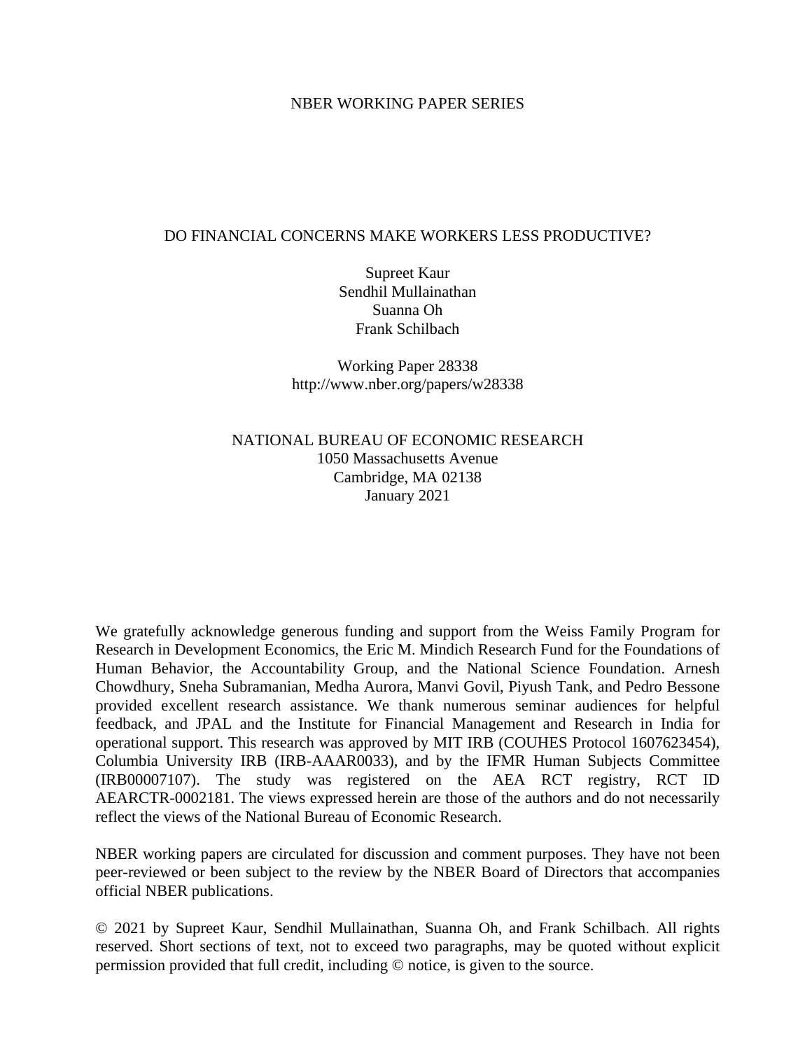NBER WORKING PAPER SERIES

# DO FINANCIAL CONCERNS MAKE WORKERS LESS PRODUCTIVE?

Supreet Kaur
Sendhil Mullainathan
Suanna Oh
Frank Schilbach

Working Paper 28338
http://www.nber.org/papers/w28338

NATIONAL BUREAU OF ECONOMIC RESEARCH
1050 Massachusetts Avenue
Cambridge, MA 02138
January 2021

We gratefully acknowledge generous funding and support from the Weiss Family Program for Research in Development Economics, the Eric M. Mindich Research Fund for the Foundations of Human Behavior, the Accountability Group, and the National Science Foundation. Arnesh Chowdhury, Sneha Subramanian, Medha Aurora, Manvi Govil, Piyush Tank, and Pedro Bessone provided excellent research assistance. We thank numerous seminar audiences for helpful feedback, and JPAL and the Institute for Financial Management and Research in India for operational support. This research was approved by MIT IRB (COUHES Protocol 1607623454), Columbia University IRB (IRB-AAAR0033), and by the IFMR Human Subjects Committee (IRB00007107). The study was registered on the AEA RCT registry, RCT ID AEARCTR-0002181. The views expressed herein are those of the authors and do not necessarily reflect the views of the National Bureau of Economic Research.

NBER working papers are circulated for discussion and comment purposes. They have not been peer-reviewed or been subject to the review by the NBER Board of Directors that accompanies official NBER publications.

© 2021 by Supreet Kaur, Sendhil Mullainathan, Suanna Oh, and Frank Schilbach. All rights reserved. Short sections of text, not to exceed two paragraphs, may be quoted without explicit permission provided that full credit, including © notice, is given to the source.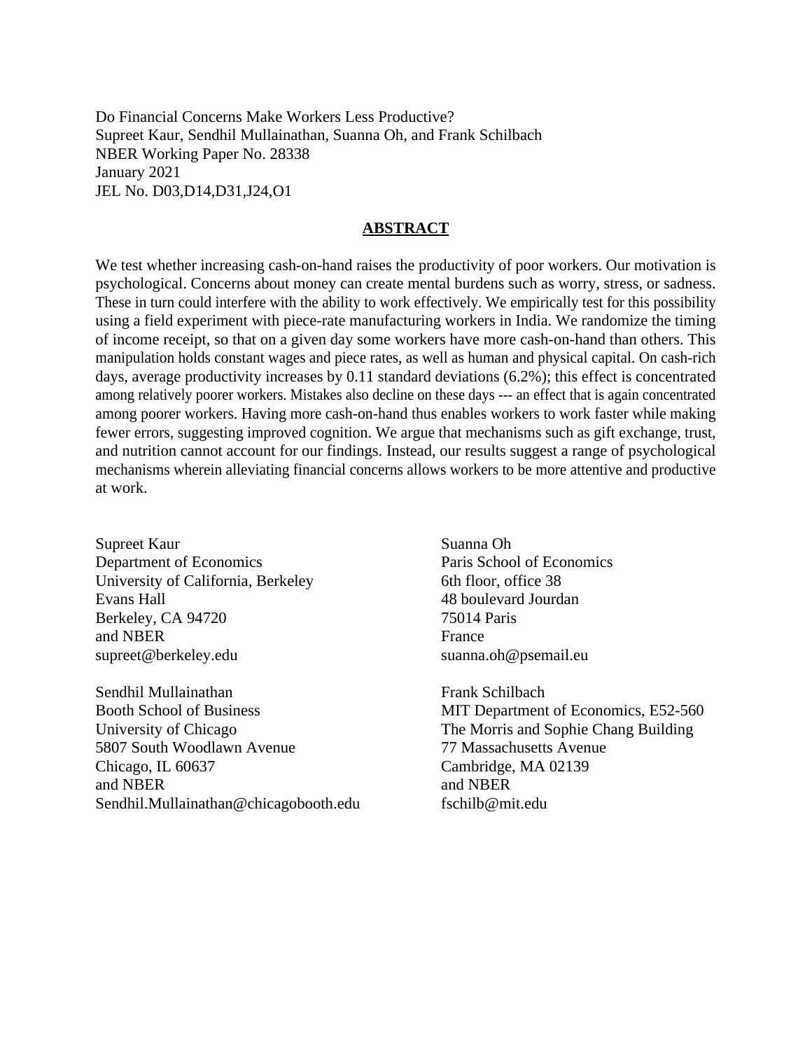Do Financial Concerns Make Workers Less Productive?
Supreet Kaur, Sendhil Mullainathan, Suanna Oh, and Frank Schilbach
NBER Working Paper No. 28338
January 2021
JEL No. D03,D14,D31,J24,O1

## ABSTRACT

We test whether increasing cash-on-hand raises the productivity of poor workers. Our motivation is psychological. Concerns about money can create mental burdens such as worry, stress, or sadness. These in turn could interfere with the ability to work effectively. We empirically test for this possibility using a field experiment with piece-rate manufacturing workers in India. We randomize the timing of income receipt, so that on a given day some workers have more cash-on-hand than others. This manipulation holds constant wages and piece rates, as well as human and physical capital. On cash-rich days, average productivity increases by 0.11 standard deviations (6.2%); this effect is concentrated among relatively poorer workers. Mistakes also decline on these days --- an effect that is again concentrated among poorer workers. Having more cash-on-hand thus enables workers to work faster while making fewer errors, suggesting improved cognition. We argue that mechanisms such as gift exchange, trust, and nutrition cannot account for our findings. Instead, our results suggest a range of psychological mechanisms wherein alleviating financial concerns allows workers to be more attentive and productive at work.

Supreet Kaur
Department of Economics
University of California, Berkeley
Evans Hall
Berkeley, CA 94720
and NBER
supreet@berkeley.edu

Sendhil Mullainathan
Booth School of Business
University of Chicago
5807 South Woodlawn Avenue
Chicago, IL 60637
and NBER
Sendhil.Mullainathan@chicagobooth.edu

Suanna Oh
Paris School of Economics
6th floor, office 38
48 boulevard Jourdan
75014 Paris
France
suanna.oh@psemail.eu

Frank Schilbach
MIT Department of Economics, E52-560
The Morris and Sophie Chang Building
77 Massachusetts Avenue
Cambridge, MA 02139
and NBER
fschilb@mit.edu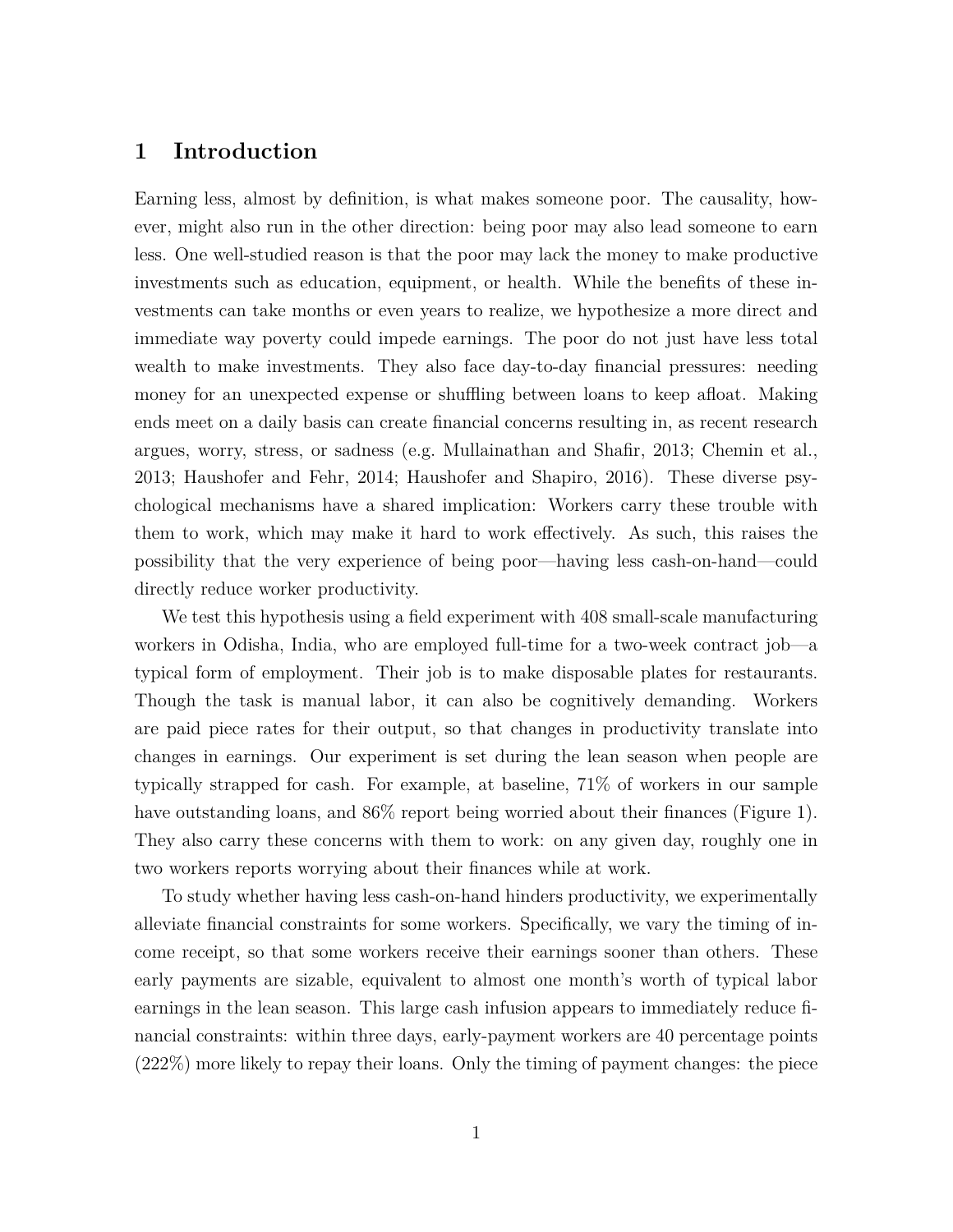# 1 Introduction

Earning less, almost by definition, is what makes someone poor. The causality, however, might also run in the other direction: being poor may also lead someone to earn less. One well-studied reason is that the poor may lack the money to make productive investments such as education, equipment, or health. While the benefits of these investments can take months or even years to realize, we hypothesize a more direct and immediate way poverty could impede earnings. The poor do not just have less total wealth to make investments. They also face day-to-day financial pressures: needing money for an unexpected expense or shuffling between loans to keep afloat. Making ends meet on a daily basis can create financial concerns resulting in, as recent research argues, worry, stress, or sadness (e.g. Mullainathan and Shafir, 2013; Chemin et al., 2013; Haushofer and Fehr, 2014; Haushofer and Shapiro, 2016). These diverse psychological mechanisms have a shared implication: Workers carry these trouble with them to work, which may make it hard to work effectively. As such, this raises the possibility that the very experience of being poor—having less cash-on-hand—could directly reduce worker productivity.

We test this hypothesis using a field experiment with 408 small-scale manufacturing workers in Odisha, India, who are employed full-time for a two-week contract job—a typical form of employment. Their job is to make disposable plates for restaurants. Though the task is manual labor, it can also be cognitively demanding. Workers are paid piece rates for their output, so that changes in productivity translate into changes in earnings. Our experiment is set during the lean season when people are typically strapped for cash. For example, at baseline, 71% of workers in our sample have outstanding loans, and 86% report being worried about their finances (Figure 1). They also carry these concerns with them to work: on any given day, roughly one in two workers reports worrying about their finances while at work.

To study whether having less cash-on-hand hinders productivity, we experimentally alleviate financial constraints for some workers. Specifically, we vary the timing of income receipt, so that some workers receive their earnings sooner than others. These early payments are sizable, equivalent to almost one month's worth of typical labor earnings in the lean season. This large cash infusion appears to immediately reduce financial constraints: within three days, early-payment workers are 40 percentage points (222%) more likely to repay their loans. Only the timing of payment changes: the piece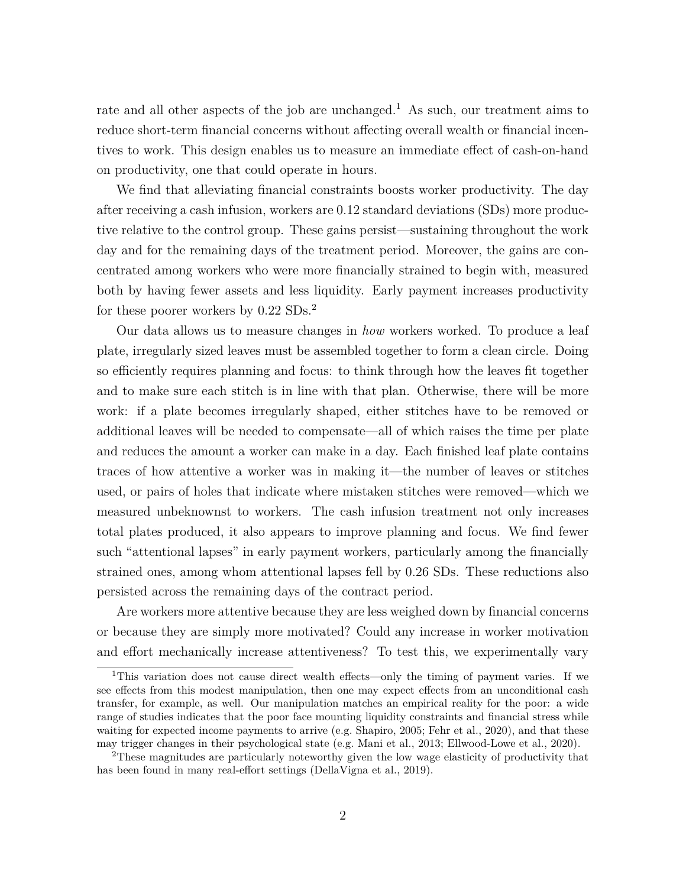rate and all other aspects of the job are unchanged.[1] As such, our treatment aims to reduce short-term financial concerns without affecting overall wealth or financial incentives to work. This design enables us to measure an immediate effect of cash-on-hand on productivity, one that could operate in hours.

We find that alleviating financial constraints boosts worker productivity. The day after receiving a cash infusion, workers are 0.12 standard deviations (SDs) more productive relative to the control group. These gains persist—sustaining throughout the work day and for the remaining days of the treatment period. Moreover, the gains are concentrated among workers who were more financially strained to begin with, measured both by having fewer assets and less liquidity. Early payment increases productivity for these poorer workers by 0.22 SDs.[2]

Our data allows us to measure changes in *how* workers worked. To produce a leaf plate, irregularly sized leaves must be assembled together to form a clean circle. Doing so efficiently requires planning and focus: to think through how the leaves fit together and to make sure each stitch is in line with that plan. Otherwise, there will be more work: if a plate becomes irregularly shaped, either stitches have to be removed or additional leaves will be needed to compensate—all of which raises the time per plate and reduces the amount a worker can make in a day. Each finished leaf plate contains traces of how attentive a worker was in making it—the number of leaves or stitches used, or pairs of holes that indicate where mistaken stitches were removed—which we measured unbeknownst to workers. The cash infusion treatment not only increases total plates produced, it also appears to improve planning and focus. We find fewer such "attentional lapses" in early payment workers, particularly among the financially strained ones, among whom attentional lapses fell by 0.26 SDs. These reductions also persisted across the remaining days of the contract period.

Are workers more attentive because they are less weighed down by financial concerns or because they are simply more motivated? Could any increase in worker motivation and effort mechanically increase attentiveness? To test this, we experimentally vary

---

[1] This variation does not cause direct wealth effects—only the timing of payment varies. If we see effects from this modest manipulation, then one may expect effects from an unconditional cash transfer, for example, as well. Our manipulation matches an empirical reality for the poor: a wide range of studies indicates that the poor face mounting liquidity constraints and financial stress while waiting for expected income payments to arrive (e.g. Shapiro, 2005; Fehr et al., 2020), and that these may trigger changes in their psychological state (e.g. Mani et al., 2013; Ellwood-Lowe et al., 2020).

[2] These magnitudes are particularly noteworthy given the low wage elasticity of productivity that has been found in many real-effort settings (DellaVigna et al., 2019).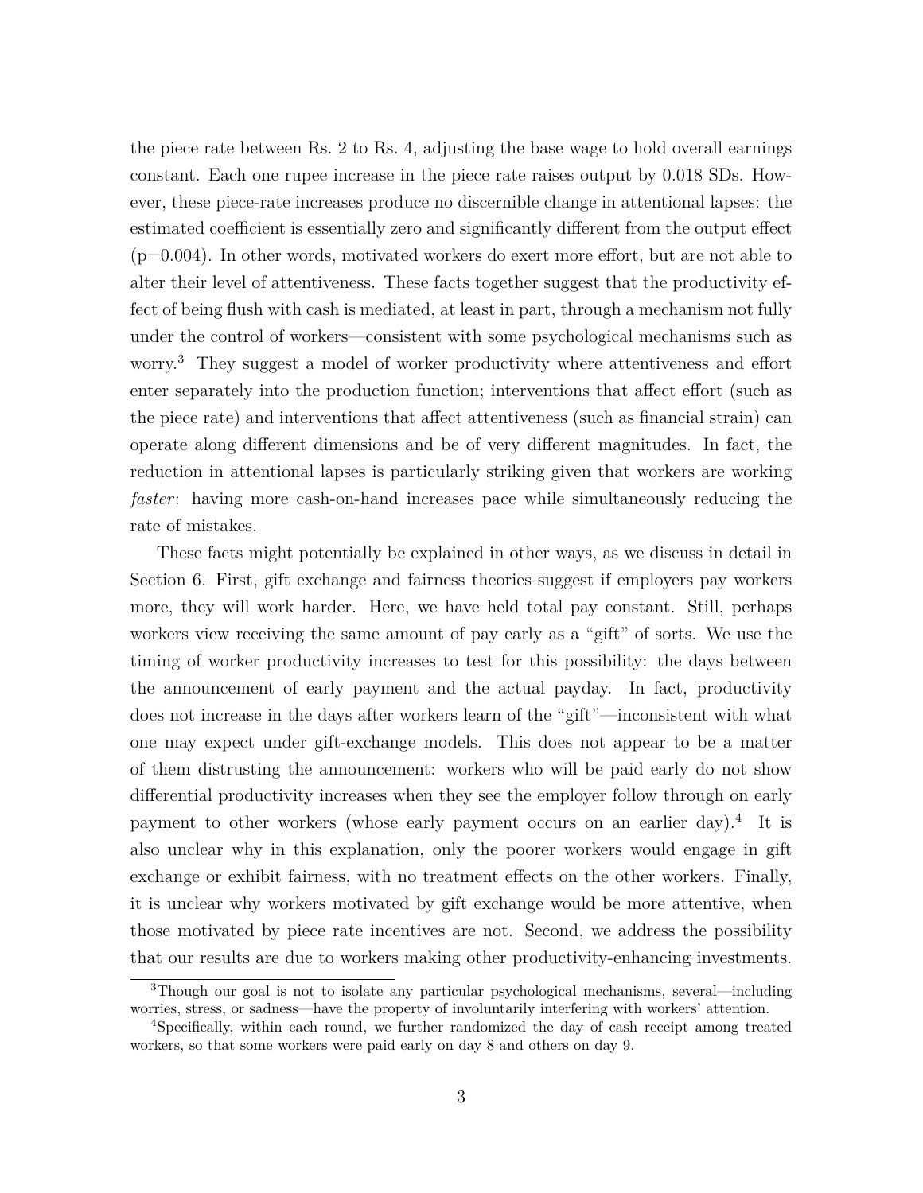the piece rate between Rs. 2 to Rs. 4, adjusting the base wage to hold overall earnings constant. Each one rupee increase in the piece rate raises output by 0.018 SDs. However, these piece-rate increases produce no discernible change in attentional lapses: the estimated coefficient is essentially zero and significantly different from the output effect (p=0.004). In other words, motivated workers do exert more effort, but are not able to alter their level of attentiveness. These facts together suggest that the productivity effect of being flush with cash is mediated, at least in part, through a mechanism not fully under the control of workers—consistent with some psychological mechanisms such as worry.[3] They suggest a model of worker productivity where attentiveness and effort enter separately into the production function; interventions that affect effort (such as the piece rate) and interventions that affect attentiveness (such as financial strain) can operate along different dimensions and be of very different magnitudes. In fact, the reduction in attentional lapses is particularly striking given that workers are working *faster*: having more cash-on-hand increases pace while simultaneously reducing the rate of mistakes.

These facts might potentially be explained in other ways, as we discuss in detail in Section 6. First, gift exchange and fairness theories suggest if employers pay workers more, they will work harder. Here, we have held total pay constant. Still, perhaps workers view receiving the same amount of pay early as a "gift" of sorts. We use the timing of worker productivity increases to test for this possibility: the days between the announcement of early payment and the actual payday. In fact, productivity does not increase in the days after workers learn of the "gift"—inconsistent with what one may expect under gift-exchange models. This does not appear to be a matter of them distrusting the announcement: workers who will be paid early do not show differential productivity increases when they see the employer follow through on early payment to other workers (whose early payment occurs on an earlier day).[4] It is also unclear why in this explanation, only the poorer workers would engage in gift exchange or exhibit fairness, with no treatment effects on the other workers. Finally, it is unclear why workers motivated by gift exchange would be more attentive, when those motivated by piece rate incentives are not. Second, we address the possibility that our results are due to workers making other productivity-enhancing investments.

[3] Though our goal is not to isolate any particular psychological mechanisms, several—including worries, stress, or sadness—have the property of involuntarily interfering with workers' attention.

[4] Specifically, within each round, we further randomized the day of cash receipt among treated workers, so that some workers were paid early on day 8 and others on day 9.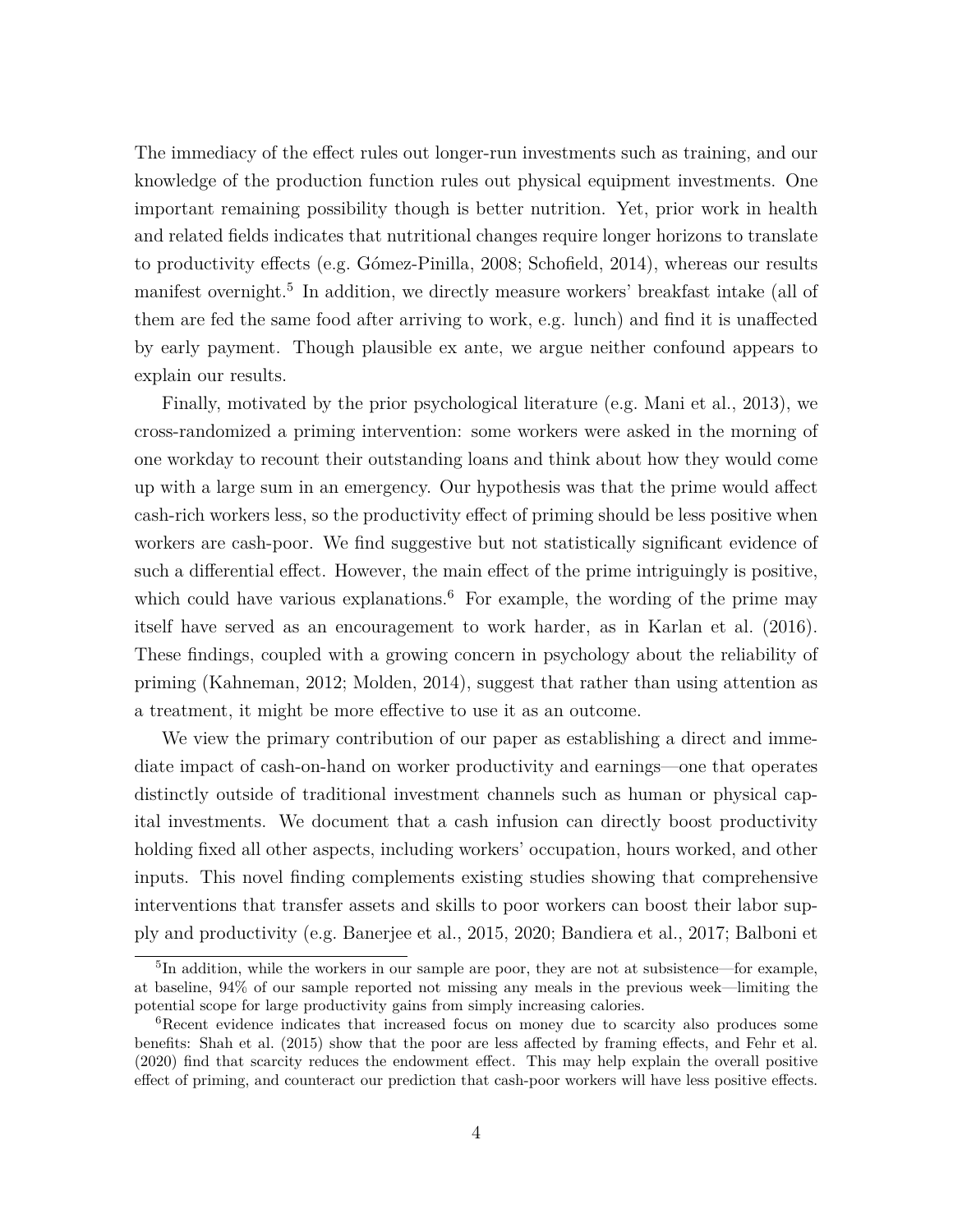The immediacy of the effect rules out longer-run investments such as training, and our knowledge of the production function rules out physical equipment investments. One important remaining possibility though is better nutrition. Yet, prior work in health and related fields indicates that nutritional changes require longer horizons to translate to productivity effects (e.g. Gómez-Pinilla, 2008; Schofield, 2014), whereas our results manifest overnight.[5] In addition, we directly measure workers' breakfast intake (all of them are fed the same food after arriving to work, e.g. lunch) and find it is unaffected by early payment. Though plausible ex ante, we argue neither confound appears to explain our results.

Finally, motivated by the prior psychological literature (e.g. Mani et al., 2013), we cross-randomized a priming intervention: some workers were asked in the morning of one workday to recount their outstanding loans and think about how they would come up with a large sum in an emergency. Our hypothesis was that the prime would affect cash-rich workers less, so the productivity effect of priming should be less positive when workers are cash-poor. We find suggestive but not statistically significant evidence of such a differential effect. However, the main effect of the prime intriguingly is positive, which could have various explanations.[6] For example, the wording of the prime may itself have served as an encouragement to work harder, as in Karlan et al. (2016). These findings, coupled with a growing concern in psychology about the reliability of priming (Kahneman, 2012; Molden, 2014), suggest that rather than using attention as a treatment, it might be more effective to use it as an outcome.

We view the primary contribution of our paper as establishing a direct and immediate impact of cash-on-hand on worker productivity and earnings—one that operates distinctly outside of traditional investment channels such as human or physical capital investments. We document that a cash infusion can directly boost productivity holding fixed all other aspects, including workers' occupation, hours worked, and other inputs. This novel finding complements existing studies showing that comprehensive interventions that transfer assets and skills to poor workers can boost their labor supply and productivity (e.g. Banerjee et al., 2015, 2020; Bandiera et al., 2017; Balboni et

[5] In addition, while the workers in our sample are poor, they are not at subsistence—for example, at baseline, 94% of our sample reported not missing any meals in the previous week—limiting the potential scope for large productivity gains from simply increasing calories.

[6] Recent evidence indicates that increased focus on money due to scarcity also produces some benefits: Shah et al. (2015) show that the poor are less affected by framing effects, and Fehr et al. (2020) find that scarcity reduces the endowment effect. This may help explain the overall positive effect of priming, and counteract our prediction that cash-poor workers will have less positive effects.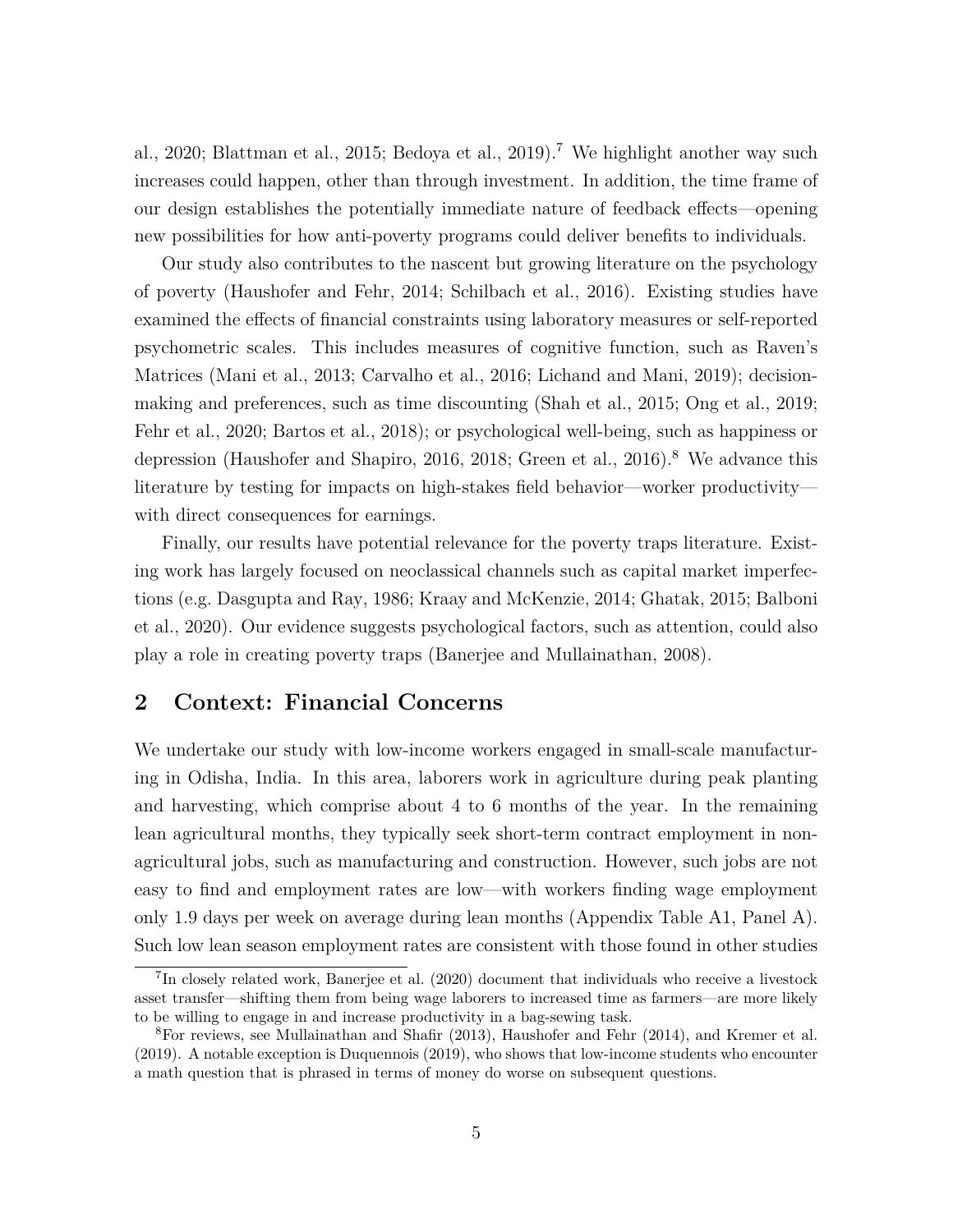al., 2020; Blattman et al., 2015; Bedoya et al., 2019).[7] We highlight another way such increases could happen, other than through investment. In addition, the time frame of our design establishes the potentially immediate nature of feedback effects—opening new possibilities for how anti-poverty programs could deliver benefits to individuals.

Our study also contributes to the nascent but growing literature on the psychology of poverty (Haushofer and Fehr, 2014; Schilbach et al., 2016). Existing studies have examined the effects of financial constraints using laboratory measures or self-reported psychometric scales. This includes measures of cognitive function, such as Raven's Matrices (Mani et al., 2013; Carvalho et al., 2016; Lichand and Mani, 2019); decision-making and preferences, such as time discounting (Shah et al., 2015; Ong et al., 2019; Fehr et al., 2020; Bartos et al., 2018); or psychological well-being, such as happiness or depression (Haushofer and Shapiro, 2016, 2018; Green et al., 2016).[8] We advance this literature by testing for impacts on high-stakes field behavior—worker productivity—with direct consequences for earnings.

Finally, our results have potential relevance for the poverty traps literature. Existing work has largely focused on neoclassical channels such as capital market imperfections (e.g. Dasgupta and Ray, 1986; Kraay and McKenzie, 2014; Ghatak, 2015; Balboni et al., 2020). Our evidence suggests psychological factors, such as attention, could also play a role in creating poverty traps (Banerjee and Mullainathan, 2008).

## 2 Context: Financial Concerns

We undertake our study with low-income workers engaged in small-scale manufacturing in Odisha, India. In this area, laborers work in agriculture during peak planting and harvesting, which comprise about 4 to 6 months of the year. In the remaining lean agricultural months, they typically seek short-term contract employment in non-agricultural jobs, such as manufacturing and construction. However, such jobs are not easy to find and employment rates are low—with workers finding wage employment only 1.9 days per week on average during lean months (Appendix Table A1, Panel A). Such low lean season employment rates are consistent with those found in other studies

[7] In closely related work, Banerjee et al. (2020) document that individuals who receive a livestock asset transfer—shifting them from being wage laborers to increased time as farmers—are more likely to be willing to engage in and increase productivity in a bag-sewing task.

[8] For reviews, see Mullainathan and Shafir (2013), Haushofer and Fehr (2014), and Kremer et al. (2019). A notable exception is Duquennois (2019), who shows that low-income students who encounter a math question that is phrased in terms of money do worse on subsequent questions.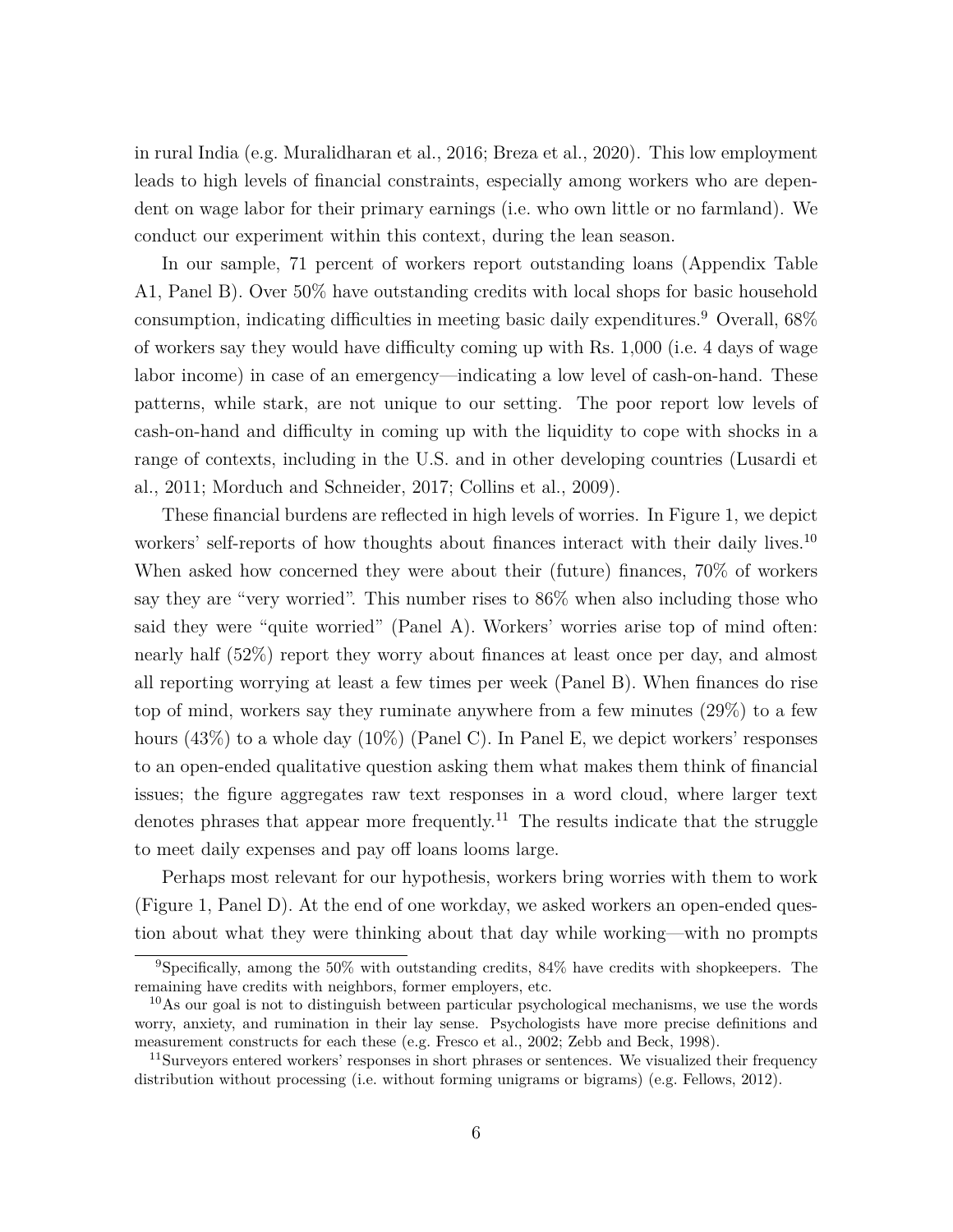in rural India (e.g. Muralidharan et al., 2016; Breza et al., 2020). This low employment leads to high levels of financial constraints, especially among workers who are dependent on wage labor for their primary earnings (i.e. who own little or no farmland). We conduct our experiment within this context, during the lean season.

In our sample, 71 percent of workers report outstanding loans (Appendix Table A1, Panel B). Over 50% have outstanding credits with local shops for basic household consumption, indicating difficulties in meeting basic daily expenditures.[9] Overall, 68% of workers say they would have difficulty coming up with Rs. 1,000 (i.e. 4 days of wage labor income) in case of an emergency—indicating a low level of cash-on-hand. These patterns, while stark, are not unique to our setting. The poor report low levels of cash-on-hand and difficulty in coming up with the liquidity to cope with shocks in a range of contexts, including in the U.S. and in other developing countries (Lusardi et al., 2011; Morduch and Schneider, 2017; Collins et al., 2009).

These financial burdens are reflected in high levels of worries. In Figure 1, we depict workers' self-reports of how thoughts about finances interact with their daily lives.[10] When asked how concerned they were about their (future) finances, 70% of workers say they are "very worried". This number rises to 86% when also including those who said they were "quite worried" (Panel A). Workers' worries arise top of mind often: nearly half (52%) report they worry about finances at least once per day, and almost all reporting worrying at least a few times per week (Panel B). When finances do rise top of mind, workers say they ruminate anywhere from a few minutes (29%) to a few hours (43%) to a whole day (10%) (Panel C). In Panel E, we depict workers' responses to an open-ended qualitative question asking them what makes them think of financial issues; the figure aggregates raw text responses in a word cloud, where larger text denotes phrases that appear more frequently.[11] The results indicate that the struggle to meet daily expenses and pay off loans looms large.

Perhaps most relevant for our hypothesis, workers bring worries with them to work (Figure 1, Panel D). At the end of one workday, we asked workers an open-ended question about what they were thinking about that day while working—with no prompts

[9] Specifically, among the 50% with outstanding credits, 84% have credits with shopkeepers. The remaining have credits with neighbors, former employers, etc.

[10] As our goal is not to distinguish between particular psychological mechanisms, we use the words worry, anxiety, and rumination in their lay sense. Psychologists have more precise definitions and measurement constructs for each these (e.g. Fresco et al., 2002; Zebb and Beck, 1998).

[11] Surveyors entered workers' responses in short phrases or sentences. We visualized their frequency distribution without processing (i.e. without forming unigrams or bigrams) (e.g. Fellows, 2012).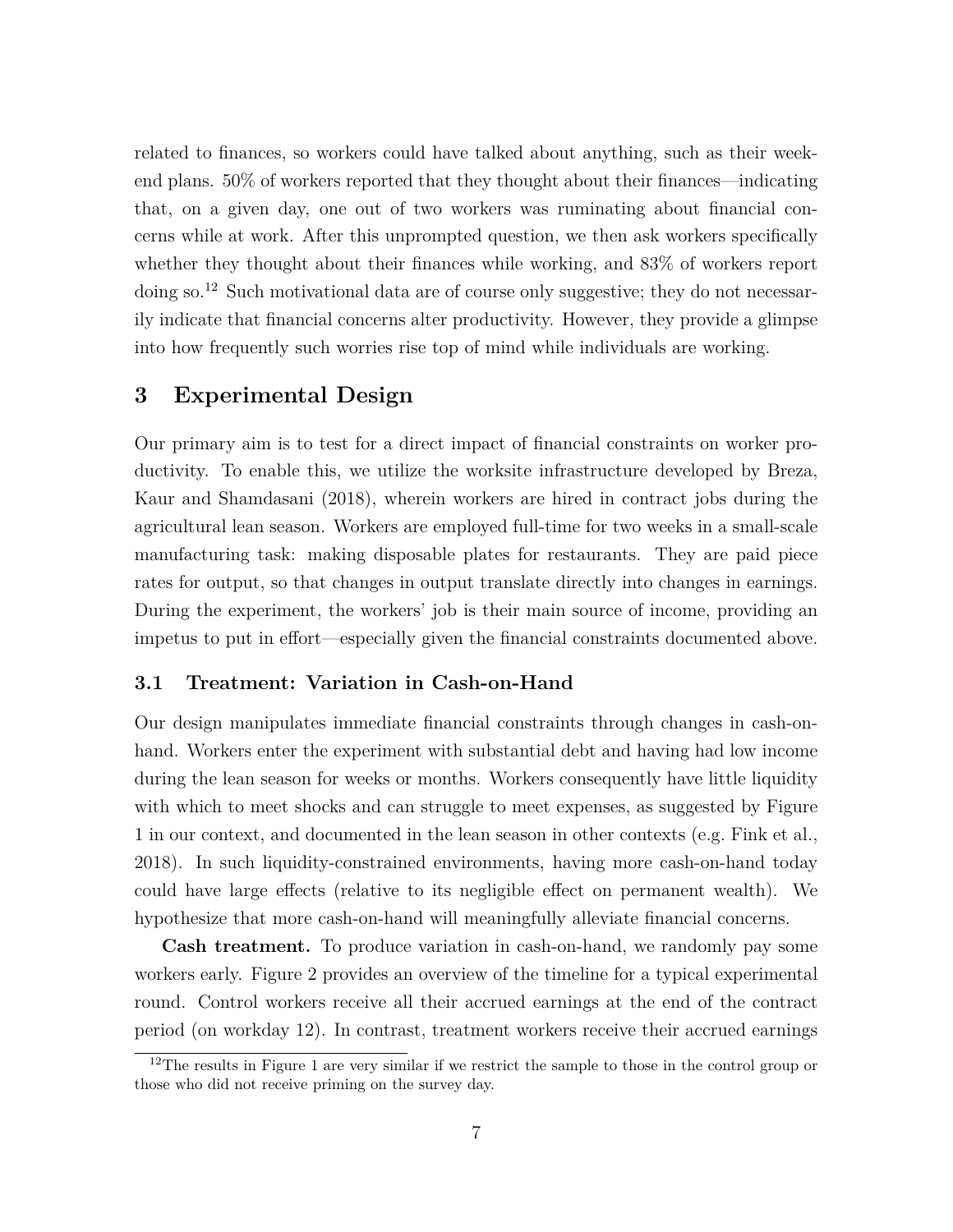related to finances, so workers could have talked about anything, such as their weekend plans. 50% of workers reported that they thought about their finances—indicating that, on a given day, one out of two workers was ruminating about financial concerns while at work. After this unprompted question, we then ask workers specifically whether they thought about their finances while working, and 83% of workers report doing so.[12] Such motivational data are of course only suggestive; they do not necessarily indicate that financial concerns alter productivity. However, they provide a glimpse into how frequently such worries rise top of mind while individuals are working.

# 3 Experimental Design

Our primary aim is to test for a direct impact of financial constraints on worker productivity. To enable this, we utilize the worksite infrastructure developed by Breza, Kaur and Shamdasani (2018), wherein workers are hired in contract jobs during the agricultural lean season. Workers are employed full-time for two weeks in a small-scale manufacturing task: making disposable plates for restaurants. They are paid piece rates for output, so that changes in output translate directly into changes in earnings. During the experiment, the workers' job is their main source of income, providing an impetus to put in effort—especially given the financial constraints documented above.

## 3.1 Treatment: Variation in Cash-on-Hand

Our design manipulates immediate financial constraints through changes in cash-on-hand. Workers enter the experiment with substantial debt and having had low income during the lean season for weeks or months. Workers consequently have little liquidity with which to meet shocks and can struggle to meet expenses, as suggested by Figure 1 in our context, and documented in the lean season in other contexts (e.g. Fink et al., 2018). In such liquidity-constrained environments, having more cash-on-hand today could have large effects (relative to its negligible effect on permanent wealth). We hypothesize that more cash-on-hand will meaningfully alleviate financial concerns.

**Cash treatment.** To produce variation in cash-on-hand, we randomly pay some workers early. Figure 2 provides an overview of the timeline for a typical experimental round. Control workers receive all their accrued earnings at the end of the contract period (on workday 12). In contrast, treatment workers receive their accrued earnings

[12] The results in Figure 1 are very similar if we restrict the sample to those in the control group or those who did not receive priming on the survey day.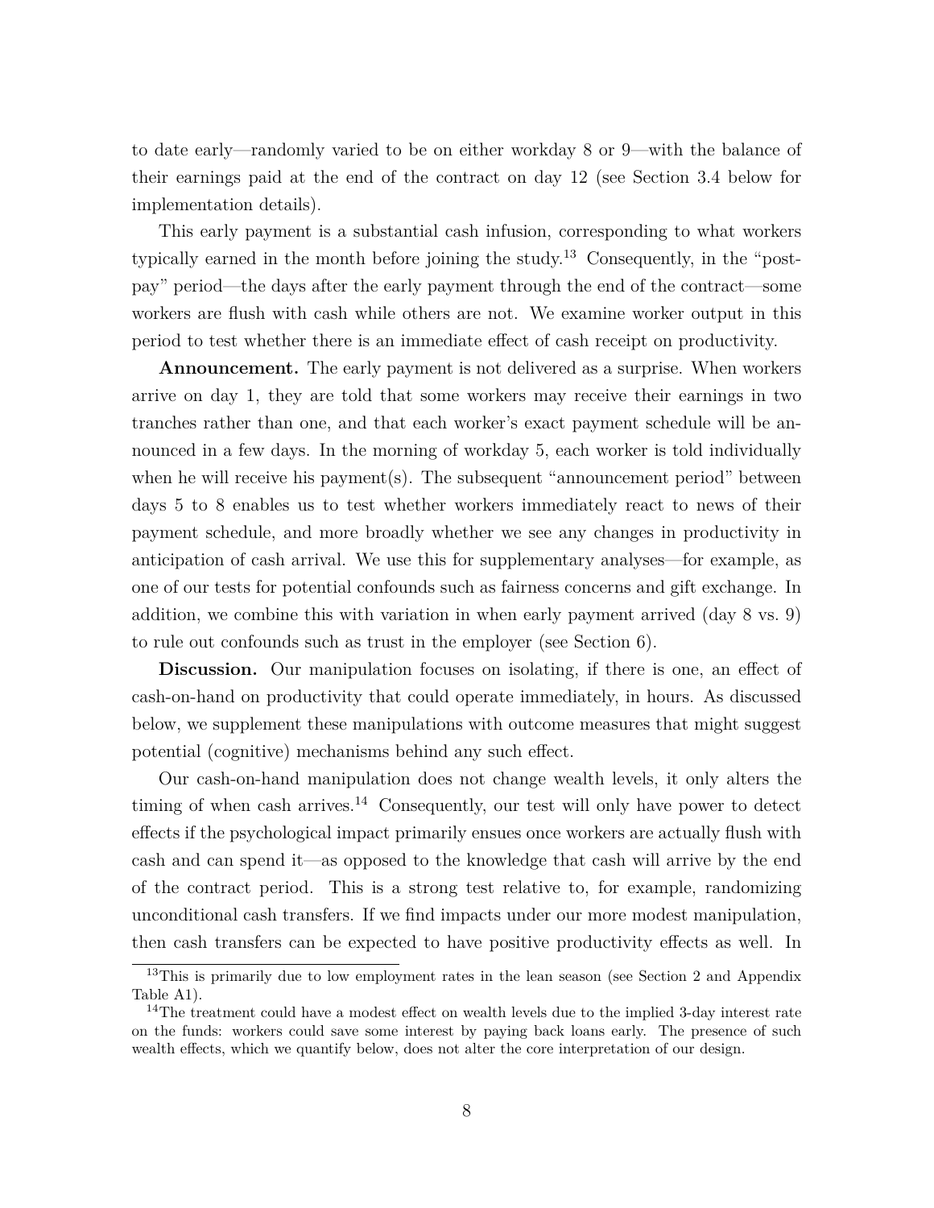to date early—randomly varied to be on either workday 8 or 9—with the balance of their earnings paid at the end of the contract on day 12 (see Section 3.4 below for implementation details).

This early payment is a substantial cash infusion, corresponding to what workers typically earned in the month before joining the study.[13] Consequently, in the "post-pay" period—the days after the early payment through the end of the contract—some workers are flush with cash while others are not. We examine worker output in this period to test whether there is an immediate effect of cash receipt on productivity.

**Announcement.** The early payment is not delivered as a surprise. When workers arrive on day 1, they are told that some workers may receive their earnings in two tranches rather than one, and that each worker's exact payment schedule will be announced in a few days. In the morning of workday 5, each worker is told individually when he will receive his payment(s). The subsequent "announcement period" between days 5 to 8 enables us to test whether workers immediately react to news of their payment schedule, and more broadly whether we see any changes in productivity in anticipation of cash arrival. We use this for supplementary analyses—for example, as one of our tests for potential confounds such as fairness concerns and gift exchange. In addition, we combine this with variation in when early payment arrived (day 8 vs. 9) to rule out confounds such as trust in the employer (see Section 6).

**Discussion.** Our manipulation focuses on isolating, if there is one, an effect of cash-on-hand on productivity that could operate immediately, in hours. As discussed below, we supplement these manipulations with outcome measures that might suggest potential (cognitive) mechanisms behind any such effect.

Our cash-on-hand manipulation does not change wealth levels, it only alters the timing of when cash arrives.[14] Consequently, our test will only have power to detect effects if the psychological impact primarily ensues once workers are actually flush with cash and can spend it—as opposed to the knowledge that cash will arrive by the end of the contract period. This is a strong test relative to, for example, randomizing unconditional cash transfers. If we find impacts under our more modest manipulation, then cash transfers can be expected to have positive productivity effects as well. In

[13] This is primarily due to low employment rates in the lean season (see Section 2 and Appendix Table A1).

[14] The treatment could have a modest effect on wealth levels due to the implied 3-day interest rate on the funds: workers could save some interest by paying back loans early. The presence of such wealth effects, which we quantify below, does not alter the core interpretation of our design.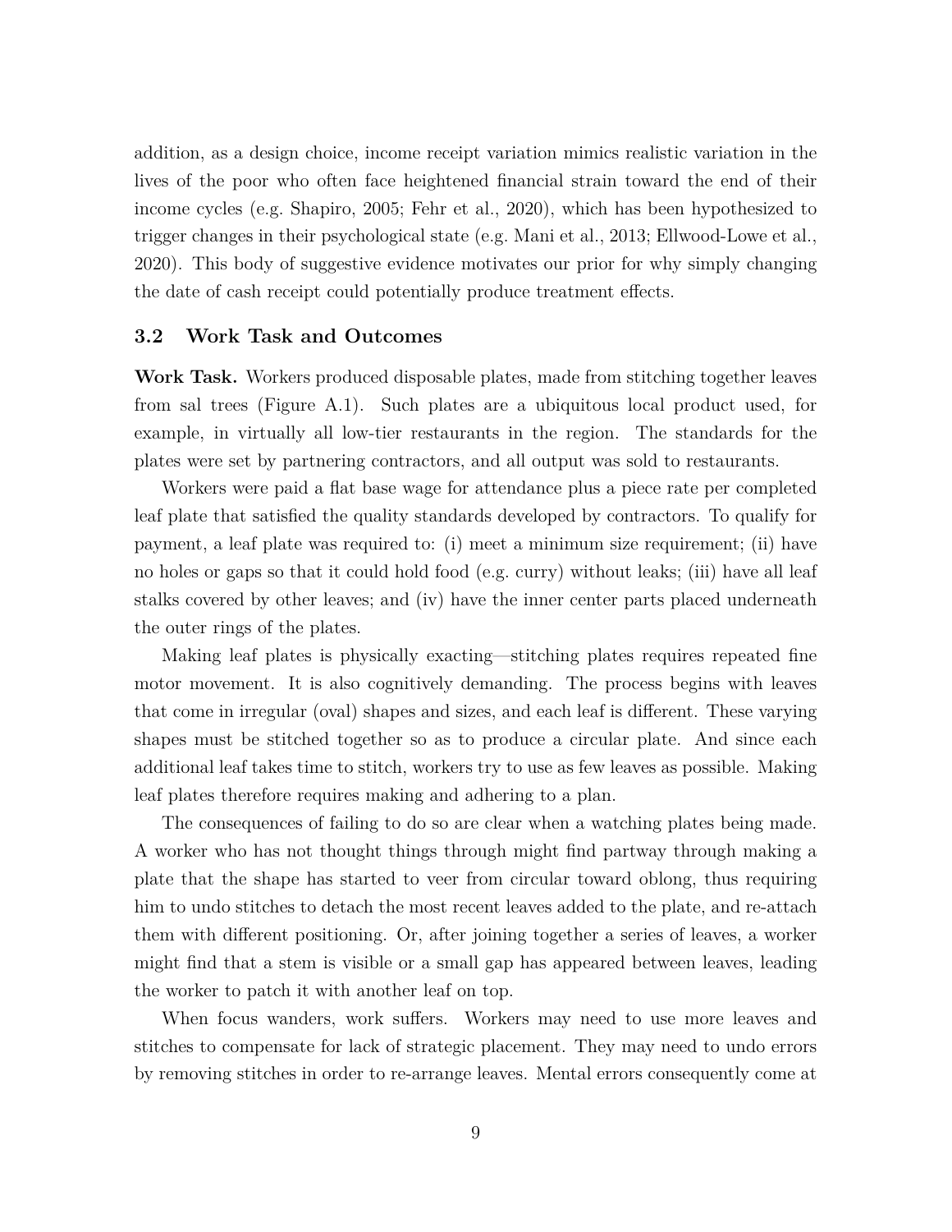addition, as a design choice, income receipt variation mimics realistic variation in the lives of the poor who often face heightened financial strain toward the end of their income cycles (e.g. Shapiro, 2005; Fehr et al., 2020), which has been hypothesized to trigger changes in their psychological state (e.g. Mani et al., 2013; Ellwood-Lowe et al., 2020). This body of suggestive evidence motivates our prior for why simply changing the date of cash receipt could potentially produce treatment effects.

### 3.2 Work Task and Outcomes

**Work Task.** Workers produced disposable plates, made from stitching together leaves from sal trees (Figure A.1). Such plates are a ubiquitous local product used, for example, in virtually all low-tier restaurants in the region. The standards for the plates were set by partnering contractors, and all output was sold to restaurants.

Workers were paid a flat base wage for attendance plus a piece rate per completed leaf plate that satisfied the quality standards developed by contractors. To qualify for payment, a leaf plate was required to: (i) meet a minimum size requirement; (ii) have no holes or gaps so that it could hold food (e.g. curry) without leaks; (iii) have all leaf stalks covered by other leaves; and (iv) have the inner center parts placed underneath the outer rings of the plates.

Making leaf plates is physically exacting—stitching plates requires repeated fine motor movement. It is also cognitively demanding. The process begins with leaves that come in irregular (oval) shapes and sizes, and each leaf is different. These varying shapes must be stitched together so as to produce a circular plate. And since each additional leaf takes time to stitch, workers try to use as few leaves as possible. Making leaf plates therefore requires making and adhering to a plan.

The consequences of failing to do so are clear when a watching plates being made. A worker who has not thought things through might find partway through making a plate that the shape has started to veer from circular toward oblong, thus requiring him to undo stitches to detach the most recent leaves added to the plate, and re-attach them with different positioning. Or, after joining together a series of leaves, a worker might find that a stem is visible or a small gap has appeared between leaves, leading the worker to patch it with another leaf on top.

When focus wanders, work suffers. Workers may need to use more leaves and stitches to compensate for lack of strategic placement. They may need to undo errors by removing stitches in order to re-arrange leaves. Mental errors consequently come at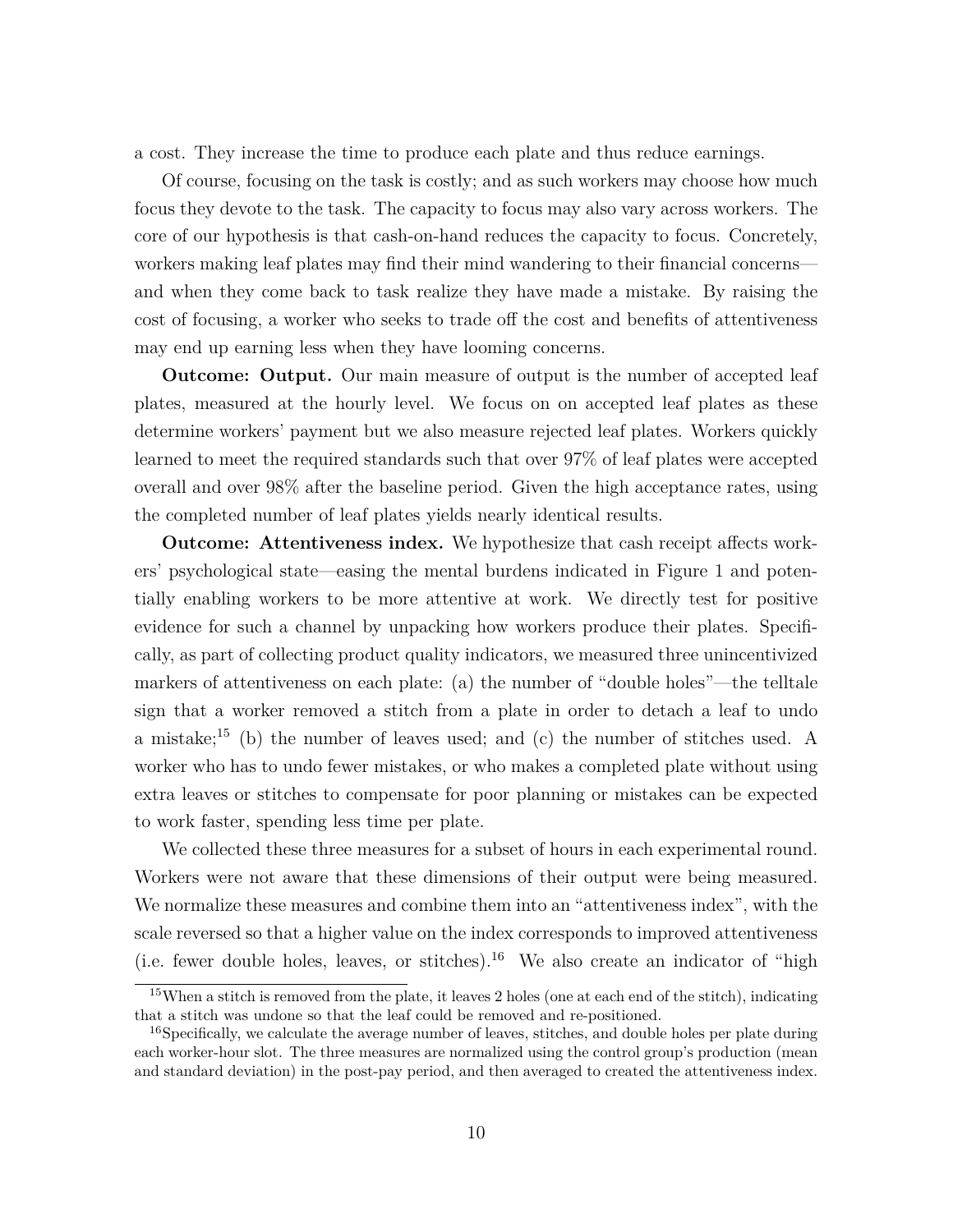a cost. They increase the time to produce each plate and thus reduce earnings.

Of course, focusing on the task is costly; and as such workers may choose how much focus they devote to the task. The capacity to focus may also vary across workers. The core of our hypothesis is that cash-on-hand reduces the capacity to focus. Concretely, workers making leaf plates may find their mind wandering to their financial concerns—and when they come back to task realize they have made a mistake. By raising the cost of focusing, a worker who seeks to trade off the cost and benefits of attentiveness may end up earning less when they have looming concerns.

**Outcome: Output.** Our main measure of output is the number of accepted leaf plates, measured at the hourly level. We focus on on accepted leaf plates as these determine workers' payment but we also measure rejected leaf plates. Workers quickly learned to meet the required standards such that over 97% of leaf plates were accepted overall and over 98% after the baseline period. Given the high acceptance rates, using the completed number of leaf plates yields nearly identical results.

**Outcome: Attentiveness index.** We hypothesize that cash receipt affects workers' psychological state—easing the mental burdens indicated in Figure 1 and potentially enabling workers to be more attentive at work. We directly test for positive evidence for such a channel by unpacking how workers produce their plates. Specifically, as part of collecting product quality indicators, we measured three unincentivized markers of attentiveness on each plate: (a) the number of "double holes"—the telltale sign that a worker removed a stitch from a plate in order to detach a leaf to undo a mistake;[15] (b) the number of leaves used; and (c) the number of stitches used. A worker who has to undo fewer mistakes, or who makes a completed plate without using extra leaves or stitches to compensate for poor planning or mistakes can be expected to work faster, spending less time per plate.

We collected these three measures for a subset of hours in each experimental round. Workers were not aware that these dimensions of their output were being measured. We normalize these measures and combine them into an "attentiveness index", with the scale reversed so that a higher value on the index corresponds to improved attentiveness (i.e. fewer double holes, leaves, or stitches).[16] We also create an indicator of "high

[15] When a stitch is removed from the plate, it leaves 2 holes (one at each end of the stitch), indicating that a stitch was undone so that the leaf could be removed and re-positioned.

[16] Specifically, we calculate the average number of leaves, stitches, and double holes per plate during each worker-hour slot. The three measures are normalized using the control group's production (mean and standard deviation) in the post-pay period, and then averaged to created the attentiveness index.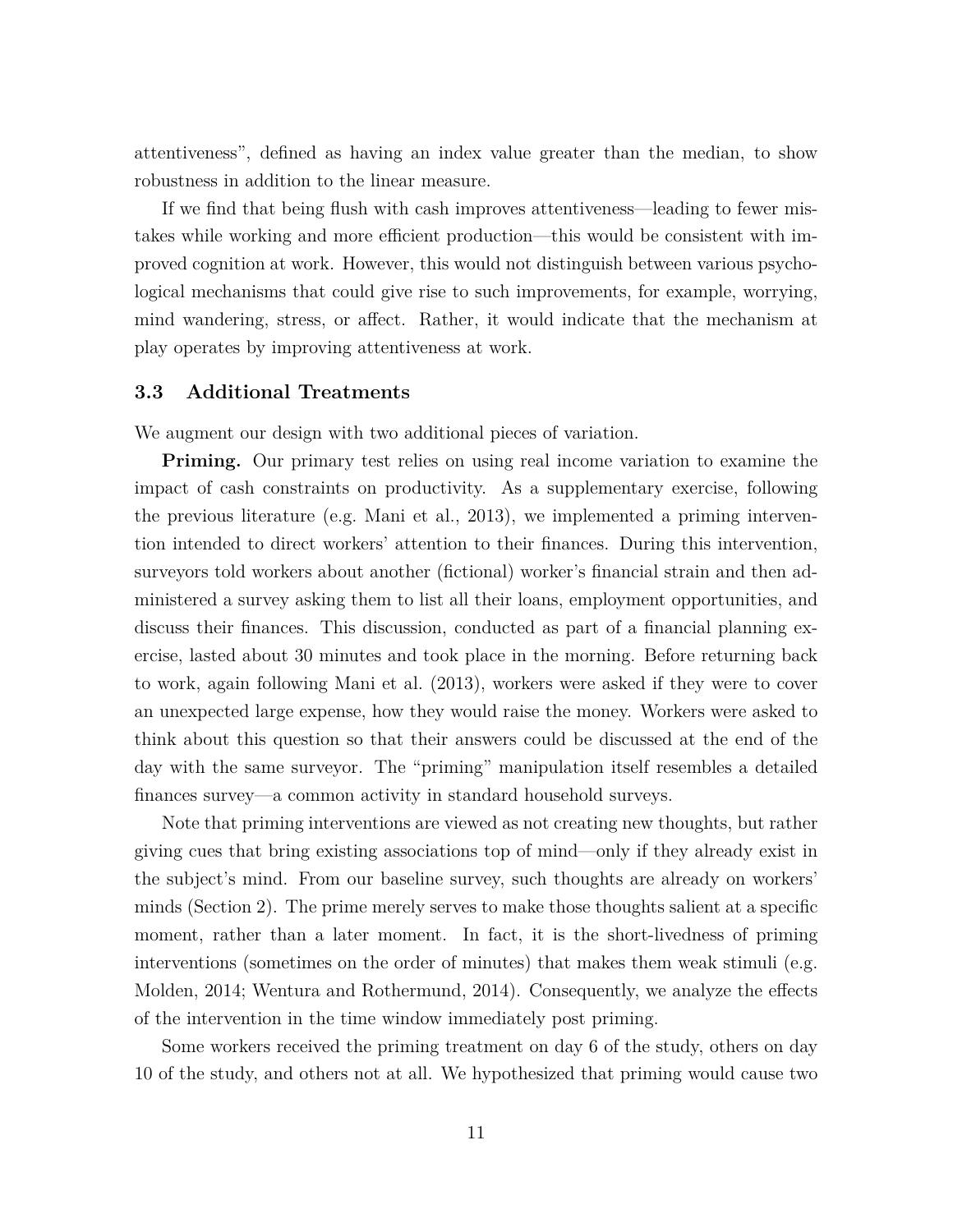attentiveness", defined as having an index value greater than the median, to show robustness in addition to the linear measure.

If we find that being flush with cash improves attentiveness—leading to fewer mistakes while working and more efficient production—this would be consistent with improved cognition at work. However, this would not distinguish between various psychological mechanisms that could give rise to such improvements, for example, worrying, mind wandering, stress, or affect. Rather, it would indicate that the mechanism at play operates by improving attentiveness at work.

### 3.3 Additional Treatments

We augment our design with two additional pieces of variation.

**Priming.** Our primary test relies on using real income variation to examine the impact of cash constraints on productivity. As a supplementary exercise, following the previous literature (e.g. Mani et al., 2013), we implemented a priming intervention intended to direct workers' attention to their finances. During this intervention, surveyors told workers about another (fictional) worker's financial strain and then administered a survey asking them to list all their loans, employment opportunities, and discuss their finances. This discussion, conducted as part of a financial planning exercise, lasted about 30 minutes and took place in the morning. Before returning back to work, again following Mani et al. (2013), workers were asked if they were to cover an unexpected large expense, how they would raise the money. Workers were asked to think about this question so that their answers could be discussed at the end of the day with the same surveyor. The "priming" manipulation itself resembles a detailed finances survey—a common activity in standard household surveys.

Note that priming interventions are viewed as not creating new thoughts, but rather giving cues that bring existing associations top of mind—only if they already exist in the subject's mind. From our baseline survey, such thoughts are already on workers' minds (Section 2). The prime merely serves to make those thoughts salient at a specific moment, rather than a later moment. In fact, it is the short-livedness of priming interventions (sometimes on the order of minutes) that makes them weak stimuli (e.g. Molden, 2014; Wentura and Rothermund, 2014). Consequently, we analyze the effects of the intervention in the time window immediately post priming.

Some workers received the priming treatment on day 6 of the study, others on day 10 of the study, and others not at all. We hypothesized that priming would cause two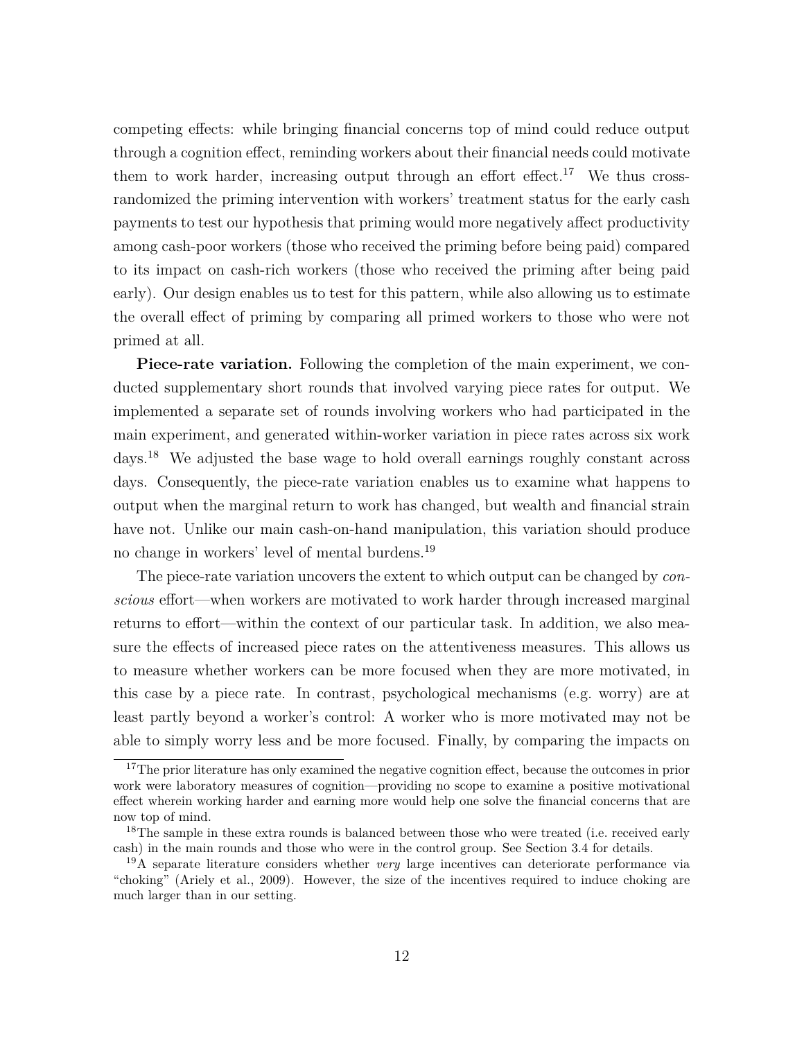competing effects: while bringing financial concerns top of mind could reduce output through a cognition effect, reminding workers about their financial needs could motivate them to work harder, increasing output through an effort effect.[17] We thus cross-randomized the priming intervention with workers' treatment status for the early cash payments to test our hypothesis that priming would more negatively affect productivity among cash-poor workers (those who received the priming before being paid) compared to its impact on cash-rich workers (those who received the priming after being paid early). Our design enables us to test for this pattern, while also allowing us to estimate the overall effect of priming by comparing all primed workers to those who were not primed at all.

**Piece-rate variation.** Following the completion of the main experiment, we conducted supplementary short rounds that involved varying piece rates for output. We implemented a separate set of rounds involving workers who had participated in the main experiment, and generated within-worker variation in piece rates across six work days.[18] We adjusted the base wage to hold overall earnings roughly constant across days. Consequently, the piece-rate variation enables us to examine what happens to output when the marginal return to work has changed, but wealth and financial strain have not. Unlike our main cash-on-hand manipulation, this variation should produce no change in workers' level of mental burdens.[19]

The piece-rate variation uncovers the extent to which output can be changed by *conscious* effort—when workers are motivated to work harder through increased marginal returns to effort—within the context of our particular task. In addition, we also measure the effects of increased piece rates on the attentiveness measures. This allows us to measure whether workers can be more focused when they are more motivated, in this case by a piece rate. In contrast, psychological mechanisms (e.g. worry) are at least partly beyond a worker's control: A worker who is more motivated may not be able to simply worry less and be more focused. Finally, by comparing the impacts on

[17] The prior literature has only examined the negative cognition effect, because the outcomes in prior work were laboratory measures of cognition—providing no scope to examine a positive motivational effect wherein working harder and earning more would help one solve the financial concerns that are now top of mind.

[18] The sample in these extra rounds is balanced between those who were treated (i.e. received early cash) in the main rounds and those who were in the control group. See Section 3.4 for details.

[19] A separate literature considers whether *very* large incentives can deteriorate performance via "choking" (Ariely et al., 2009). However, the size of the incentives required to induce choking are much larger than in our setting.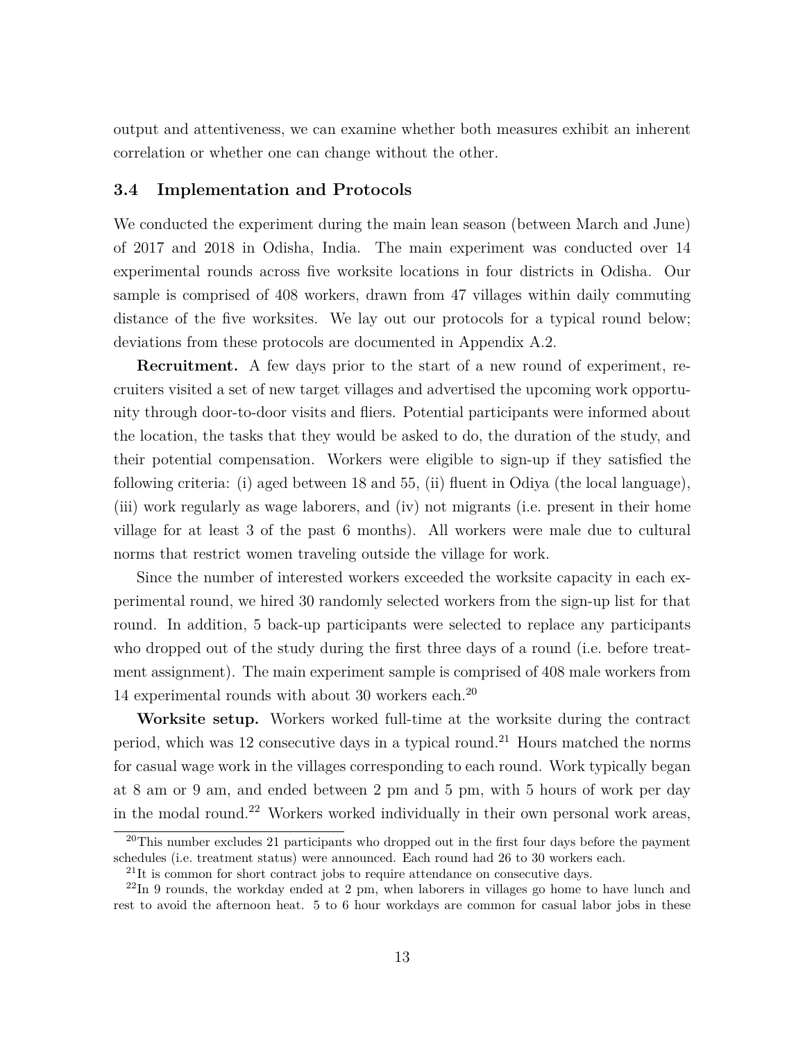output and attentiveness, we can examine whether both measures exhibit an inherent correlation or whether one can change without the other.

### 3.4 Implementation and Protocols

We conducted the experiment during the main lean season (between March and June) of 2017 and 2018 in Odisha, India. The main experiment was conducted over 14 experimental rounds across five worksite locations in four districts in Odisha. Our sample is comprised of 408 workers, drawn from 47 villages within daily commuting distance of the five worksites. We lay out our protocols for a typical round below; deviations from these protocols are documented in Appendix A.2.

**Recruitment.** A few days prior to the start of a new round of experiment, recruiters visited a set of new target villages and advertised the upcoming work opportunity through door-to-door visits and fliers. Potential participants were informed about the location, the tasks that they would be asked to do, the duration of the study, and their potential compensation. Workers were eligible to sign-up if they satisfied the following criteria: (i) aged between 18 and 55, (ii) fluent in Odiya (the local language), (iii) work regularly as wage laborers, and (iv) not migrants (i.e. present in their home village for at least 3 of the past 6 months). All workers were male due to cultural norms that restrict women traveling outside the village for work.

Since the number of interested workers exceeded the worksite capacity in each experimental round, we hired 30 randomly selected workers from the sign-up list for that round. In addition, 5 back-up participants were selected to replace any participants who dropped out of the study during the first three days of a round (i.e. before treatment assignment). The main experiment sample is comprised of 408 male workers from 14 experimental rounds with about 30 workers each.[20]

**Worksite setup.** Workers worked full-time at the worksite during the contract period, which was 12 consecutive days in a typical round.[21] Hours matched the norms for casual wage work in the villages corresponding to each round. Work typically began at 8 am or 9 am, and ended between 2 pm and 5 pm, with 5 hours of work per day in the modal round.[22] Workers worked individually in their own personal work areas,

[20] This number excludes 21 participants who dropped out in the first four days before the payment schedules (i.e. treatment status) were announced. Each round had 26 to 30 workers each.

[21] It is common for short contract jobs to require attendance on consecutive days.

[22] In 9 rounds, the workday ended at 2 pm, when laborers in villages go home to have lunch and rest to avoid the afternoon heat. 5 to 6 hour workdays are common for casual labor jobs in these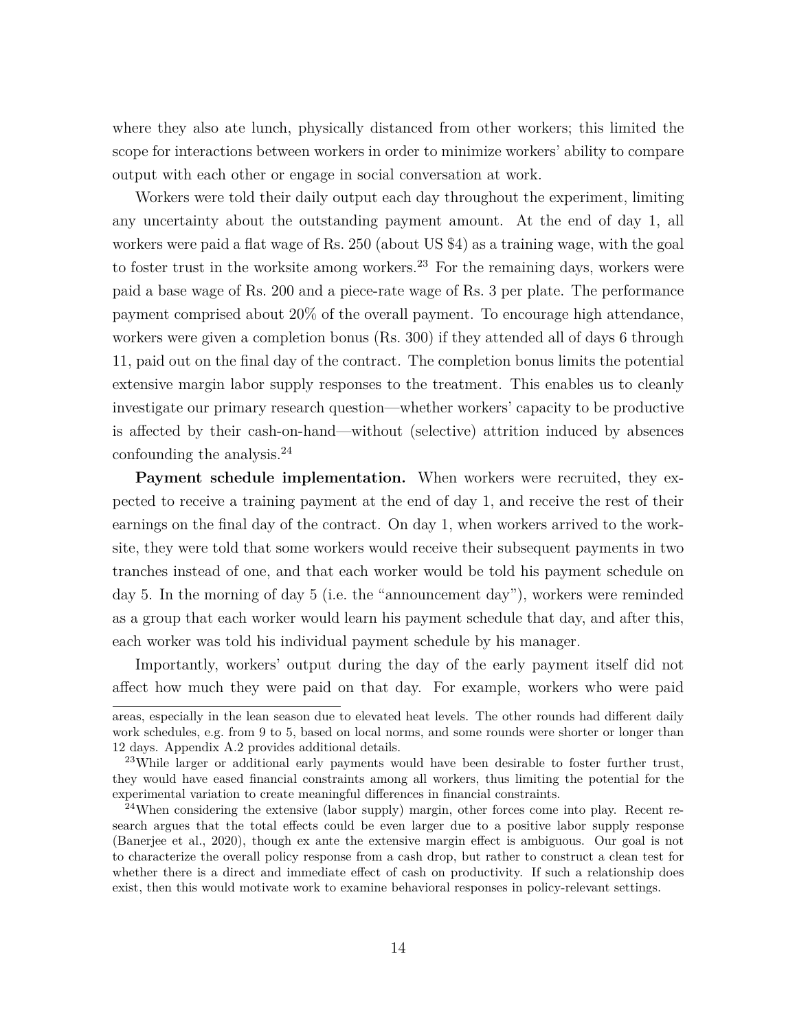where they also ate lunch, physically distanced from other workers; this limited the scope for interactions between workers in order to minimize workers' ability to compare output with each other or engage in social conversation at work.

Workers were told their daily output each day throughout the experiment, limiting any uncertainty about the outstanding payment amount. At the end of day 1, all workers were paid a flat wage of Rs. 250 (about US $4) as a training wage, with the goal to foster trust in the worksite among workers.[23] For the remaining days, workers were paid a base wage of Rs. 200 and a piece-rate wage of Rs. 3 per plate. The performance payment comprised about 20% of the overall payment. To encourage high attendance, workers were given a completion bonus (Rs. 300) if they attended all of days 6 through 11, paid out on the final day of the contract. The completion bonus limits the potential extensive margin labor supply responses to the treatment. This enables us to cleanly investigate our primary research question—whether workers' capacity to be productive is affected by their cash-on-hand—without (selective) attrition induced by absences confounding the analysis.[24]

**Payment schedule implementation.** When workers were recruited, they expected to receive a training payment at the end of day 1, and receive the rest of their earnings on the final day of the contract. On day 1, when workers arrived to the worksite, they were told that some workers would receive their subsequent payments in two tranches instead of one, and that each worker would be told his payment schedule on day 5. In the morning of day 5 (i.e. the "announcement day"), workers were reminded as a group that each worker would learn his payment schedule that day, and after this, each worker was told his individual payment schedule by his manager.

Importantly, workers' output during the day of the early payment itself did not affect how much they were paid on that day. For example, workers who were paid

areas, especially in the lean season due to elevated heat levels. The other rounds had different daily work schedules, e.g. from 9 to 5, based on local norms, and some rounds were shorter or longer than 12 days. Appendix A.2 provides additional details.

[23] While larger or additional early payments would have been desirable to foster further trust, they would have eased financial constraints among all workers, thus limiting the potential for the experimental variation to create meaningful differences in financial constraints.

[24] When considering the extensive (labor supply) margin, other forces come into play. Recent research argues that the total effects could be even larger due to a positive labor supply response (Banerjee et al., 2020), though ex ante the extensive margin effect is ambiguous. Our goal is not to characterize the overall policy response from a cash drop, but rather to construct a clean test for whether there is a direct and immediate effect of cash on productivity. If such a relationship does exist, then this would motivate work to examine behavioral responses in policy-relevant settings.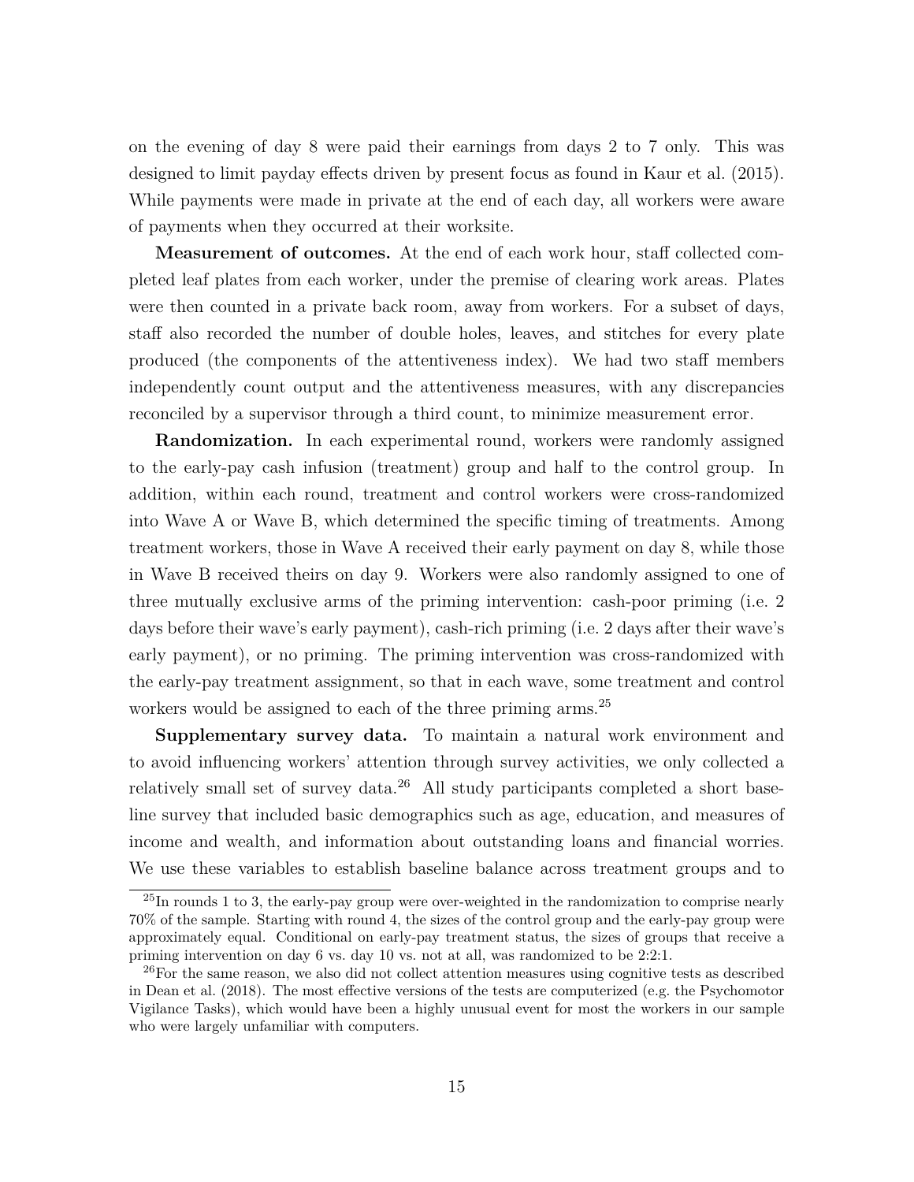on the evening of day 8 were paid their earnings from days 2 to 7 only. This was designed to limit payday effects driven by present focus as found in Kaur et al. (2015). While payments were made in private at the end of each day, all workers were aware of payments when they occurred at their worksite.

**Measurement of outcomes.** At the end of each work hour, staff collected completed leaf plates from each worker, under the premise of clearing work areas. Plates were then counted in a private back room, away from workers. For a subset of days, staff also recorded the number of double holes, leaves, and stitches for every plate produced (the components of the attentiveness index). We had two staff members independently count output and the attentiveness measures, with any discrepancies reconciled by a supervisor through a third count, to minimize measurement error.

**Randomization.** In each experimental round, workers were randomly assigned to the early-pay cash infusion (treatment) group and half to the control group. In addition, within each round, treatment and control workers were cross-randomized into Wave A or Wave B, which determined the specific timing of treatments. Among treatment workers, those in Wave A received their early payment on day 8, while those in Wave B received theirs on day 9. Workers were also randomly assigned to one of three mutually exclusive arms of the priming intervention: cash-poor priming (i.e. 2 days before their wave's early payment), cash-rich priming (i.e. 2 days after their wave's early payment), or no priming. The priming intervention was cross-randomized with the early-pay treatment assignment, so that in each wave, some treatment and control workers would be assigned to each of the three priming arms.[25]

**Supplementary survey data.** To maintain a natural work environment and to avoid influencing workers' attention through survey activities, we only collected a relatively small set of survey data.[26] All study participants completed a short baseline survey that included basic demographics such as age, education, and measures of income and wealth, and information about outstanding loans and financial worries. We use these variables to establish baseline balance across treatment groups and to

---

[25] In rounds 1 to 3, the early-pay group were over-weighted in the randomization to comprise nearly 70% of the sample. Starting with round 4, the sizes of the control group and the early-pay group were approximately equal. Conditional on early-pay treatment status, the sizes of groups that receive a priming intervention on day 6 vs. day 10 vs. not at all, was randomized to be 2:2:1.

[26] For the same reason, we also did not collect attention measures using cognitive tests as described in Dean et al. (2018). The most effective versions of the tests are computerized (e.g. the Psychomotor Vigilance Tasks), which would have been a highly unusual event for most the workers in our sample who were largely unfamiliar with computers.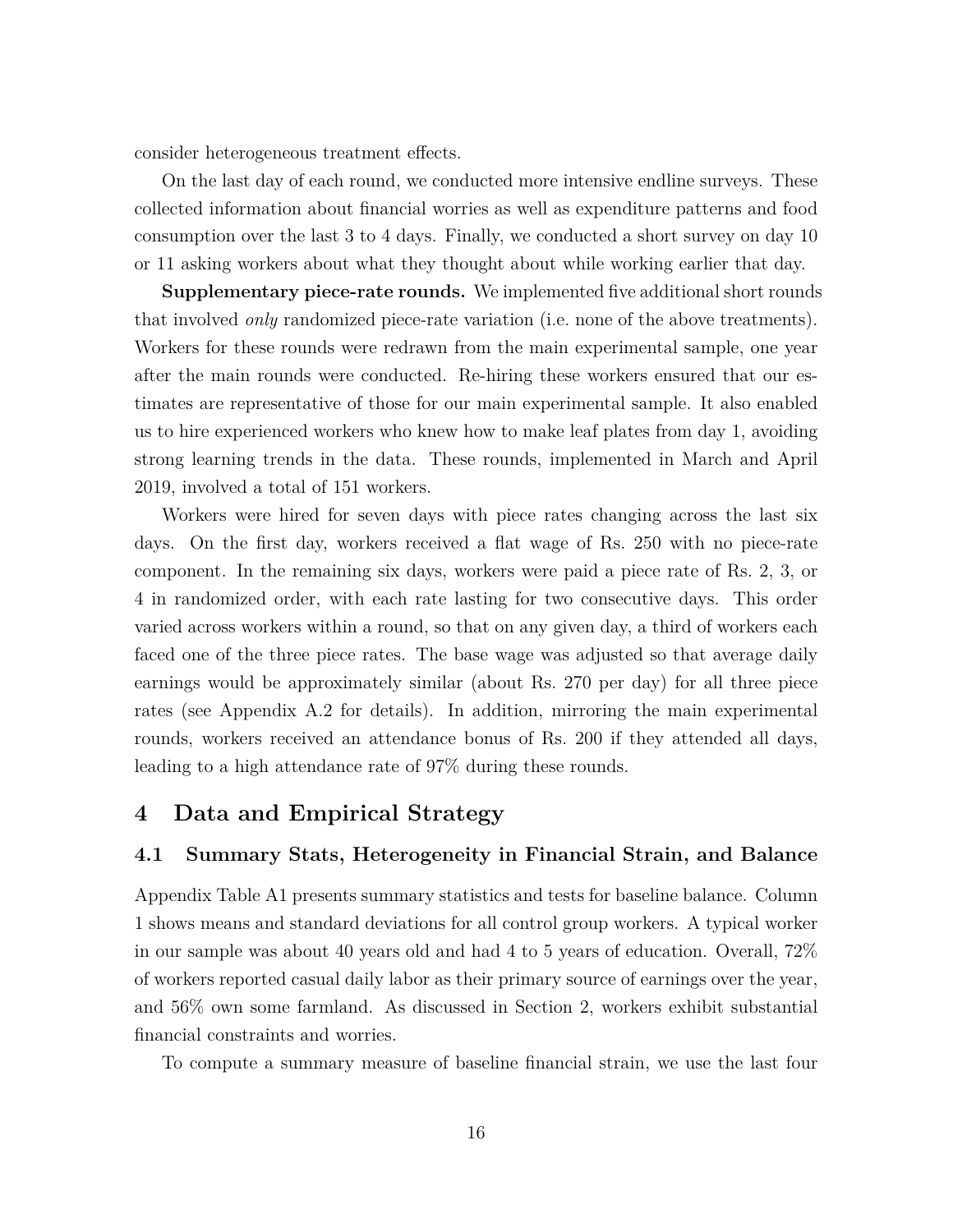consider heterogeneous treatment effects.

On the last day of each round, we conducted more intensive endline surveys. These collected information about financial worries as well as expenditure patterns and food consumption over the last 3 to 4 days. Finally, we conducted a short survey on day 10 or 11 asking workers about what they thought about while working earlier that day.

**Supplementary piece-rate rounds.** We implemented five additional short rounds that involved *only* randomized piece-rate variation (i.e. none of the above treatments). Workers for these rounds were redrawn from the main experimental sample, one year after the main rounds were conducted. Re-hiring these workers ensured that our estimates are representative of those for our main experimental sample. It also enabled us to hire experienced workers who knew how to make leaf plates from day 1, avoiding strong learning trends in the data. These rounds, implemented in March and April 2019, involved a total of 151 workers.

Workers were hired for seven days with piece rates changing across the last six days. On the first day, workers received a flat wage of Rs. 250 with no piece-rate component. In the remaining six days, workers were paid a piece rate of Rs. 2, 3, or 4 in randomized order, with each rate lasting for two consecutive days. This order varied across workers within a round, so that on any given day, a third of workers each faced one of the three piece rates. The base wage was adjusted so that average daily earnings would be approximately similar (about Rs. 270 per day) for all three piece rates (see Appendix A.2 for details). In addition, mirroring the main experimental rounds, workers received an attendance bonus of Rs. 200 if they attended all days, leading to a high attendance rate of 97% during these rounds.

# 4 Data and Empirical Strategy

## 4.1 Summary Stats, Heterogeneity in Financial Strain, and Balance

Appendix Table A1 presents summary statistics and tests for baseline balance. Column 1 shows means and standard deviations for all control group workers. A typical worker in our sample was about 40 years old and had 4 to 5 years of education. Overall, 72% of workers reported casual daily labor as their primary source of earnings over the year, and 56% own some farmland. As discussed in Section 2, workers exhibit substantial financial constraints and worries.

To compute a summary measure of baseline financial strain, we use the last four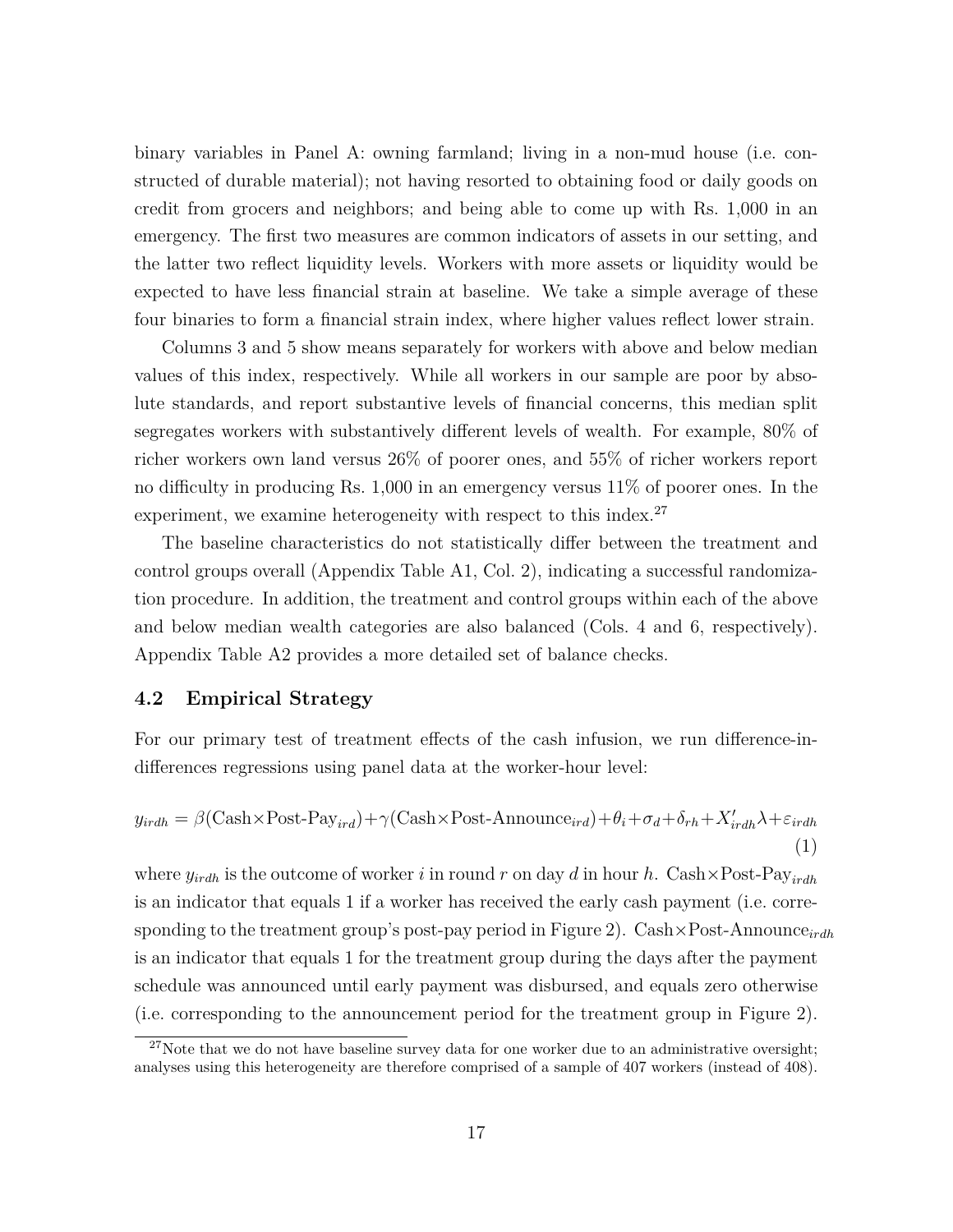binary variables in Panel A: owning farmland; living in a non-mud house (i.e. constructed of durable material); not having resorted to obtaining food or daily goods on credit from grocers and neighbors; and being able to come up with Rs. 1,000 in an emergency. The first two measures are common indicators of assets in our setting, and the latter two reflect liquidity levels. Workers with more assets or liquidity would be expected to have less financial strain at baseline. We take a simple average of these four binaries to form a financial strain index, where higher values reflect lower strain.

Columns 3 and 5 show means separately for workers with above and below median values of this index, respectively. While all workers in our sample are poor by absolute standards, and report substantive levels of financial concerns, this median split segregates workers with substantively different levels of wealth. For example, 80% of richer workers own land versus 26% of poorer ones, and 55% of richer workers report no difficulty in producing Rs. 1,000 in an emergency versus 11% of poorer ones. In the experiment, we examine heterogeneity with respect to this index.[27]

The baseline characteristics do not statistically differ between the treatment and control groups overall (Appendix Table A1, Col. 2), indicating a successful randomization procedure. In addition, the treatment and control groups within each of the above and below median wealth categories are also balanced (Cols. 4 and 6, respectively). Appendix Table A2 provides a more detailed set of balance checks.

## 4.2 Empirical Strategy

For our primary test of treatment effects of the cash infusion, we run difference-in-differences regressions using panel data at the worker-hour level:

$$y_{irdh} = \beta(\text{Cash}\times\text{Post-Pay}_{ird}) + \gamma(\text{Cash}\times\text{Post-Announce}_{ird}) + \theta_i + \sigma_d + \delta_{rh} + X'_{irdh}\lambda + \varepsilon_{irdh} \quad (1)$$

where $y_{irdh}$ is the outcome of worker $i$ in round $r$ on day $d$ in hour $h$. $\text{Cash}\times\text{Post-Pay}_{irdh}$ is an indicator that equals 1 if a worker has received the early cash payment (i.e. corresponding to the treatment group's post-pay period in Figure 2). $\text{Cash}\times\text{Post-Announce}_{irdh}$ is an indicator that equals 1 for the treatment group during the days after the payment schedule was announced until early payment was disbursed, and equals zero otherwise (i.e. corresponding to the announcement period for the treatment group in Figure 2).

[27]Note that we do not have baseline survey data for one worker due to an administrative oversight; analyses using this heterogeneity are therefore comprised of a sample of 407 workers (instead of 408).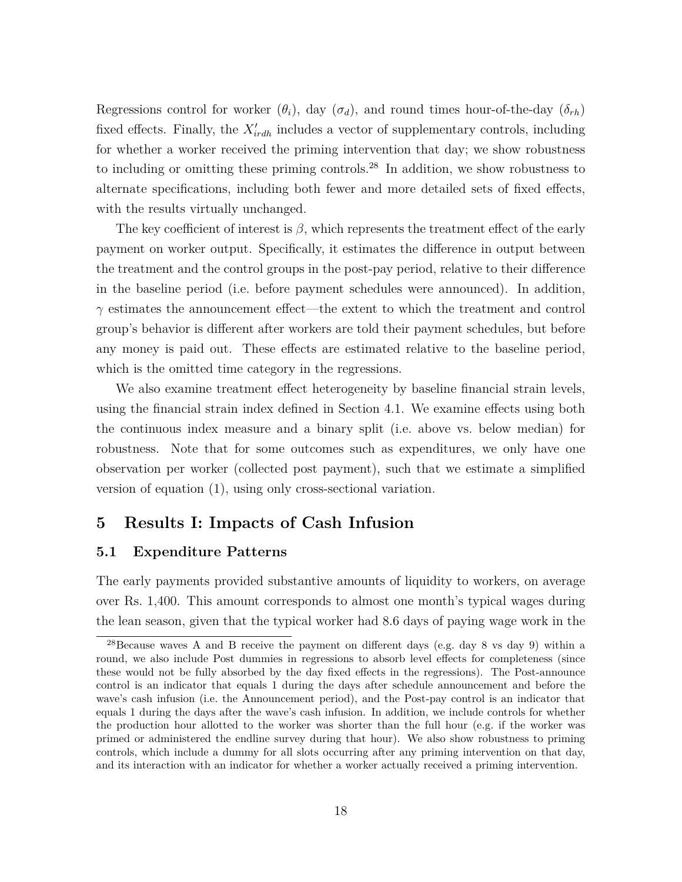Regressions control for worker ($\theta_i$), day ($\sigma_d$), and round times hour-of-the-day ($\delta_{rh}$) fixed effects. Finally, the $X'_{irdh}$ includes a vector of supplementary controls, including for whether a worker received the priming intervention that day; we show robustness to including or omitting these priming controls.[28] In addition, we show robustness to alternate specifications, including both fewer and more detailed sets of fixed effects, with the results virtually unchanged.

The key coefficient of interest is $\beta$, which represents the treatment effect of the early payment on worker output. Specifically, it estimates the difference in output between the treatment and the control groups in the post-pay period, relative to their difference in the baseline period (i.e. before payment schedules were announced). In addition, $\gamma$ estimates the announcement effect—the extent to which the treatment and control group's behavior is different after workers are told their payment schedules, but before any money is paid out. These effects are estimated relative to the baseline period, which is the omitted time category in the regressions.

We also examine treatment effect heterogeneity by baseline financial strain levels, using the financial strain index defined in Section 4.1. We examine effects using both the continuous index measure and a binary split (i.e. above vs. below median) for robustness. Note that for some outcomes such as expenditures, we only have one observation per worker (collected post payment), such that we estimate a simplified version of equation (1), using only cross-sectional variation.

## 5 Results I: Impacts of Cash Infusion

### 5.1 Expenditure Patterns

The early payments provided substantive amounts of liquidity to workers, on average over Rs. 1,400. This amount corresponds to almost one month's typical wages during the lean season, given that the typical worker had 8.6 days of paying wage work in the

[28] Because waves A and B receive the payment on different days (e.g. day 8 vs day 9) within a round, we also include Post dummies in regressions to absorb level effects for completeness (since these would not be fully absorbed by the day fixed effects in the regressions). The Post-announce control is an indicator that equals 1 during the days after schedule announcement and before the wave's cash infusion (i.e. the Announcement period), and the Post-pay control is an indicator that equals 1 during the days after the wave's cash infusion. In addition, we include controls for whether the production hour allotted to the worker was shorter than the full hour (e.g. if the worker was primed or administered the endline survey during that hour). We also show robustness to priming controls, which include a dummy for all slots occurring after any priming intervention on that day, and its interaction with an indicator for whether a worker actually received a priming intervention.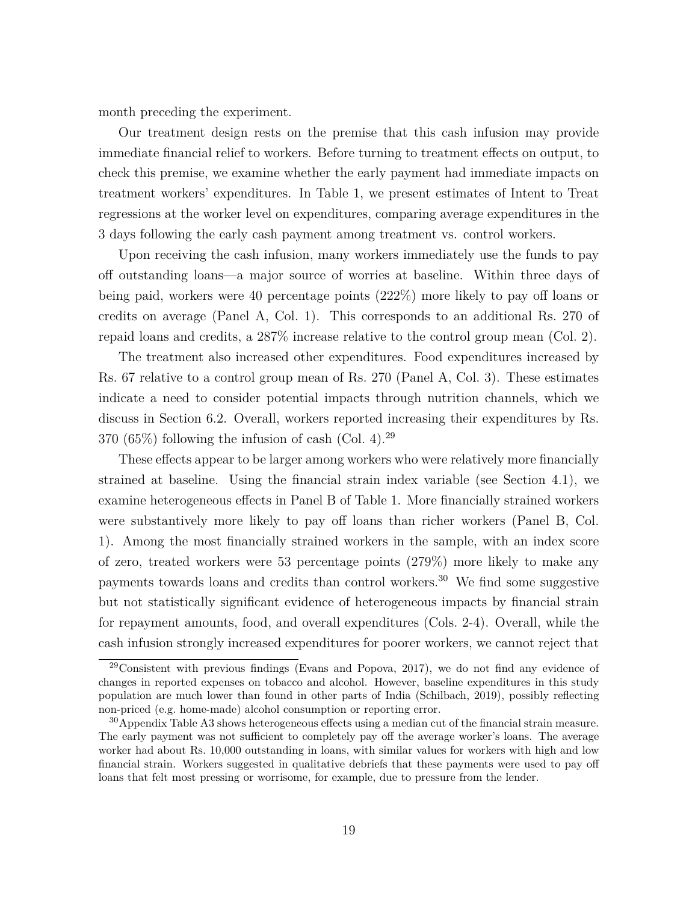month preceding the experiment.

Our treatment design rests on the premise that this cash infusion may provide immediate financial relief to workers. Before turning to treatment effects on output, to check this premise, we examine whether the early payment had immediate impacts on treatment workers' expenditures. In Table 1, we present estimates of Intent to Treat regressions at the worker level on expenditures, comparing average expenditures in the 3 days following the early cash payment among treatment vs. control workers.

Upon receiving the cash infusion, many workers immediately use the funds to pay off outstanding loans—a major source of worries at baseline. Within three days of being paid, workers were 40 percentage points (222%) more likely to pay off loans or credits on average (Panel A, Col. 1). This corresponds to an additional Rs. 270 of repaid loans and credits, a 287% increase relative to the control group mean (Col. 2).

The treatment also increased other expenditures. Food expenditures increased by Rs. 67 relative to a control group mean of Rs. 270 (Panel A, Col. 3). These estimates indicate a need to consider potential impacts through nutrition channels, which we discuss in Section 6.2. Overall, workers reported increasing their expenditures by Rs. 370 (65%) following the infusion of cash (Col. 4).[29]

These effects appear to be larger among workers who were relatively more financially strained at baseline. Using the financial strain index variable (see Section 4.1), we examine heterogeneous effects in Panel B of Table 1. More financially strained workers were substantively more likely to pay off loans than richer workers (Panel B, Col. 1). Among the most financially strained workers in the sample, with an index score of zero, treated workers were 53 percentage points (279%) more likely to make any payments towards loans and credits than control workers.[30] We find some suggestive but not statistically significant evidence of heterogeneous impacts by financial strain for repayment amounts, food, and overall expenditures (Cols. 2-4). Overall, while the cash infusion strongly increased expenditures for poorer workers, we cannot reject that

[29] Consistent with previous findings (Evans and Popova, 2017), we do not find any evidence of changes in reported expenses on tobacco and alcohol. However, baseline expenditures in this study population are much lower than found in other parts of India (Schilbach, 2019), possibly reflecting non-priced (e.g. home-made) alcohol consumption or reporting error.

[30] Appendix Table A3 shows heterogeneous effects using a median cut of the financial strain measure. The early payment was not sufficient to completely pay off the average worker's loans. The average worker had about Rs. 10,000 outstanding in loans, with similar values for workers with high and low financial strain. Workers suggested in qualitative debriefs that these payments were used to pay off loans that felt most pressing or worrisome, for example, due to pressure from the lender.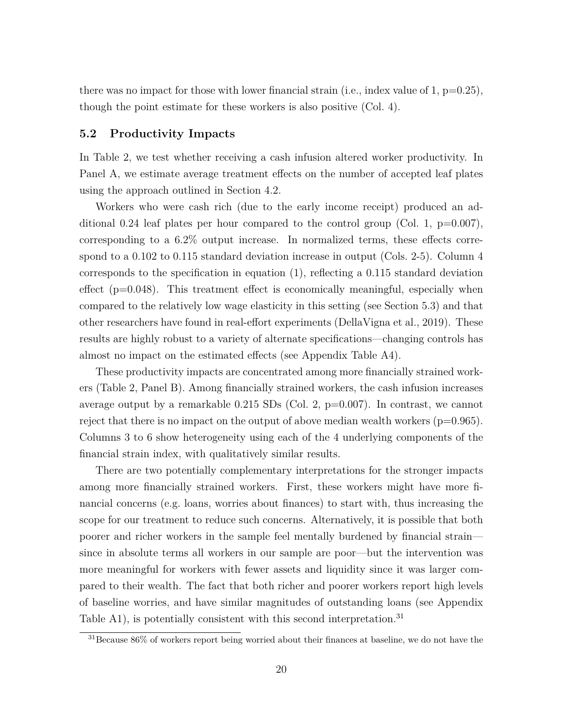there was no impact for those with lower financial strain (i.e., index value of 1, p=0.25), though the point estimate for these workers is also positive (Col. 4).

## 5.2 Productivity Impacts

In Table 2, we test whether receiving a cash infusion altered worker productivity. In Panel A, we estimate average treatment effects on the number of accepted leaf plates using the approach outlined in Section 4.2.

Workers who were cash rich (due to the early income receipt) produced an additional 0.24 leaf plates per hour compared to the control group (Col. 1, p=0.007), corresponding to a 6.2% output increase. In normalized terms, these effects correspond to a 0.102 to 0.115 standard deviation increase in output (Cols. 2-5). Column 4 corresponds to the specification in equation (1), reflecting a 0.115 standard deviation effect (p=0.048). This treatment effect is economically meaningful, especially when compared to the relatively low wage elasticity in this setting (see Section 5.3) and that other researchers have found in real-effort experiments (DellaVigna et al., 2019). These results are highly robust to a variety of alternate specifications—changing controls has almost no impact on the estimated effects (see Appendix Table A4).

These productivity impacts are concentrated among more financially strained workers (Table 2, Panel B). Among financially strained workers, the cash infusion increases average output by a remarkable 0.215 SDs (Col. 2, p=0.007). In contrast, we cannot reject that there is no impact on the output of above median wealth workers (p=0.965). Columns 3 to 6 show heterogeneity using each of the 4 underlying components of the financial strain index, with qualitatively similar results.

There are two potentially complementary interpretations for the stronger impacts among more financially strained workers. First, these workers might have more financial concerns (e.g. loans, worries about finances) to start with, thus increasing the scope for our treatment to reduce such concerns. Alternatively, it is possible that both poorer and richer workers in the sample feel mentally burdened by financial strain—since in absolute terms all workers in our sample are poor—but the intervention was more meaningful for workers with fewer assets and liquidity since it was larger compared to their wealth. The fact that both richer and poorer workers report high levels of baseline worries, and have similar magnitudes of outstanding loans (see Appendix Table A1), is potentially consistent with this second interpretation.[31]

[31] Because 86% of workers report being worried about their finances at baseline, we do not have the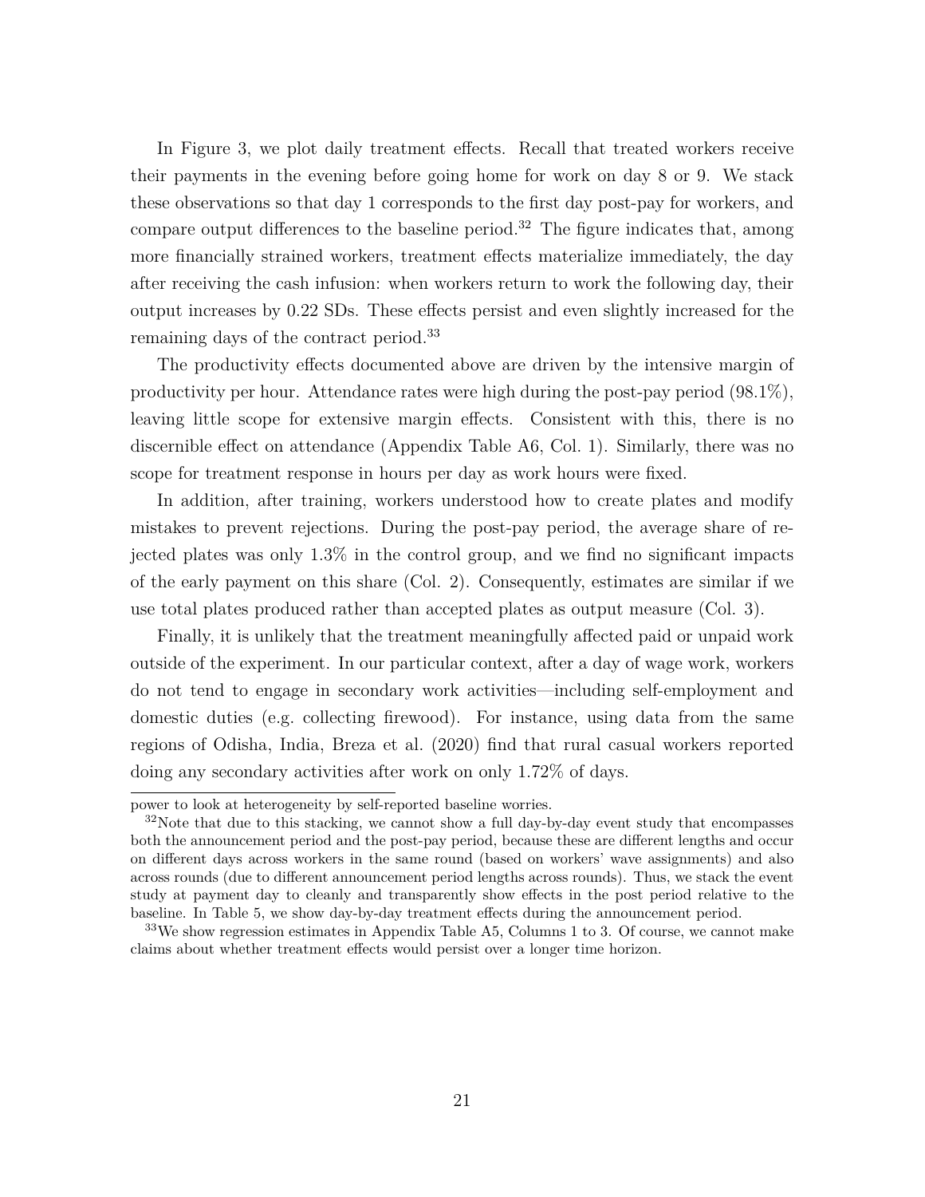In Figure 3, we plot daily treatment effects. Recall that treated workers receive their payments in the evening before going home for work on day 8 or 9. We stack these observations so that day 1 corresponds to the first day post-pay for workers, and compare output differences to the baseline period.[32] The figure indicates that, among more financially strained workers, treatment effects materialize immediately, the day after receiving the cash infusion: when workers return to work the following day, their output increases by 0.22 SDs. These effects persist and even slightly increased for the remaining days of the contract period.[33]

The productivity effects documented above are driven by the intensive margin of productivity per hour. Attendance rates were high during the post-pay period (98.1%), leaving little scope for extensive margin effects. Consistent with this, there is no discernible effect on attendance (Appendix Table A6, Col. 1). Similarly, there was no scope for treatment response in hours per day as work hours were fixed.

In addition, after training, workers understood how to create plates and modify mistakes to prevent rejections. During the post-pay period, the average share of rejected plates was only 1.3% in the control group, and we find no significant impacts of the early payment on this share (Col. 2). Consequently, estimates are similar if we use total plates produced rather than accepted plates as output measure (Col. 3).

Finally, it is unlikely that the treatment meaningfully affected paid or unpaid work outside of the experiment. In our particular context, after a day of wage work, workers do not tend to engage in secondary work activities—including self-employment and domestic duties (e.g. collecting firewood). For instance, using data from the same regions of Odisha, India, Breza et al. (2020) find that rural casual workers reported doing any secondary activities after work on only 1.72% of days.

---

power to look at heterogeneity by self-reported baseline worries.

[32] Note that due to this stacking, we cannot show a full day-by-day event study that encompasses both the announcement period and the post-pay period, because these are different lengths and occur on different days across workers in the same round (based on workers' wave assignments) and also across rounds (due to different announcement period lengths across rounds). Thus, we stack the event study at payment day to cleanly and transparently show effects in the post period relative to the baseline. In Table 5, we show day-by-day treatment effects during the announcement period.

[33] We show regression estimates in Appendix Table A5, Columns 1 to 3. Of course, we cannot make claims about whether treatment effects would persist over a longer time horizon.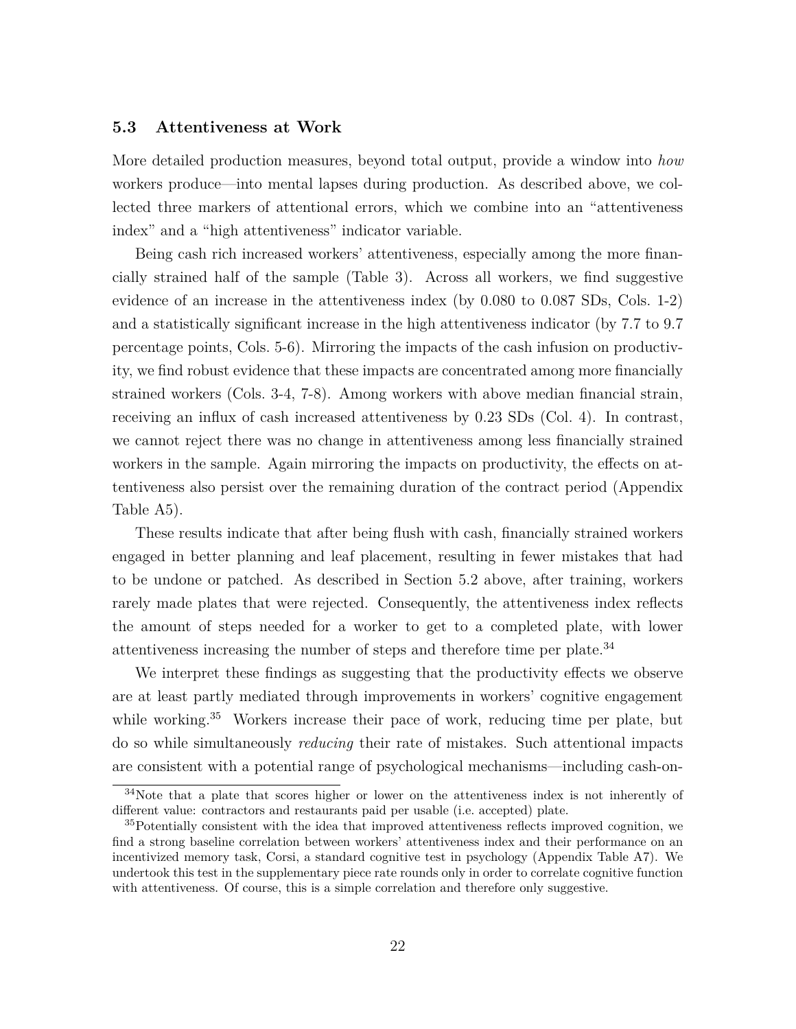### 5.3 Attentiveness at Work

More detailed production measures, beyond total output, provide a window into *how* workers produce—into mental lapses during production. As described above, we collected three markers of attentional errors, which we combine into an "attentiveness index" and a "high attentiveness" indicator variable.

Being cash rich increased workers' attentiveness, especially among the more financially strained half of the sample (Table 3). Across all workers, we find suggestive evidence of an increase in the attentiveness index (by 0.080 to 0.087 SDs, Cols. 1-2) and a statistically significant increase in the high attentiveness indicator (by 7.7 to 9.7 percentage points, Cols. 5-6). Mirroring the impacts of the cash infusion on productivity, we find robust evidence that these impacts are concentrated among more financially strained workers (Cols. 3-4, 7-8). Among workers with above median financial strain, receiving an influx of cash increased attentiveness by 0.23 SDs (Col. 4). In contrast, we cannot reject there was no change in attentiveness among less financially strained workers in the sample. Again mirroring the impacts on productivity, the effects on attentiveness also persist over the remaining duration of the contract period (Appendix Table A5).

These results indicate that after being flush with cash, financially strained workers engaged in better planning and leaf placement, resulting in fewer mistakes that had to be undone or patched. As described in Section 5.2 above, after training, workers rarely made plates that were rejected. Consequently, the attentiveness index reflects the amount of steps needed for a worker to get to a completed plate, with lower attentiveness increasing the number of steps and therefore time per plate.[34]

We interpret these findings as suggesting that the productivity effects we observe are at least partly mediated through improvements in workers' cognitive engagement while working.[35] Workers increase their pace of work, reducing time per plate, but do so while simultaneously *reducing* their rate of mistakes. Such attentional impacts are consistent with a potential range of psychological mechanisms—including cash-on-

[34] Note that a plate that scores higher or lower on the attentiveness index is not inherently of different value: contractors and restaurants paid per usable (i.e. accepted) plate.

[35] Potentially consistent with the idea that improved attentiveness reflects improved cognition, we find a strong baseline correlation between workers' attentiveness index and their performance on an incentivized memory task, Corsi, a standard cognitive test in psychology (Appendix Table A7). We undertook this test in the supplementary piece rate rounds only in order to correlate cognitive function with attentiveness. Of course, this is a simple correlation and therefore only suggestive.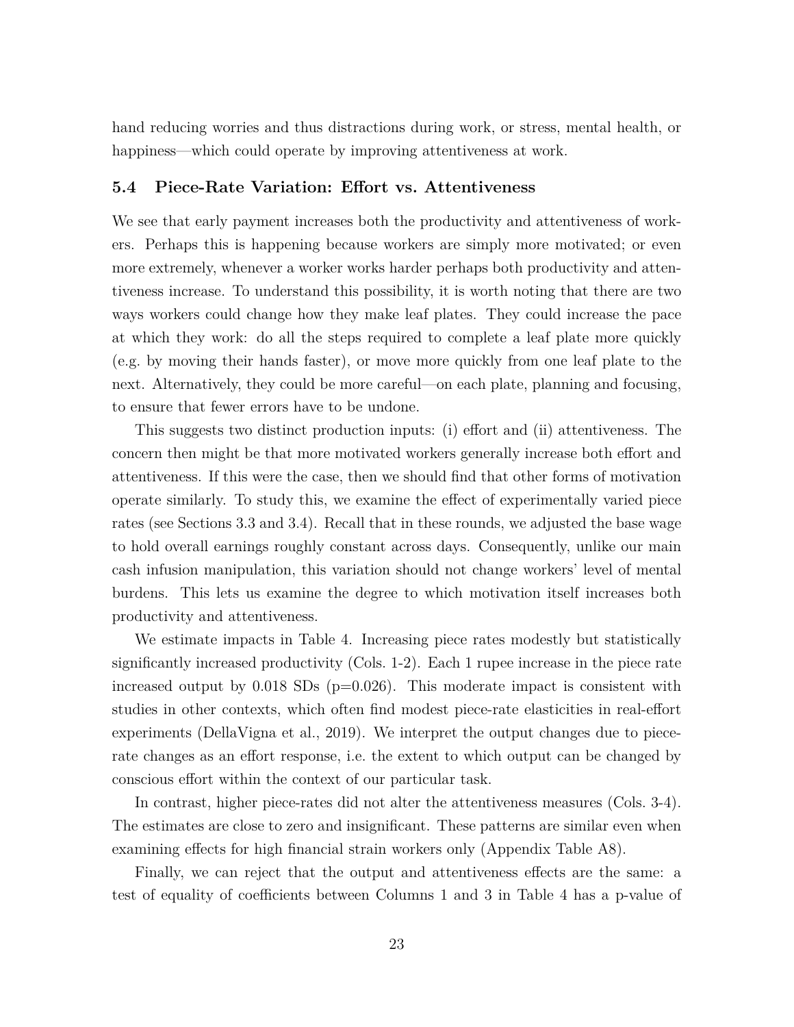hand reducing worries and thus distractions during work, or stress, mental health, or happiness—which could operate by improving attentiveness at work.

### 5.4 Piece-Rate Variation: Effort vs. Attentiveness

We see that early payment increases both the productivity and attentiveness of workers. Perhaps this is happening because workers are simply more motivated; or even more extremely, whenever a worker works harder perhaps both productivity and attentiveness increase. To understand this possibility, it is worth noting that there are two ways workers could change how they make leaf plates. They could increase the pace at which they work: do all the steps required to complete a leaf plate more quickly (e.g. by moving their hands faster), or move more quickly from one leaf plate to the next. Alternatively, they could be more careful—on each plate, planning and focusing, to ensure that fewer errors have to be undone.

This suggests two distinct production inputs: (i) effort and (ii) attentiveness. The concern then might be that more motivated workers generally increase both effort and attentiveness. If this were the case, then we should find that other forms of motivation operate similarly. To study this, we examine the effect of experimentally varied piece rates (see Sections 3.3 and 3.4). Recall that in these rounds, we adjusted the base wage to hold overall earnings roughly constant across days. Consequently, unlike our main cash infusion manipulation, this variation should not change workers' level of mental burdens. This lets us examine the degree to which motivation itself increases both productivity and attentiveness.

We estimate impacts in Table 4. Increasing piece rates modestly but statistically significantly increased productivity (Cols. 1-2). Each 1 rupee increase in the piece rate increased output by 0.018 SDs ($p$=0.026). This moderate impact is consistent with studies in other contexts, which often find modest piece-rate elasticities in real-effort experiments (DellaVigna et al., 2019). We interpret the output changes due to piece-rate changes as an effort response, i.e. the extent to which output can be changed by conscious effort within the context of our particular task.

In contrast, higher piece-rates did not alter the attentiveness measures (Cols. 3-4). The estimates are close to zero and insignificant. These patterns are similar even when examining effects for high financial strain workers only (Appendix Table A8).

Finally, we can reject that the output and attentiveness effects are the same: a test of equality of coefficients between Columns 1 and 3 in Table 4 has a p-value of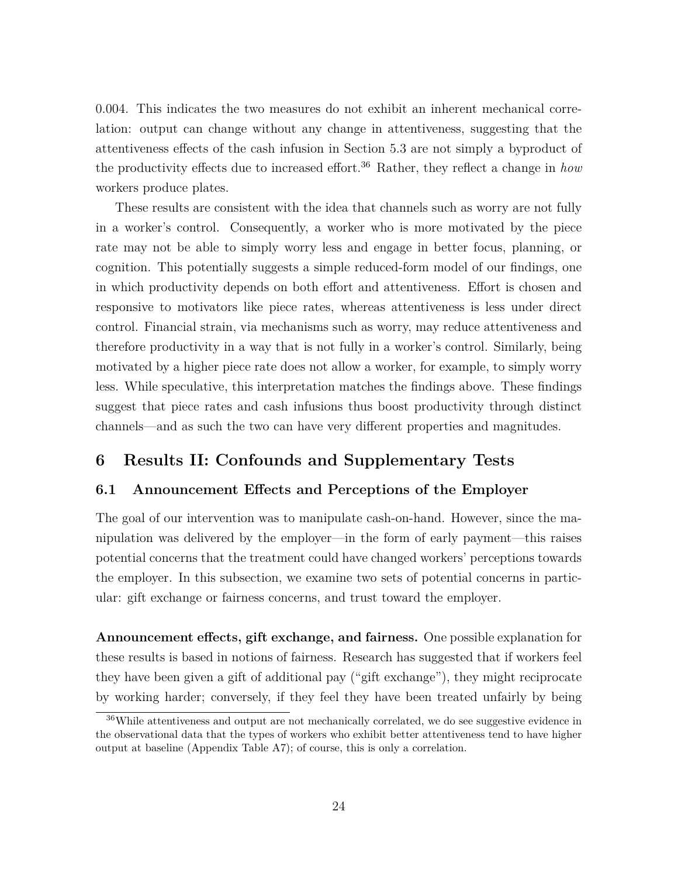0.004. This indicates the two measures do not exhibit an inherent mechanical correlation: output can change without any change in attentiveness, suggesting that the attentiveness effects of the cash infusion in Section 5.3 are not simply a byproduct of the productivity effects due to increased effort.[36] Rather, they reflect a change in *how* workers produce plates.

These results are consistent with the idea that channels such as worry are not fully in a worker's control. Consequently, a worker who is more motivated by the piece rate may not be able to simply worry less and engage in better focus, planning, or cognition. This potentially suggests a simple reduced-form model of our findings, one in which productivity depends on both effort and attentiveness. Effort is chosen and responsive to motivators like piece rates, whereas attentiveness is less under direct control. Financial strain, via mechanisms such as worry, may reduce attentiveness and therefore productivity in a way that is not fully in a worker's control. Similarly, being motivated by a higher piece rate does not allow a worker, for example, to simply worry less. While speculative, this interpretation matches the findings above. These findings suggest that piece rates and cash infusions thus boost productivity through distinct channels—and as such the two can have very different properties and magnitudes.

# 6 Results II: Confounds and Supplementary Tests

## 6.1 Announcement Effects and Perceptions of the Employer

The goal of our intervention was to manipulate cash-on-hand. However, since the manipulation was delivered by the employer—in the form of early payment—this raises potential concerns that the treatment could have changed workers' perceptions towards the employer. In this subsection, we examine two sets of potential concerns in particular: gift exchange or fairness concerns, and trust toward the employer.

**Announcement effects, gift exchange, and fairness.** One possible explanation for these results is based in notions of fairness. Research has suggested that if workers feel they have been given a gift of additional pay ("gift exchange"), they might reciprocate by working harder; conversely, if they feel they have been treated unfairly by being

[36] While attentiveness and output are not mechanically correlated, we do see suggestive evidence in the observational data that the types of workers who exhibit better attentiveness tend to have higher output at baseline (Appendix Table A7); of course, this is only a correlation.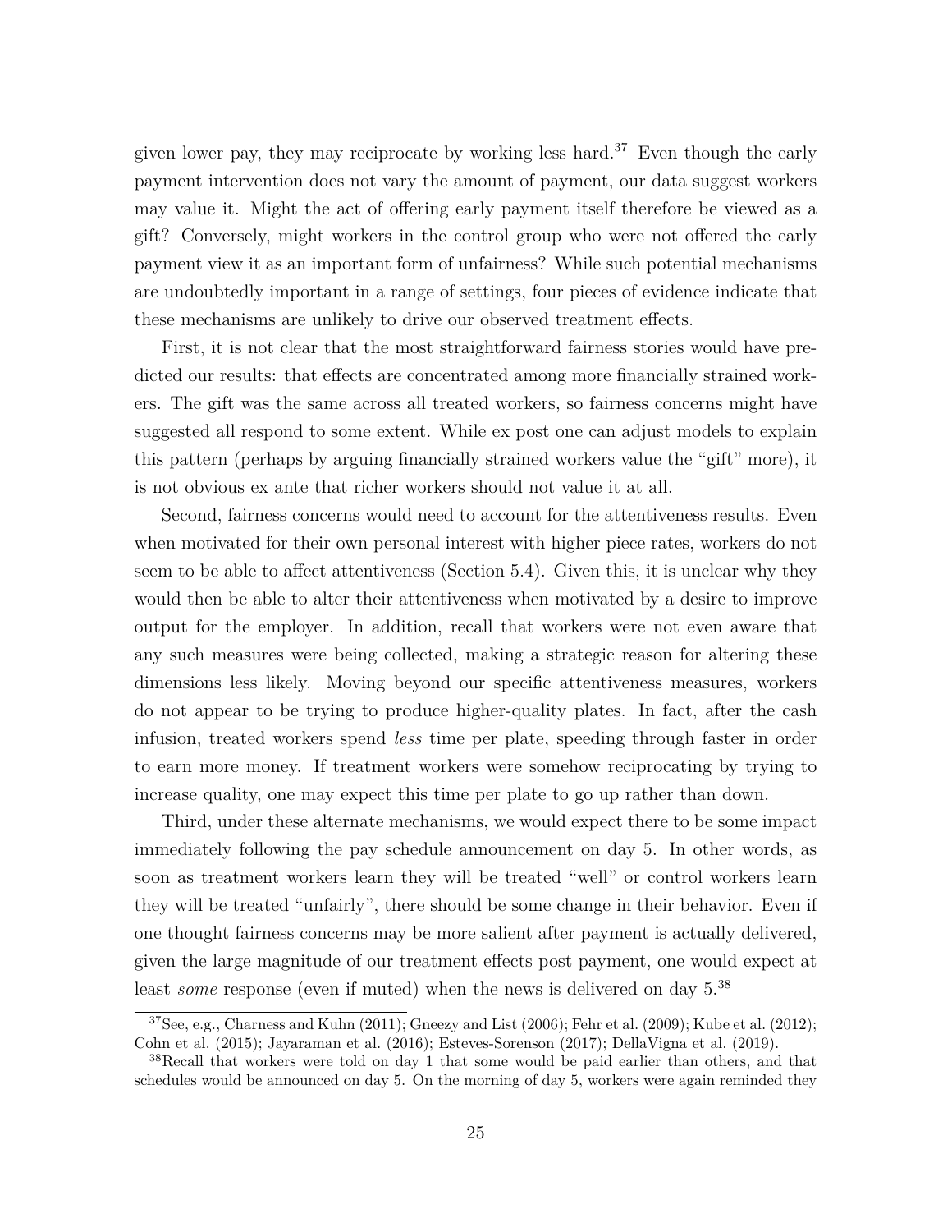given lower pay, they may reciprocate by working less hard.[37] Even though the early payment intervention does not vary the amount of payment, our data suggest workers may value it. Might the act of offering early payment itself therefore be viewed as a gift? Conversely, might workers in the control group who were not offered the early payment view it as an important form of unfairness? While such potential mechanisms are undoubtedly important in a range of settings, four pieces of evidence indicate that these mechanisms are unlikely to drive our observed treatment effects.

First, it is not clear that the most straightforward fairness stories would have predicted our results: that effects are concentrated among more financially strained workers. The gift was the same across all treated workers, so fairness concerns might have suggested all respond to some extent. While ex post one can adjust models to explain this pattern (perhaps by arguing financially strained workers value the "gift" more), it is not obvious ex ante that richer workers should not value it at all.

Second, fairness concerns would need to account for the attentiveness results. Even when motivated for their own personal interest with higher piece rates, workers do not seem to be able to affect attentiveness (Section 5.4). Given this, it is unclear why they would then be able to alter their attentiveness when motivated by a desire to improve output for the employer. In addition, recall that workers were not even aware that any such measures were being collected, making a strategic reason for altering these dimensions less likely. Moving beyond our specific attentiveness measures, workers do not appear to be trying to produce higher-quality plates. In fact, after the cash infusion, treated workers spend *less* time per plate, speeding through faster in order to earn more money. If treatment workers were somehow reciprocating by trying to increase quality, one may expect this time per plate to go up rather than down.

Third, under these alternate mechanisms, we would expect there to be some impact immediately following the pay schedule announcement on day 5. In other words, as soon as treatment workers learn they will be treated "well" or control workers learn they will be treated "unfairly", there should be some change in their behavior. Even if one thought fairness concerns may be more salient after payment is actually delivered, given the large magnitude of our treatment effects post payment, one would expect at least *some* response (even if muted) when the news is delivered on day 5.[38]

[37] See, e.g., Charness and Kuhn (2011); Gneezy and List (2006); Fehr et al. (2009); Kube et al. (2012); Cohn et al. (2015); Jayaraman et al. (2016); Esteves-Sorenson (2017); DellaVigna et al. (2019).

[38] Recall that workers were told on day 1 that some would be paid earlier than others, and that schedules would be announced on day 5. On the morning of day 5, workers were again reminded they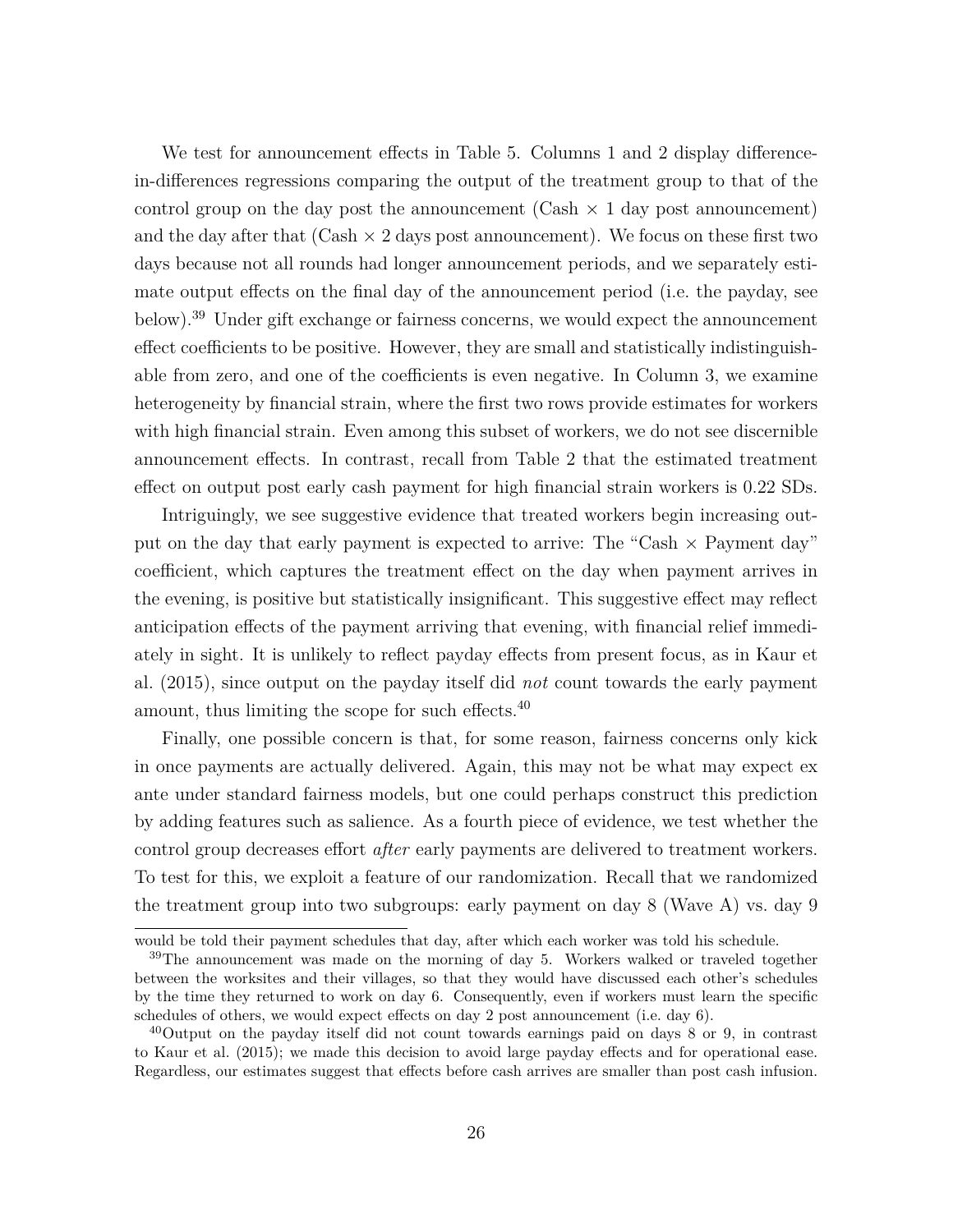We test for announcement effects in Table 5. Columns 1 and 2 display difference-in-differences regressions comparing the output of the treatment group to that of the control group on the day post the announcement (Cash × 1 day post announcement) and the day after that (Cash × 2 days post announcement). We focus on these first two days because not all rounds had longer announcement periods, and we separately estimate output effects on the final day of the announcement period (i.e. the payday, see below).[39] Under gift exchange or fairness concerns, we would expect the announcement effect coefficients to be positive. However, they are small and statistically indistinguishable from zero, and one of the coefficients is even negative. In Column 3, we examine heterogeneity by financial strain, where the first two rows provide estimates for workers with high financial strain. Even among this subset of workers, we do not see discernible announcement effects. In contrast, recall from Table 2 that the estimated treatment effect on output post early cash payment for high financial strain workers is 0.22 SDs.

Intriguingly, we see suggestive evidence that treated workers begin increasing output on the day that early payment is expected to arrive: The "Cash × Payment day" coefficient, which captures the treatment effect on the day when payment arrives in the evening, is positive but statistically insignificant. This suggestive effect may reflect anticipation effects of the payment arriving that evening, with financial relief immediately in sight. It is unlikely to reflect payday effects from present focus, as in Kaur et al. (2015), since output on the payday itself did *not* count towards the early payment amount, thus limiting the scope for such effects.[40]

Finally, one possible concern is that, for some reason, fairness concerns only kick in once payments are actually delivered. Again, this may not be what may expect ex ante under standard fairness models, but one could perhaps construct this prediction by adding features such as salience. As a fourth piece of evidence, we test whether the control group decreases effort *after* early payments are delivered to treatment workers. To test for this, we exploit a feature of our randomization. Recall that we randomized the treatment group into two subgroups: early payment on day 8 (Wave A) vs. day 9

would be told their payment schedules that day, after which each worker was told his schedule.

[39] The announcement was made on the morning of day 5. Workers walked or traveled together between the worksites and their villages, so that they would have discussed each other's schedules by the time they returned to work on day 6. Consequently, even if workers must learn the specific schedules of others, we would expect effects on day 2 post announcement (i.e. day 6).

[40] Output on the payday itself did not count towards earnings paid on days 8 or 9, in contrast to Kaur et al. (2015); we made this decision to avoid large payday effects and for operational ease. Regardless, our estimates suggest that effects before cash arrives are smaller than post cash infusion.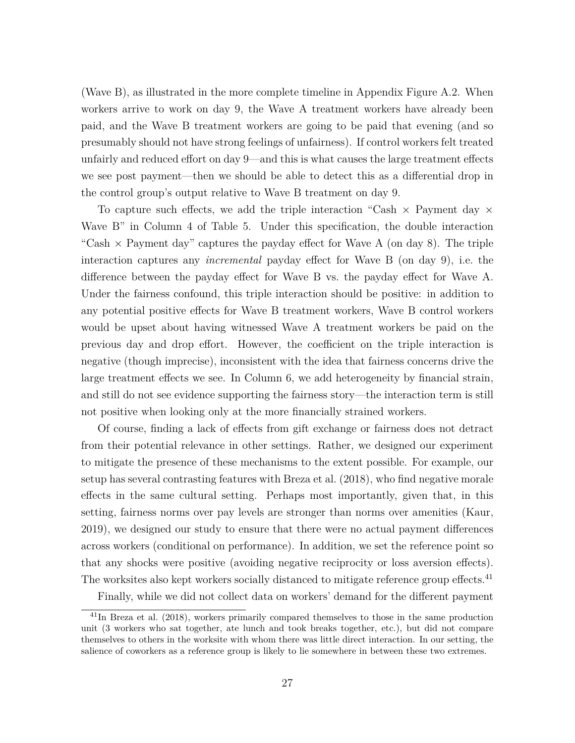(Wave B), as illustrated in the more complete timeline in Appendix Figure A.2. When workers arrive to work on day 9, the Wave A treatment workers have already been paid, and the Wave B treatment workers are going to be paid that evening (and so presumably should not have strong feelings of unfairness). If control workers felt treated unfairly and reduced effort on day 9—and this is what causes the large treatment effects we see post payment—then we should be able to detect this as a differential drop in the control group's output relative to Wave B treatment on day 9.

To capture such effects, we add the triple interaction "Cash × Payment day × Wave B" in Column 4 of Table 5. Under this specification, the double interaction "Cash × Payment day" captures the payday effect for Wave A (on day 8). The triple interaction captures any *incremental* payday effect for Wave B (on day 9), i.e. the difference between the payday effect for Wave B vs. the payday effect for Wave A. Under the fairness confound, this triple interaction should be positive: in addition to any potential positive effects for Wave B treatment workers, Wave B control workers would be upset about having witnessed Wave A treatment workers be paid on the previous day and drop effort. However, the coefficient on the triple interaction is negative (though imprecise), inconsistent with the idea that fairness concerns drive the large treatment effects we see. In Column 6, we add heterogeneity by financial strain, and still do not see evidence supporting the fairness story—the interaction term is still not positive when looking only at the more financially strained workers.

Of course, finding a lack of effects from gift exchange or fairness does not detract from their potential relevance in other settings. Rather, we designed our experiment to mitigate the presence of these mechanisms to the extent possible. For example, our setup has several contrasting features with Breza et al. (2018), who find negative morale effects in the same cultural setting. Perhaps most importantly, given that, in this setting, fairness norms over pay levels are stronger than norms over amenities (Kaur, 2019), we designed our study to ensure that there were no actual payment differences across workers (conditional on performance). In addition, we set the reference point so that any shocks were positive (avoiding negative reciprocity or loss aversion effects). The worksites also kept workers socially distanced to mitigate reference group effects.[41]

Finally, while we did not collect data on workers' demand for the different payment

[41] In Breza et al. (2018), workers primarily compared themselves to those in the same production unit (3 workers who sat together, ate lunch and took breaks together, etc.), but did not compare themselves to others in the worksite with whom there was little direct interaction. In our setting, the salience of coworkers as a reference group is likely to lie somewhere in between these two extremes.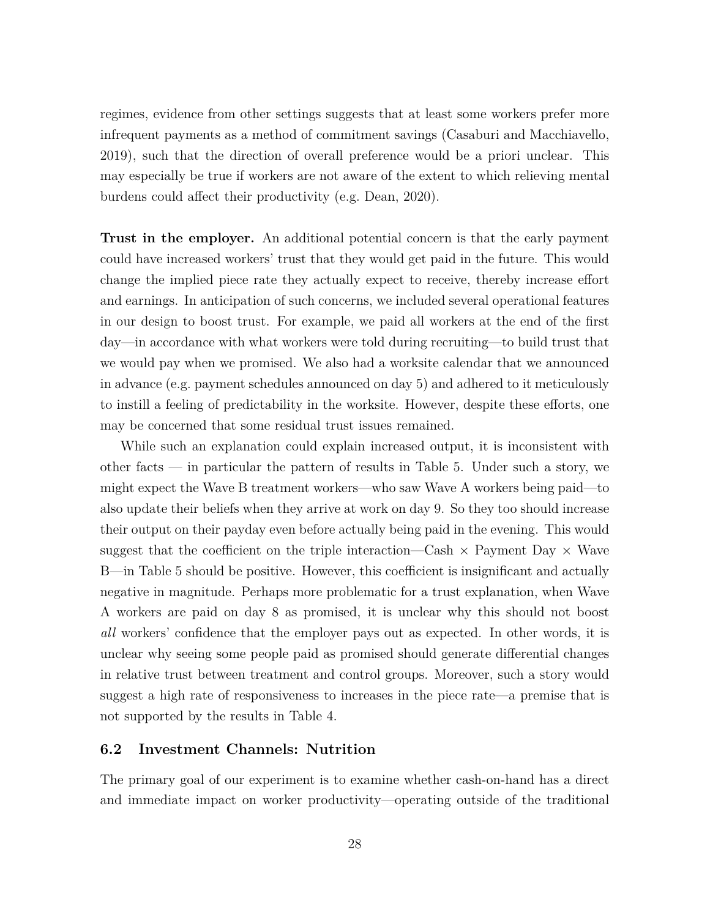regimes, evidence from other settings suggests that at least some workers prefer more infrequent payments as a method of commitment savings (Casaburi and Macchiavello, 2019), such that the direction of overall preference would be a priori unclear. This may especially be true if workers are not aware of the extent to which relieving mental burdens could affect their productivity (e.g. Dean, 2020).

**Trust in the employer.** An additional potential concern is that the early payment could have increased workers' trust that they would get paid in the future. This would change the implied piece rate they actually expect to receive, thereby increase effort and earnings. In anticipation of such concerns, we included several operational features in our design to boost trust. For example, we paid all workers at the end of the first day—in accordance with what workers were told during recruiting—to build trust that we would pay when we promised. We also had a worksite calendar that we announced in advance (e.g. payment schedules announced on day 5) and adhered to it meticulously to instill a feeling of predictability in the worksite. However, despite these efforts, one may be concerned that some residual trust issues remained.

While such an explanation could explain increased output, it is inconsistent with other facts — in particular the pattern of results in Table 5. Under such a story, we might expect the Wave B treatment workers—who saw Wave A workers being paid—to also update their beliefs when they arrive at work on day 9. So they too should increase their output on their payday even before actually being paid in the evening. This would suggest that the coefficient on the triple interaction—Cash × Payment Day × Wave B—in Table 5 should be positive. However, this coefficient is insignificant and actually negative in magnitude. Perhaps more problematic for a trust explanation, when Wave A workers are paid on day 8 as promised, it is unclear why this should not boost *all* workers' confidence that the employer pays out as expected. In other words, it is unclear why seeing some people paid as promised should generate differential changes in relative trust between treatment and control groups. Moreover, such a story would suggest a high rate of responsiveness to increases in the piece rate—a premise that is not supported by the results in Table 4.

## 6.2 Investment Channels: Nutrition

The primary goal of our experiment is to examine whether cash-on-hand has a direct and immediate impact on worker productivity—operating outside of the traditional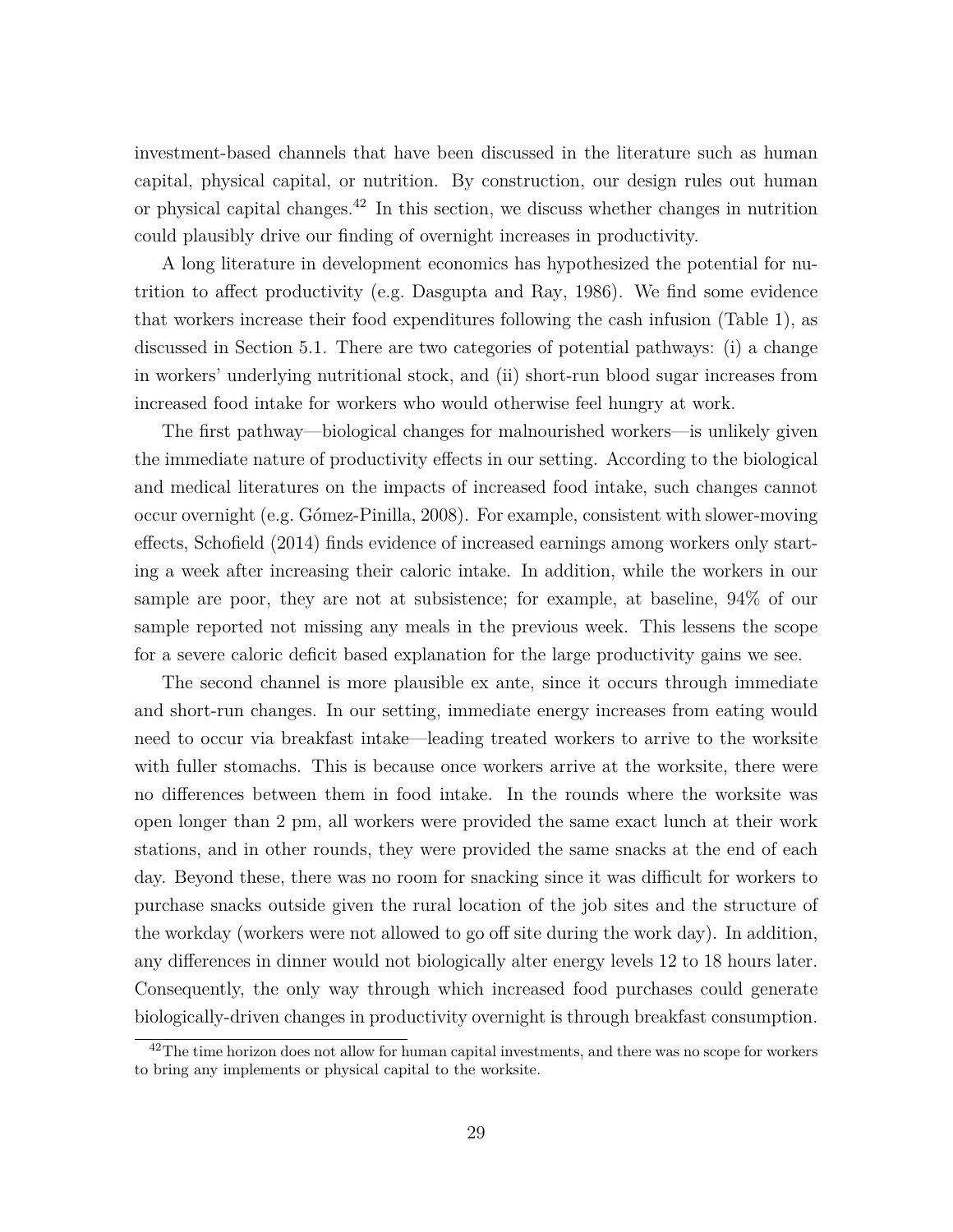investment-based channels that have been discussed in the literature such as human capital, physical capital, or nutrition. By construction, our design rules out human or physical capital changes.[42] In this section, we discuss whether changes in nutrition could plausibly drive our finding of overnight increases in productivity.

A long literature in development economics has hypothesized the potential for nutrition to affect productivity (e.g. Dasgupta and Ray, 1986). We find some evidence that workers increase their food expenditures following the cash infusion (Table 1), as discussed in Section 5.1. There are two categories of potential pathways: (i) a change in workers' underlying nutritional stock, and (ii) short-run blood sugar increases from increased food intake for workers who would otherwise feel hungry at work.

The first pathway—biological changes for malnourished workers—is unlikely given the immediate nature of productivity effects in our setting. According to the biological and medical literatures on the impacts of increased food intake, such changes cannot occur overnight (e.g. Gómez-Pinilla, 2008). For example, consistent with slower-moving effects, Schofield (2014) finds evidence of increased earnings among workers only starting a week after increasing their caloric intake. In addition, while the workers in our sample are poor, they are not at subsistence; for example, at baseline, 94% of our sample reported not missing any meals in the previous week. This lessens the scope for a severe caloric deficit based explanation for the large productivity gains we see.

The second channel is more plausible ex ante, since it occurs through immediate and short-run changes. In our setting, immediate energy increases from eating would need to occur via breakfast intake—leading treated workers to arrive to the worksite with fuller stomachs. This is because once workers arrive at the worksite, there were no differences between them in food intake. In the rounds where the worksite was open longer than 2 pm, all workers were provided the same exact lunch at their work stations, and in other rounds, they were provided the same snacks at the end of each day. Beyond these, there was no room for snacking since it was difficult for workers to purchase snacks outside given the rural location of the job sites and the structure of the workday (workers were not allowed to go off site during the work day). In addition, any differences in dinner would not biologically alter energy levels 12 to 18 hours later. Consequently, the only way through which increased food purchases could generate biologically-driven changes in productivity overnight is through breakfast consumption.

[42] The time horizon does not allow for human capital investments, and there was no scope for workers to bring any implements or physical capital to the worksite.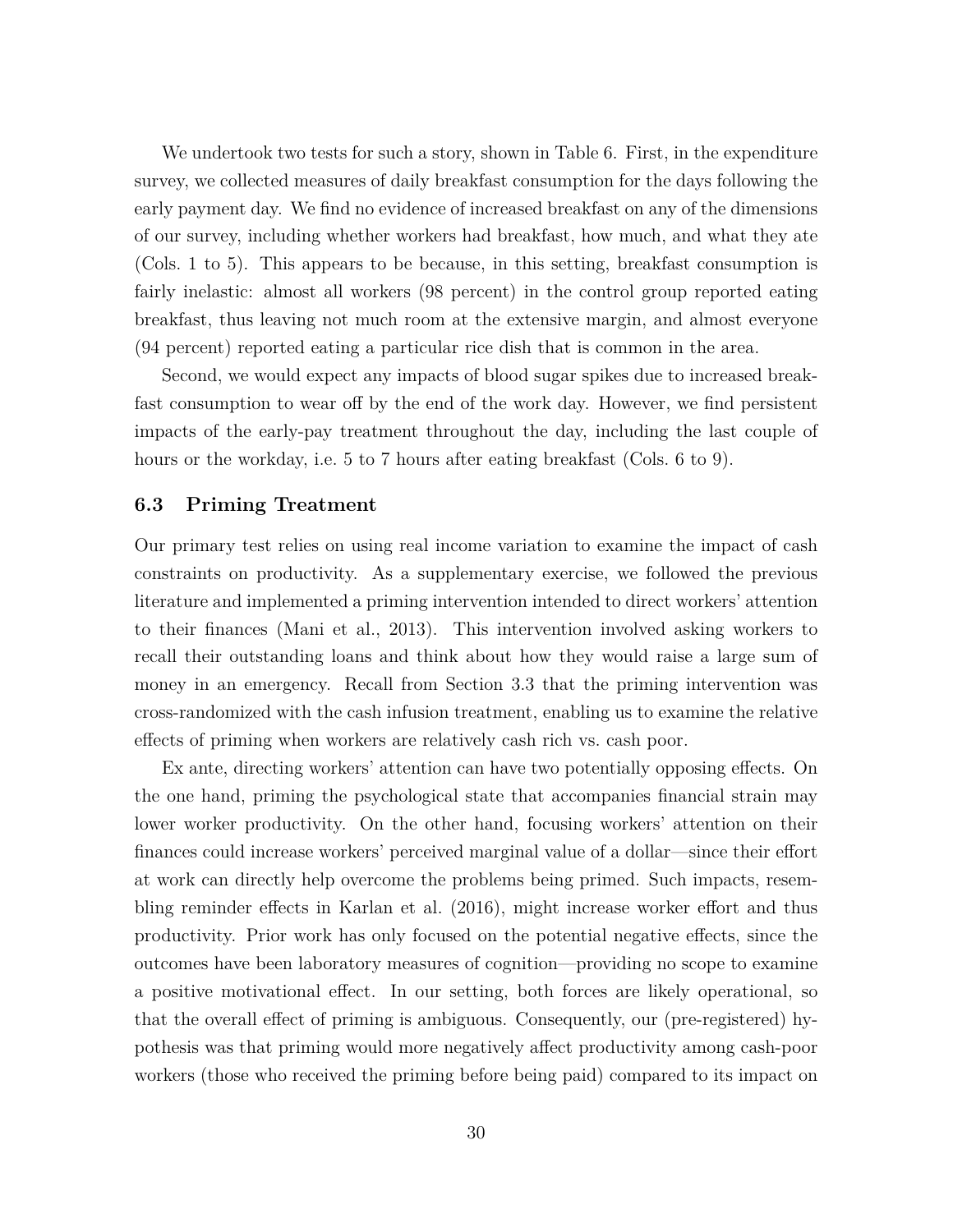We undertook two tests for such a story, shown in Table 6. First, in the expenditure survey, we collected measures of daily breakfast consumption for the days following the early payment day. We find no evidence of increased breakfast on any of the dimensions of our survey, including whether workers had breakfast, how much, and what they ate (Cols. 1 to 5). This appears to be because, in this setting, breakfast consumption is fairly inelastic: almost all workers (98 percent) in the control group reported eating breakfast, thus leaving not much room at the extensive margin, and almost everyone (94 percent) reported eating a particular rice dish that is common in the area.

Second, we would expect any impacts of blood sugar spikes due to increased breakfast consumption to wear off by the end of the work day. However, we find persistent impacts of the early-pay treatment throughout the day, including the last couple of hours or the workday, i.e. 5 to 7 hours after eating breakfast (Cols. 6 to 9).

### 6.3 Priming Treatment

Our primary test relies on using real income variation to examine the impact of cash constraints on productivity. As a supplementary exercise, we followed the previous literature and implemented a priming intervention intended to direct workers' attention to their finances (Mani et al., 2013). This intervention involved asking workers to recall their outstanding loans and think about how they would raise a large sum of money in an emergency. Recall from Section 3.3 that the priming intervention was cross-randomized with the cash infusion treatment, enabling us to examine the relative effects of priming when workers are relatively cash rich vs. cash poor.

Ex ante, directing workers' attention can have two potentially opposing effects. On the one hand, priming the psychological state that accompanies financial strain may lower worker productivity. On the other hand, focusing workers' attention on their finances could increase workers' perceived marginal value of a dollar—since their effort at work can directly help overcome the problems being primed. Such impacts, resembling reminder effects in Karlan et al. (2016), might increase worker effort and thus productivity. Prior work has only focused on the potential negative effects, since the outcomes have been laboratory measures of cognition—providing no scope to examine a positive motivational effect. In our setting, both forces are likely operational, so that the overall effect of priming is ambiguous. Consequently, our (pre-registered) hypothesis was that priming would more negatively affect productivity among cash-poor workers (those who received the priming before being paid) compared to its impact on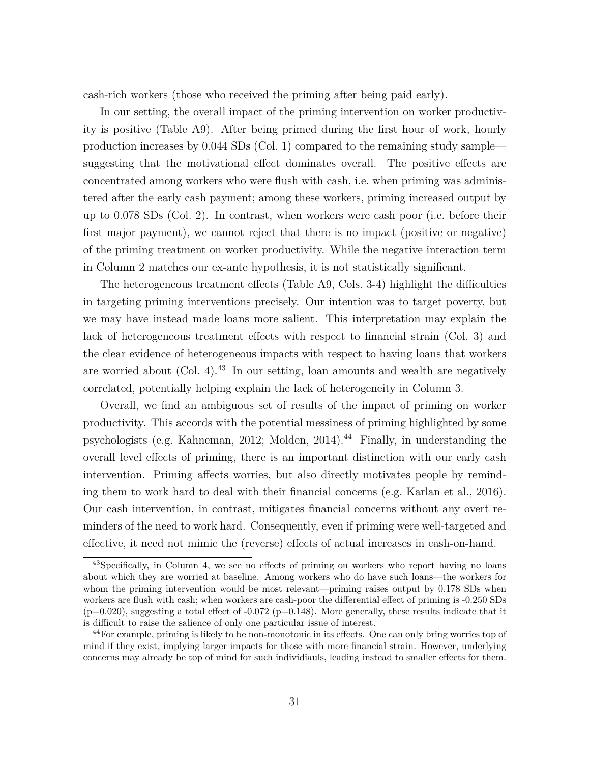cash-rich workers (those who received the priming after being paid early).

In our setting, the overall impact of the priming intervention on worker productivity is positive (Table A9). After being primed during the first hour of work, hourly production increases by 0.044 SDs (Col. 1) compared to the remaining study sample—suggesting that the motivational effect dominates overall. The positive effects are concentrated among workers who were flush with cash, i.e. when priming was administered after the early cash payment; among these workers, priming increased output by up to 0.078 SDs (Col. 2). In contrast, when workers were cash poor (i.e. before their first major payment), we cannot reject that there is no impact (positive or negative) of the priming treatment on worker productivity. While the negative interaction term in Column 2 matches our ex-ante hypothesis, it is not statistically significant.

The heterogeneous treatment effects (Table A9, Cols. 3-4) highlight the difficulties in targeting priming interventions precisely. Our intention was to target poverty, but we may have instead made loans more salient. This interpretation may explain the lack of heterogeneous treatment effects with respect to financial strain (Col. 3) and the clear evidence of heterogeneous impacts with respect to having loans that workers are worried about (Col. 4).[43] In our setting, loan amounts and wealth are negatively correlated, potentially helping explain the lack of heterogeneity in Column 3.

Overall, we find an ambiguous set of results of the impact of priming on worker productivity. This accords with the potential messiness of priming highlighted by some psychologists (e.g. Kahneman, 2012; Molden, 2014).[44] Finally, in understanding the overall level effects of priming, there is an important distinction with our early cash intervention. Priming affects worries, but also directly motivates people by reminding them to work hard to deal with their financial concerns (e.g. Karlan et al., 2016). Our cash intervention, in contrast, mitigates financial concerns without any overt reminders of the need to work hard. Consequently, even if priming were well-targeted and effective, it need not mimic the (reverse) effects of actual increases in cash-on-hand.

[43] Specifically, in Column 4, we see no effects of priming on workers who report having no loans about which they are worried at baseline. Among workers who do have such loans—the workers for whom the priming intervention would be most relevant—priming raises output by 0.178 SDs when workers are flush with cash; when workers are cash-poor the differential effect of priming is -0.250 SDs (p=0.020), suggesting a total effect of -0.072 (p=0.148). More generally, these results indicate that it is difficult to raise the salience of only one particular issue of interest.

[44] For example, priming is likely to be non-monotonic in its effects. One can only bring worries top of mind if they exist, implying larger impacts for those with more financial strain. However, underlying concerns may already be top of mind for such individiauls, leading instead to smaller effects for them.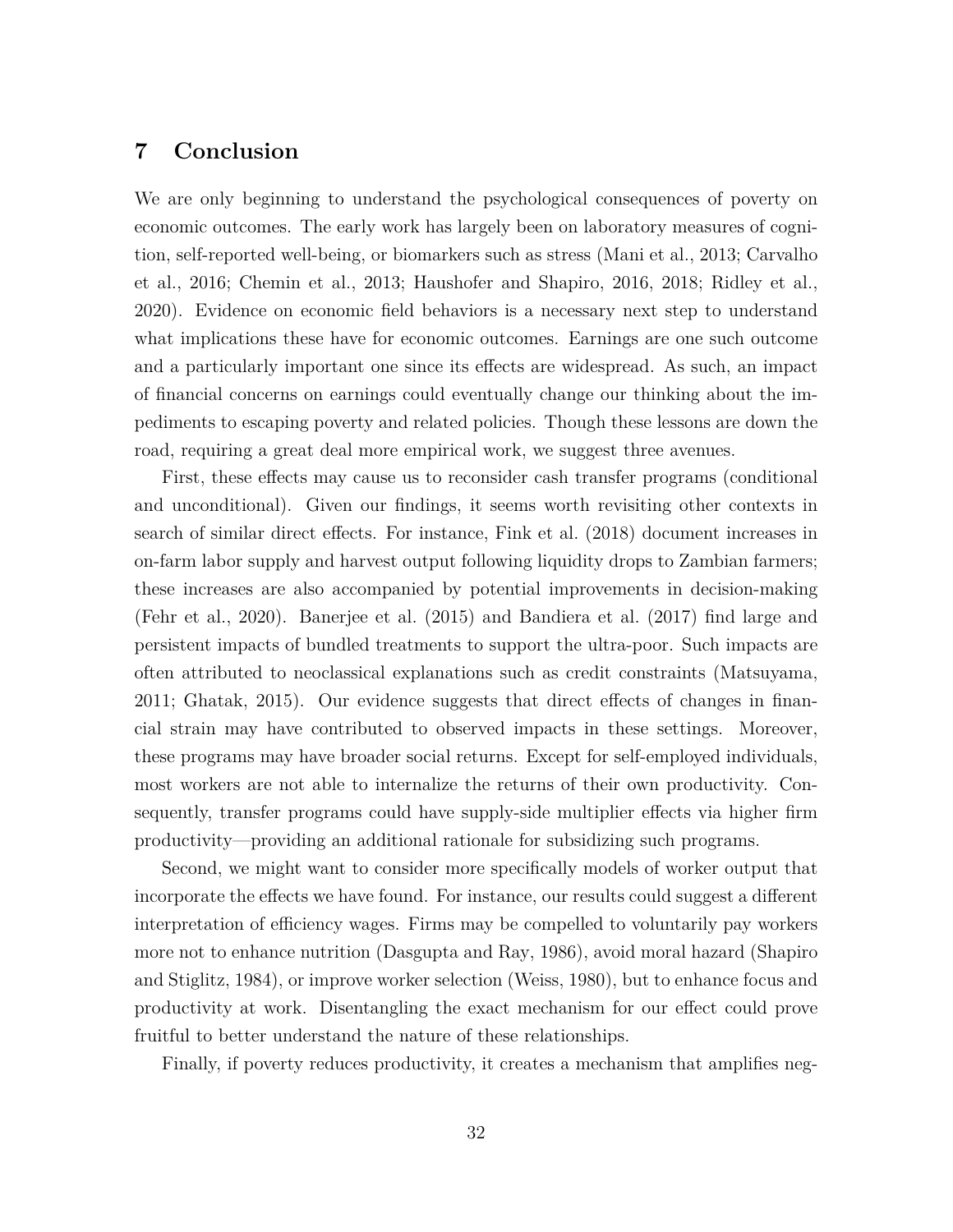## 7 Conclusion

We are only beginning to understand the psychological consequences of poverty on economic outcomes. The early work has largely been on laboratory measures of cognition, self-reported well-being, or biomarkers such as stress (Mani et al., 2013; Carvalho et al., 2016; Chemin et al., 2013; Haushofer and Shapiro, 2016, 2018; Ridley et al., 2020). Evidence on economic field behaviors is a necessary next step to understand what implications these have for economic outcomes. Earnings are one such outcome and a particularly important one since its effects are widespread. As such, an impact of financial concerns on earnings could eventually change our thinking about the impediments to escaping poverty and related policies. Though these lessons are down the road, requiring a great deal more empirical work, we suggest three avenues.

First, these effects may cause us to reconsider cash transfer programs (conditional and unconditional). Given our findings, it seems worth revisiting other contexts in search of similar direct effects. For instance, Fink et al. (2018) document increases in on-farm labor supply and harvest output following liquidity drops to Zambian farmers; these increases are also accompanied by potential improvements in decision-making (Fehr et al., 2020). Banerjee et al. (2015) and Bandiera et al. (2017) find large and persistent impacts of bundled treatments to support the ultra-poor. Such impacts are often attributed to neoclassical explanations such as credit constraints (Matsuyama, 2011; Ghatak, 2015). Our evidence suggests that direct effects of changes in financial strain may have contributed to observed impacts in these settings. Moreover, these programs may have broader social returns. Except for self-employed individuals, most workers are not able to internalize the returns of their own productivity. Consequently, transfer programs could have supply-side multiplier effects via higher firm productivity—providing an additional rationale for subsidizing such programs.

Second, we might want to consider more specifically models of worker output that incorporate the effects we have found. For instance, our results could suggest a different interpretation of efficiency wages. Firms may be compelled to voluntarily pay workers more not to enhance nutrition (Dasgupta and Ray, 1986), avoid moral hazard (Shapiro and Stiglitz, 1984), or improve worker selection (Weiss, 1980), but to enhance focus and productivity at work. Disentangling the exact mechanism for our effect could prove fruitful to better understand the nature of these relationships.

Finally, if poverty reduces productivity, it creates a mechanism that amplifies neg-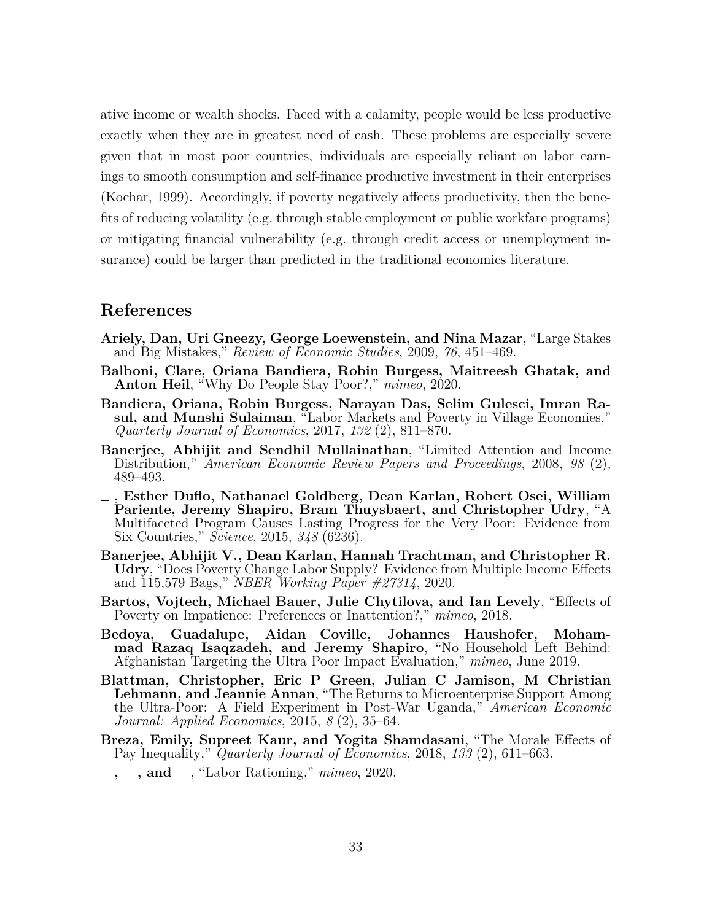ative income or wealth shocks. Faced with a calamity, people would be less productive exactly when they are in greatest need of cash. These problems are especially severe given that in most poor countries, individuals are especially reliant on labor earnings to smooth consumption and self-finance productive investment in their enterprises (Kochar, 1999). Accordingly, if poverty negatively affects productivity, then the benefits of reducing volatility (e.g. through stable employment or public workfare programs) or mitigating financial vulnerability (e.g. through credit access or unemployment insurance) could be larger than predicted in the traditional economics literature.

## References

**Ariely, Dan, Uri Gneezy, George Loewenstein, and Nina Mazar**, "Large Stakes and Big Mistakes," *Review of Economic Studies*, 2009, *76*, 451–469.

**Balboni, Clare, Oriana Bandiera, Robin Burgess, Maitreesh Ghatak, and Anton Heil**, "Why Do People Stay Poor?," *mimeo*, 2020.

**Bandiera, Oriana, Robin Burgess, Narayan Das, Selim Gulesci, Imran Rasul, and Munshi Sulaiman**, "Labor Markets and Poverty in Village Economies," *Quarterly Journal of Economics*, 2017, *132* (2), 811–870.

**Banerjee, Abhijit and Sendhil Mullainathan**, "Limited Attention and Income Distribution," *American Economic Review Papers and Proceedings*, 2008, *98* (2), 489–493.

**_ , Esther Duflo, Nathanael Goldberg, Dean Karlan, Robert Osei, William Pariente, Jeremy Shapiro, Bram Thuysbaert, and Christopher Udry**, "A Multifaceted Program Causes Lasting Progress for the Very Poor: Evidence from Six Countries," *Science*, 2015, *348* (6236).

**Banerjee, Abhijit V., Dean Karlan, Hannah Trachtman, and Christopher R. Udry**, "Does Poverty Change Labor Supply? Evidence from Multiple Income Effects and 115,579 Bags," *NBER Working Paper #27314*, 2020.

**Bartos, Vojtech, Michael Bauer, Julie Chytilova, and Ian Levely**, "Effects of Poverty on Impatience: Preferences or Inattention?," *mimeo*, 2018.

**Bedoya, Guadalupe, Aidan Coville, Johannes Haushofer, Mohammad Razaq Isaqzadeh, and Jeremy Shapiro**, "No Household Left Behind: Afghanistan Targeting the Ultra Poor Impact Evaluation," *mimeo*, June 2019.

**Blattman, Christopher, Eric P Green, Julian C Jamison, M Christian Lehmann, and Jeannie Annan**, "The Returns to Microenterprise Support Among the Ultra-Poor: A Field Experiment in Post-War Uganda," *American Economic Journal: Applied Economics*, 2015, *8* (2), 35–64.

**Breza, Emily, Supreet Kaur, and Yogita Shamdasani**, "The Morale Effects of Pay Inequality," *Quarterly Journal of Economics*, 2018, *133* (2), 611–663.

**_ , _ , and _** , "Labor Rationing," *mimeo*, 2020.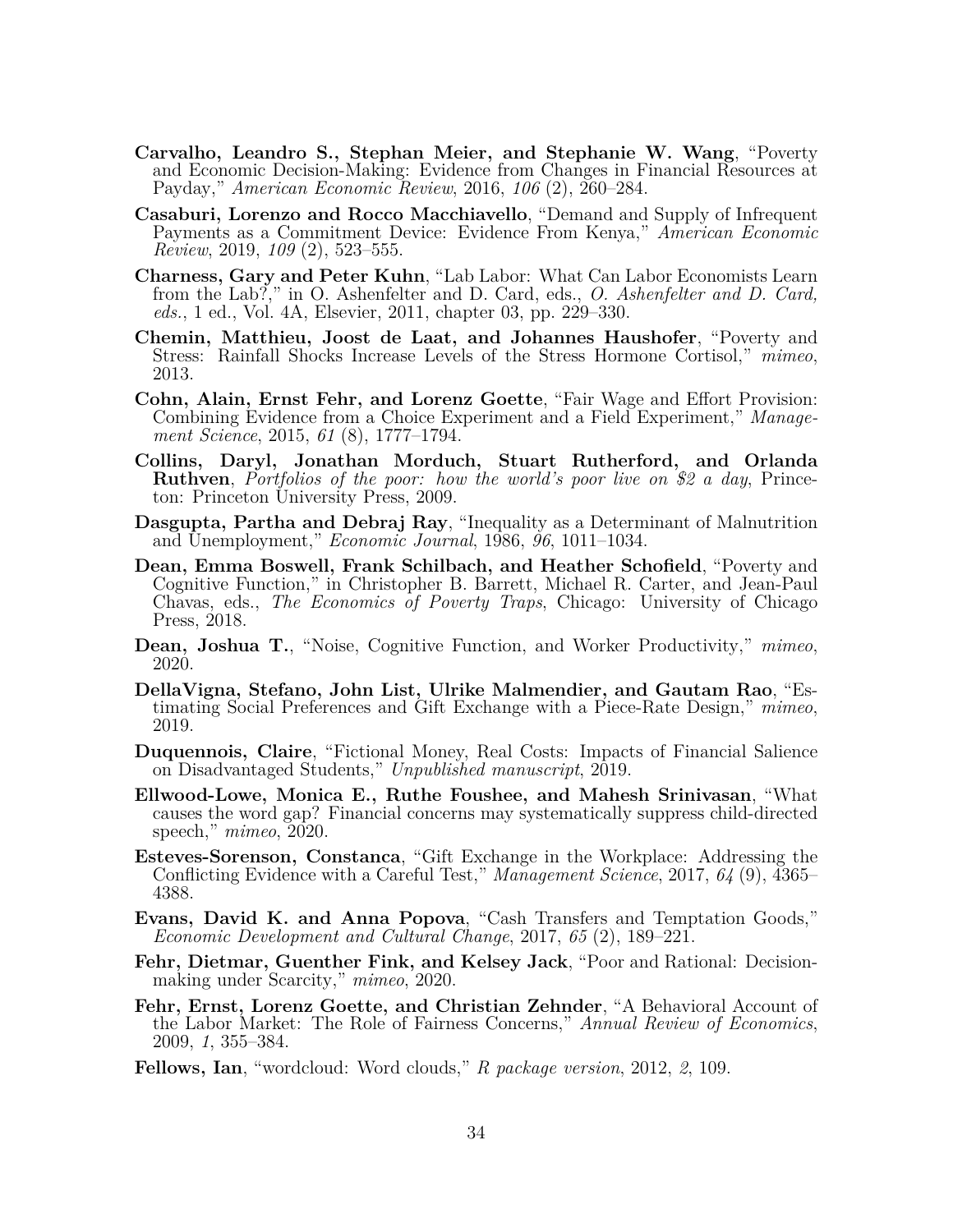**Carvalho, Leandro S., Stephan Meier, and Stephanie W. Wang**, "Poverty and Economic Decision-Making: Evidence from Changes in Financial Resources at Payday," *American Economic Review*, 2016, *106* (2), 260–284.

**Casaburi, Lorenzo and Rocco Macchiavello**, "Demand and Supply of Infrequent Payments as a Commitment Device: Evidence From Kenya," *American Economic Review*, 2019, *109* (2), 523–555.

**Charness, Gary and Peter Kuhn**, "Lab Labor: What Can Labor Economists Learn from the Lab?," in O. Ashenfelter and D. Card, eds., *O. Ashenfelter and D. Card, eds.*, 1 ed., Vol. 4A, Elsevier, 2011, chapter 03, pp. 229–330.

**Chemin, Matthieu, Joost de Laat, and Johannes Haushofer**, "Poverty and Stress: Rainfall Shocks Increase Levels of the Stress Hormone Cortisol," *mimeo*, 2013.

**Cohn, Alain, Ernst Fehr, and Lorenz Goette**, "Fair Wage and Effort Provision: Combining Evidence from a Choice Experiment and a Field Experiment," *Management Science*, 2015, *61* (8), 1777–1794.

**Collins, Daryl, Jonathan Morduch, Stuart Rutherford, and Orlanda Ruthven**, *Portfolios of the poor: how the world's poor live on $2 a day*, Princeton: Princeton University Press, 2009.

**Dasgupta, Partha and Debraj Ray**, "Inequality as a Determinant of Malnutrition and Unemployment," *Economic Journal*, 1986, *96*, 1011–1034.

**Dean, Emma Boswell, Frank Schilbach, and Heather Schofield**, "Poverty and Cognitive Function," in Christopher B. Barrett, Michael R. Carter, and Jean-Paul Chavas, eds., *The Economics of Poverty Traps*, Chicago: University of Chicago Press, 2018.

**Dean, Joshua T.**, "Noise, Cognitive Function, and Worker Productivity," *mimeo*, 2020.

**DellaVigna, Stefano, John List, Ulrike Malmendier, and Gautam Rao**, "Estimating Social Preferences and Gift Exchange with a Piece-Rate Design," *mimeo*, 2019.

**Duquennois, Claire**, "Fictional Money, Real Costs: Impacts of Financial Salience on Disadvantaged Students," *Unpublished manuscript*, 2019.

**Ellwood-Lowe, Monica E., Ruthe Foushee, and Mahesh Srinivasan**, "What causes the word gap? Financial concerns may systematically suppress child-directed speech," *mimeo*, 2020.

**Esteves-Sorenson, Constanca**, "Gift Exchange in the Workplace: Addressing the Conflicting Evidence with a Careful Test," *Management Science*, 2017, *64* (9), 4365–4388.

**Evans, David K. and Anna Popova**, "Cash Transfers and Temptation Goods," *Economic Development and Cultural Change*, 2017, *65* (2), 189–221.

**Fehr, Dietmar, Guenther Fink, and Kelsey Jack**, "Poor and Rational: Decision-making under Scarcity," *mimeo*, 2020.

**Fehr, Ernst, Lorenz Goette, and Christian Zehnder**, "A Behavioral Account of the Labor Market: The Role of Fairness Concerns," *Annual Review of Economics*, 2009, *1*, 355–384.

**Fellows, Ian**, "wordcloud: Word clouds," *R package version*, 2012, *2*, 109.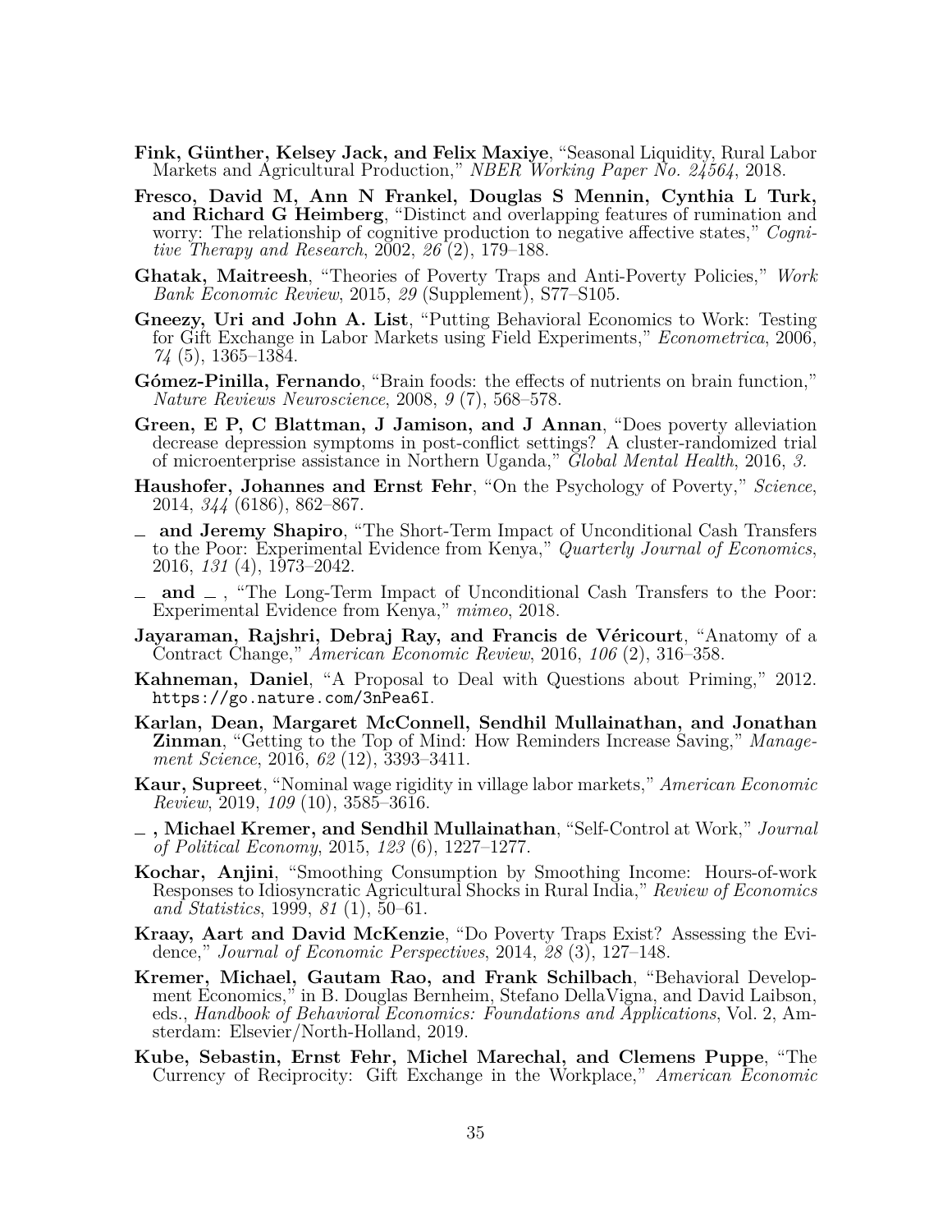**Fink, Günther, Kelsey Jack, and Felix Maxiye**, "Seasonal Liquidity, Rural Labor Markets and Agricultural Production," *NBER Working Paper No. 24564*, 2018.

**Fresco, David M, Ann N Frankel, Douglas S Mennin, Cynthia L Turk, and Richard G Heimberg**, "Distinct and overlapping features of rumination and worry: The relationship of cognitive production to negative affective states," *Cognitive Therapy and Research*, 2002, *26* (2), 179–188.

**Ghatak, Maitreesh**, "Theories of Poverty Traps and Anti-Poverty Policies," *Work Bank Economic Review*, 2015, *29* (Supplement), S77–S105.

**Gneezy, Uri and John A. List**, "Putting Behavioral Economics to Work: Testing for Gift Exchange in Labor Markets using Field Experiments," *Econometrica*, 2006, *74* (5), 1365–1384.

**Gómez-Pinilla, Fernando**, "Brain foods: the effects of nutrients on brain function," *Nature Reviews Neuroscience*, 2008, *9* (7), 568–578.

**Green, E P, C Blattman, J Jamison, and J Annan**, "Does poverty alleviation decrease depression symptoms in post-conflict settings? A cluster-randomized trial of microenterprise assistance in Northern Uganda," *Global Mental Health*, 2016, *3.*

**Haushofer, Johannes and Ernst Fehr**, "On the Psychology of Poverty," *Science*, 2014, *344* (6186), 862–867.

**\_ and Jeremy Shapiro**, "The Short-Term Impact of Unconditional Cash Transfers to the Poor: Experimental Evidence from Kenya," *Quarterly Journal of Economics*, 2016, *131* (4), 1973–2042.

**\_ and \_** , "The Long-Term Impact of Unconditional Cash Transfers to the Poor: Experimental Evidence from Kenya," *mimeo*, 2018.

**Jayaraman, Rajshri, Debraj Ray, and Francis de Véricourt**, "Anatomy of a Contract Change," *American Economic Review*, 2016, *106* (2), 316–358.

**Kahneman, Daniel**, "A Proposal to Deal with Questions about Priming," 2012. https://go.nature.com/3nPea6I.

**Karlan, Dean, Margaret McConnell, Sendhil Mullainathan, and Jonathan Zinman**, "Getting to the Top of Mind: How Reminders Increase Saving," *Management Science*, 2016, *62* (12), 3393–3411.

**Kaur, Supreet**, "Nominal wage rigidity in village labor markets," *American Economic Review*, 2019, *109* (10), 3585–3616.

**\_ , Michael Kremer, and Sendhil Mullainathan**, "Self-Control at Work," *Journal of Political Economy*, 2015, *123* (6), 1227–1277.

**Kochar, Anjini**, "Smoothing Consumption by Smoothing Income: Hours-of-work Responses to Idiosyncratic Agricultural Shocks in Rural India," *Review of Economics and Statistics*, 1999, *81* (1), 50–61.

**Kraay, Aart and David McKenzie**, "Do Poverty Traps Exist? Assessing the Evidence," *Journal of Economic Perspectives*, 2014, *28* (3), 127–148.

**Kremer, Michael, Gautam Rao, and Frank Schilbach**, "Behavioral Development Economics," in B. Douglas Bernheim, Stefano DellaVigna, and David Laibson, eds., *Handbook of Behavioral Economics: Foundations and Applications*, Vol. 2, Amsterdam: Elsevier/North-Holland, 2019.

**Kube, Sebastin, Ernst Fehr, Michel Marechal, and Clemens Puppe**, "The Currency of Reciprocity: Gift Exchange in the Workplace," *American Economic*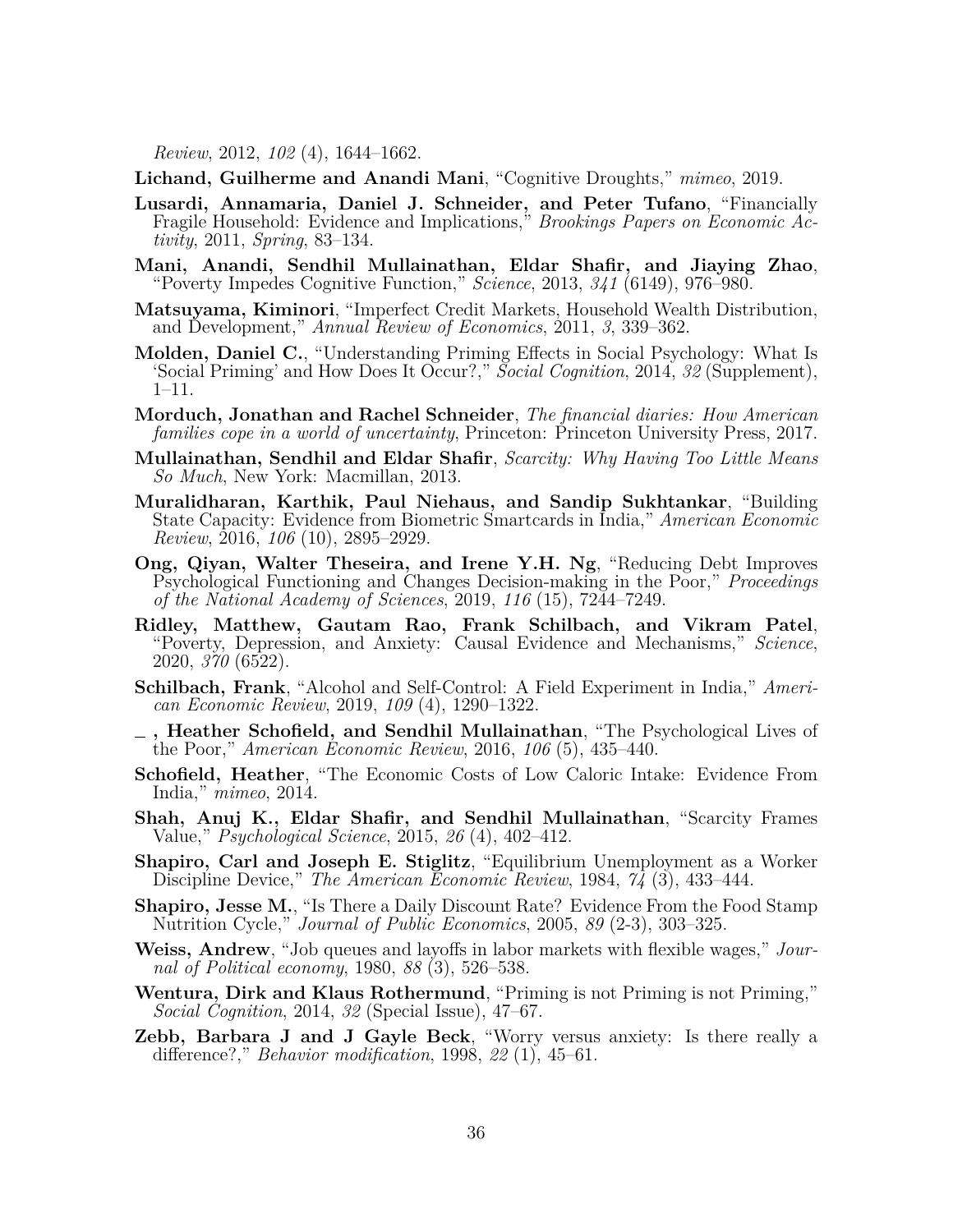*Review*, 2012, *102* (4), 1644–1662.

**Lichand, Guilherme and Anandi Mani**, "Cognitive Droughts," *mimeo*, 2019.

**Lusardi, Annamaria, Daniel J. Schneider, and Peter Tufano**, "Financially Fragile Household: Evidence and Implications," *Brookings Papers on Economic Activity*, 2011, *Spring*, 83–134.

**Mani, Anandi, Sendhil Mullainathan, Eldar Shafir, and Jiaying Zhao**, "Poverty Impedes Cognitive Function," *Science*, 2013, *341* (6149), 976–980.

**Matsuyama, Kiminori**, "Imperfect Credit Markets, Household Wealth Distribution, and Development," *Annual Review of Economics*, 2011, *3*, 339–362.

**Molden, Daniel C.**, "Understanding Priming Effects in Social Psychology: What Is 'Social Priming' and How Does It Occur?," *Social Cognition*, 2014, *32* (Supplement), 1–11.

**Morduch, Jonathan and Rachel Schneider**, *The financial diaries: How American families cope in a world of uncertainty*, Princeton: Princeton University Press, 2017.

**Mullainathan, Sendhil and Eldar Shafir**, *Scarcity: Why Having Too Little Means So Much*, New York: Macmillan, 2013.

**Muralidharan, Karthik, Paul Niehaus, and Sandip Sukhtankar**, "Building State Capacity: Evidence from Biometric Smartcards in India," *American Economic Review*, 2016, *106* (10), 2895–2929.

**Ong, Qiyan, Walter Theseira, and Irene Y.H. Ng**, "Reducing Debt Improves Psychological Functioning and Changes Decision-making in the Poor," *Proceedings of the National Academy of Sciences*, 2019, *116* (15), 7244–7249.

**Ridley, Matthew, Gautam Rao, Frank Schilbach, and Vikram Patel**, "Poverty, Depression, and Anxiety: Causal Evidence and Mechanisms," *Science*, 2020, *370* (6522).

**Schilbach, Frank**, "Alcohol and Self-Control: A Field Experiment in India," *American Economic Review*, 2019, *109* (4), 1290–1322.

**_ , Heather Schofield, and Sendhil Mullainathan**, "The Psychological Lives of the Poor," *American Economic Review*, 2016, *106* (5), 435–440.

**Schofield, Heather**, "The Economic Costs of Low Caloric Intake: Evidence From India," *mimeo*, 2014.

**Shah, Anuj K., Eldar Shafir, and Sendhil Mullainathan**, "Scarcity Frames Value," *Psychological Science*, 2015, *26* (4), 402–412.

**Shapiro, Carl and Joseph E. Stiglitz**, "Equilibrium Unemployment as a Worker Discipline Device," *The American Economic Review*, 1984, *74* (3), 433–444.

**Shapiro, Jesse M.**, "Is There a Daily Discount Rate? Evidence From the Food Stamp Nutrition Cycle," *Journal of Public Economics*, 2005, *89* (2-3), 303–325.

**Weiss, Andrew**, "Job queues and layoffs in labor markets with flexible wages," *Journal of Political economy*, 1980, *88* (3), 526–538.

**Wentura, Dirk and Klaus Rothermund**, "Priming is not Priming is not Priming," *Social Cognition*, 2014, *32* (Special Issue), 47–67.

**Zebb, Barbara J and J Gayle Beck**, "Worry versus anxiety: Is there really a difference?," *Behavior modification*, 1998, *22* (1), 45–61.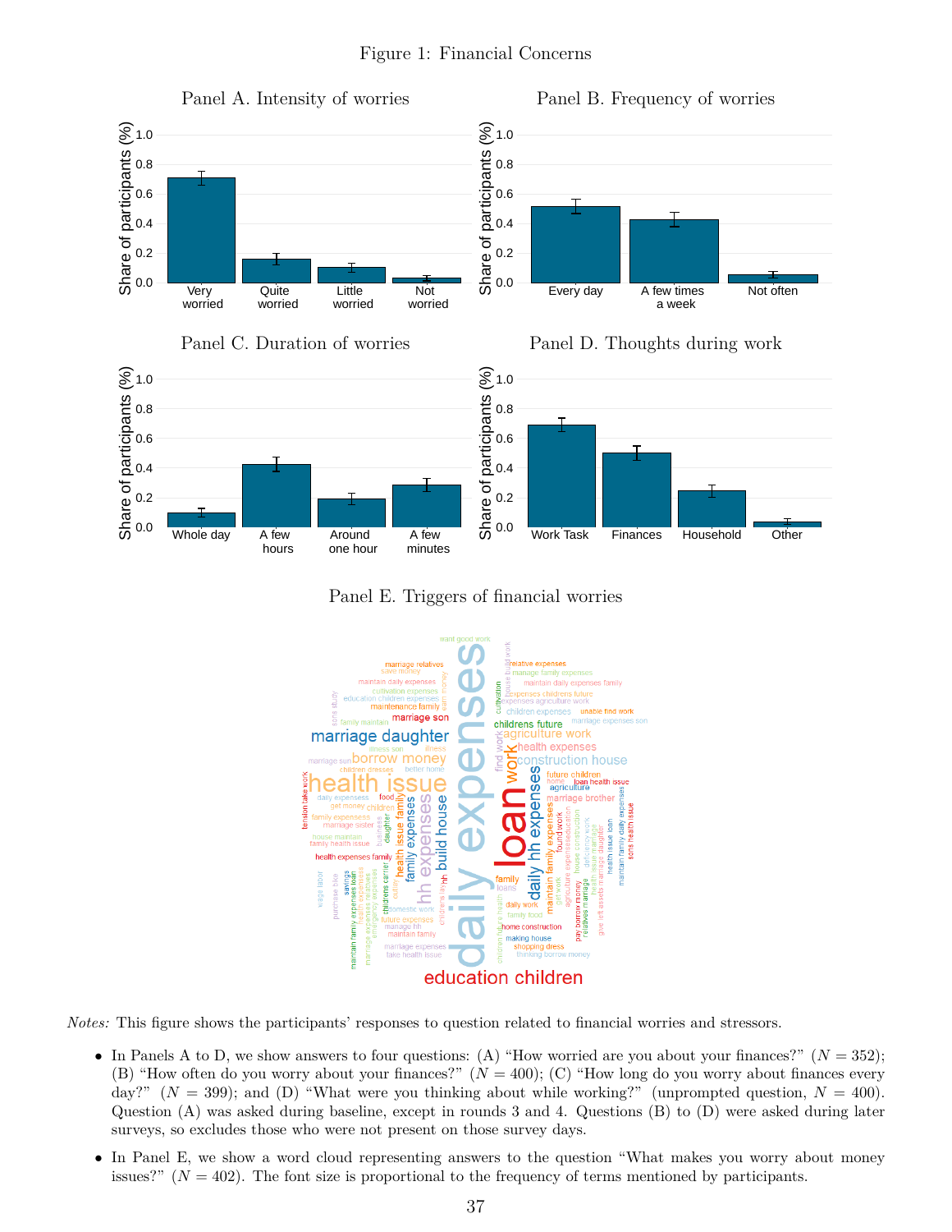Figure 1: Financial Concerns

Panel A. Intensity of worries

Panel B. Frequency of worries

Panel C. Duration of worries

Panel D. Thoughts during work

Panel E. Triggers of financial worries

*Notes:* This figure shows the participants' responses to question related to financial worries and stressors.

- In Panels A to D, we show answers to four questions: (A) "How worried are you about your finances?" ($N = 352$); (B) "How often do you worry about your finances?" ($N = 400$); (C) "How long do you worry about finances every day?" ($N = 399$); and (D) "What were you thinking about while working?" (unprompted question, $N = 400$). Question (A) was asked during baseline, except in rounds 3 and 4. Questions (B) to (D) were asked during later surveys, so excludes those who were not present on those survey days.
- In Panel E, we show a word cloud representing answers to the question "What makes you worry about money issues?" ($N = 402$). The font size is proportional to the frequency of terms mentioned by participants.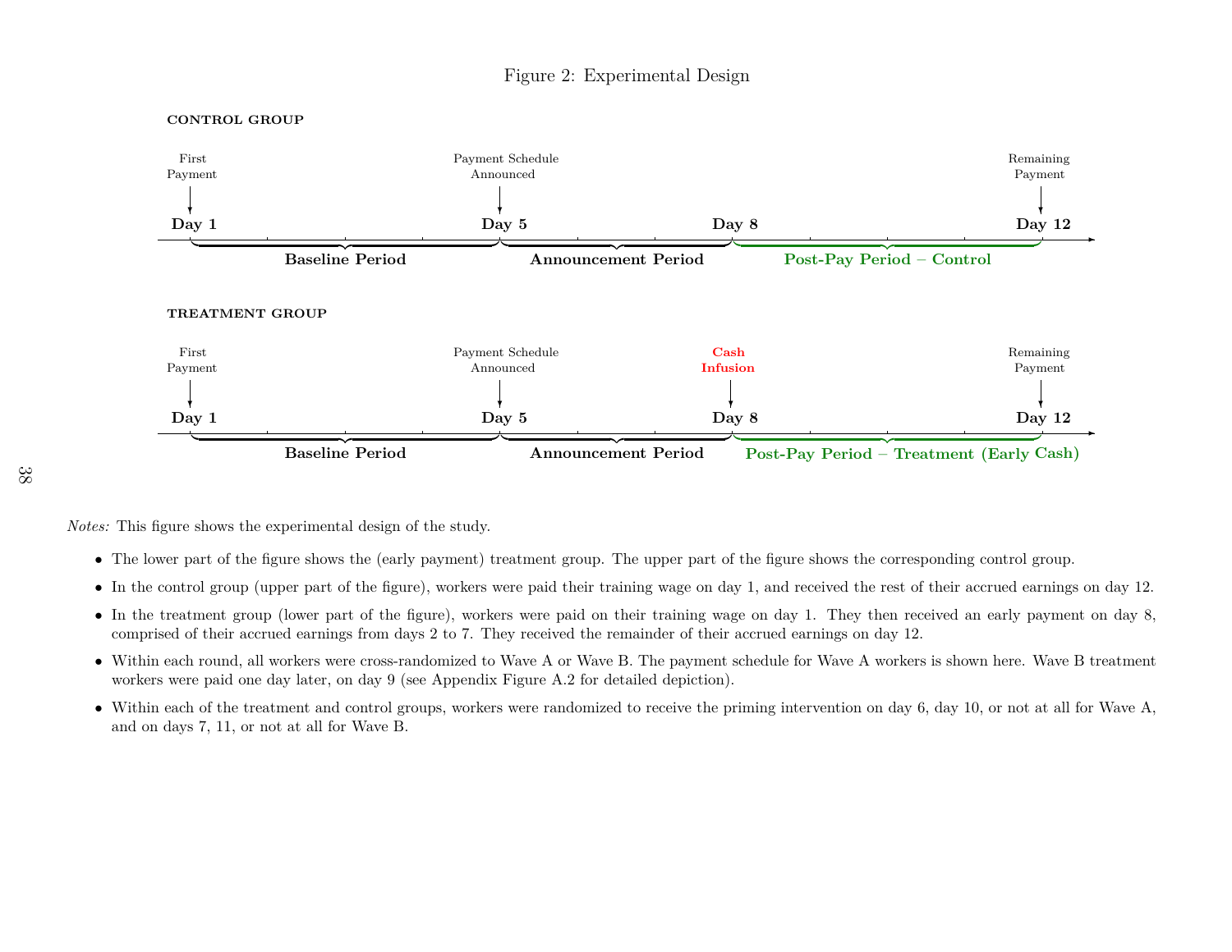Figure 2: Experimental Design

**CONTROL GROUP**

First Payment — Day 1; Payment Schedule Announced — Day 5; Day 8; Remaining Payment — Day 12

Baseline Period | Announcement Period | Post-Pay Period – Control

**TREATMENT GROUP**

First Payment — Day 1; Payment Schedule Announced — Day 5; Cash Infusion — Day 8; Remaining Payment — Day 12

Baseline Period | Announcement Period | Post-Pay Period – Treatment (Early Cash)

*Notes:* This figure shows the experimental design of the study.

- The lower part of the figure shows the (early payment) treatment group. The upper part of the figure shows the corresponding control group.
- In the control group (upper part of the figure), workers were paid their training wage on day 1, and received the rest of their accrued earnings on day 12.
- In the treatment group (lower part of the figure), workers were paid on their training wage on day 1. They then received an early payment on day 8, comprised of their accrued earnings from days 2 to 7. They received the remainder of their accrued earnings on day 12.
- Within each round, all workers were cross-randomized to Wave A or Wave B. The payment schedule for Wave A workers is shown here. Wave B treatment workers were paid one day later, on day 9 (see Appendix Figure A.2 for detailed depiction).
- Within each of the treatment and control groups, workers were randomized to receive the priming intervention on day 6, day 10, or not at all for Wave A, and on days 7, 11, or not at all for Wave B.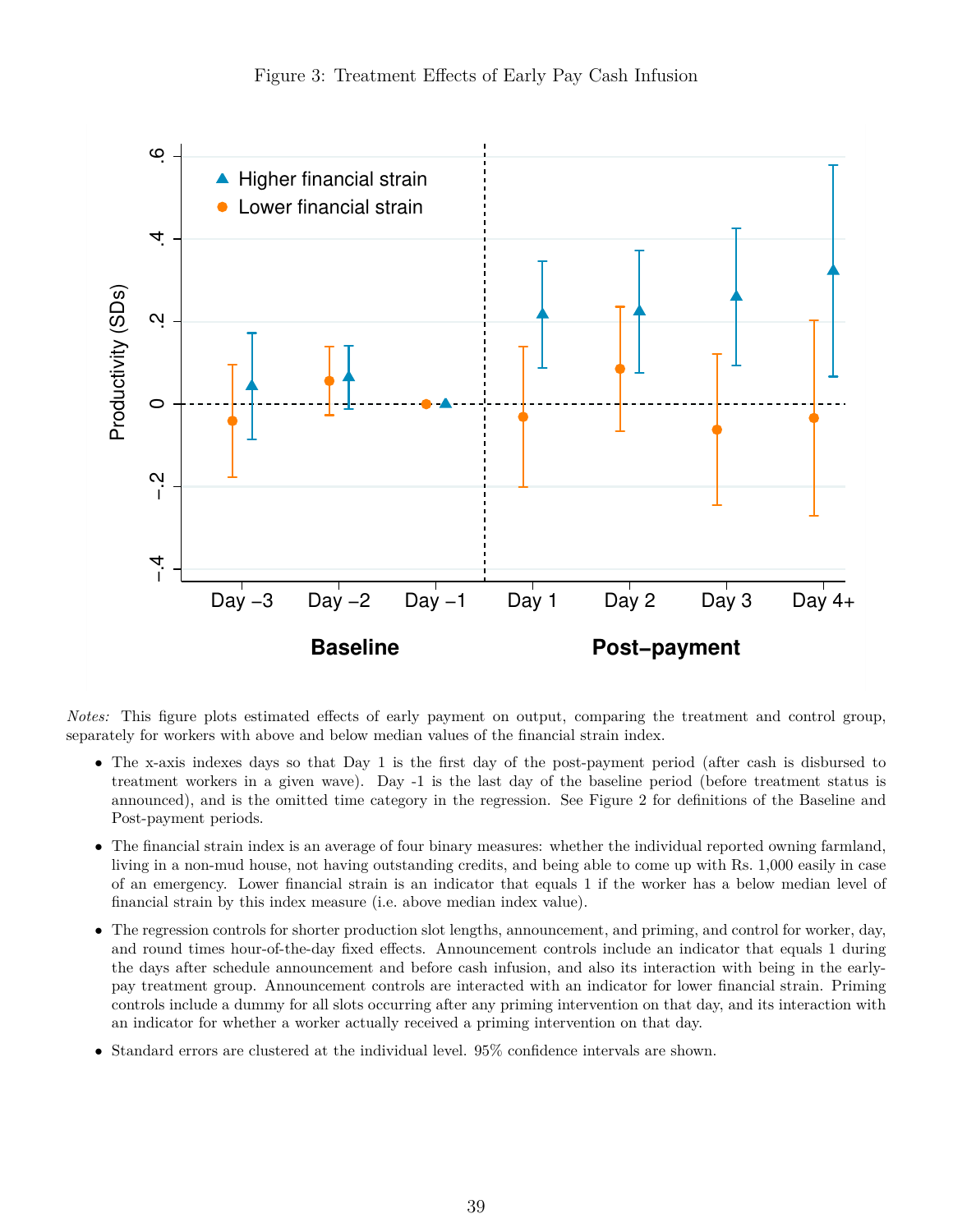Figure 3: Treatment Effects of Early Pay Cash Infusion

*Notes:* This figure plots estimated effects of early payment on output, comparing the treatment and control group, separately for workers with above and below median values of the financial strain index.

- The x-axis indexes days so that Day 1 is the first day of the post-payment period (after cash is disbursed to treatment workers in a given wave). Day -1 is the last day of the baseline period (before treatment status is announced), and is the omitted time category in the regression. See Figure 2 for definitions of the Baseline and Post-payment periods.
- The financial strain index is an average of four binary measures: whether the individual reported owning farmland, living in a non-mud house, not having outstanding credits, and being able to come up with Rs. 1,000 easily in case of an emergency. Lower financial strain is an indicator that equals 1 if the worker has a below median level of financial strain by this index measure (i.e. above median index value).
- The regression controls for shorter production slot lengths, announcement, and priming, and control for worker, day, and round times hour-of-the-day fixed effects. Announcement controls include an indicator that equals 1 during the days after schedule announcement and before cash infusion, and also its interaction with being in the early-pay treatment group. Announcement controls are interacted with an indicator for lower financial strain. Priming controls include a dummy for all slots occurring after any priming intervention on that day, and its interaction with an indicator for whether a worker actually received a priming intervention on that day.
- Standard errors are clustered at the individual level. 95% confidence intervals are shown.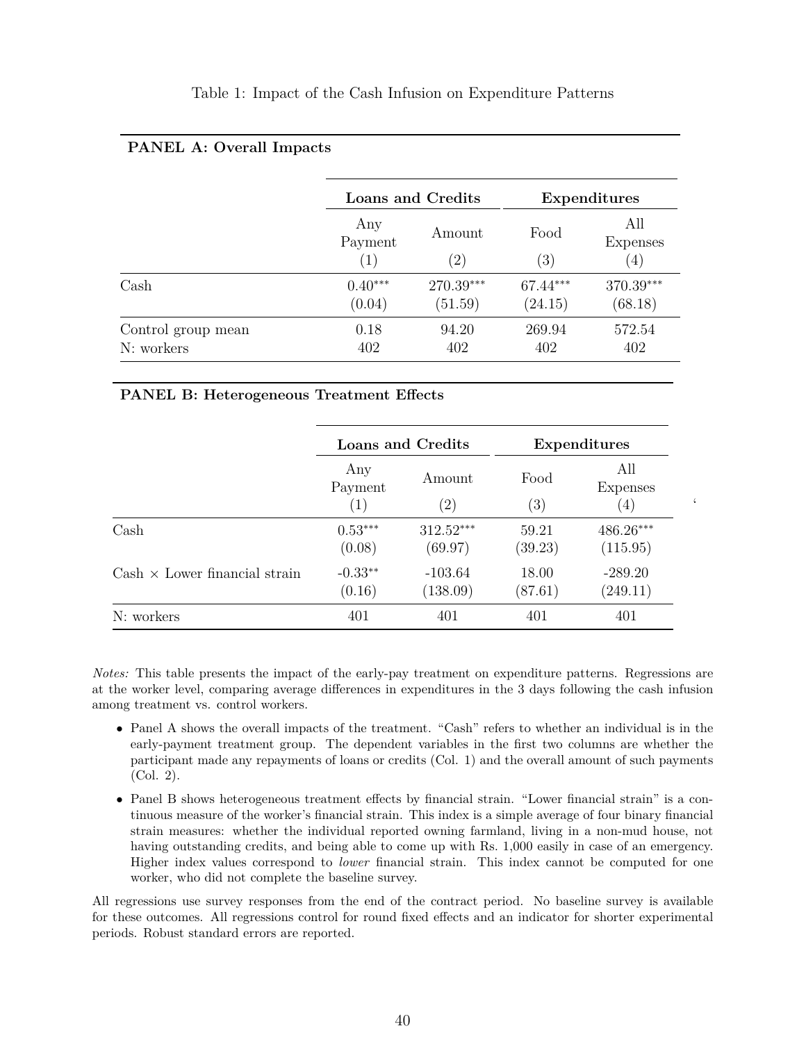Table 1: Impact of the Cash Infusion on Expenditure Patterns

**PANEL A: Overall Impacts**

| | Loans and Credits | | Expenditures | |
|---|---|---|---|---|
| | Any Payment | Amount | Food | All Expenses |
| | (1) | (2) | (3) | (4) |
| Cash | $0.40^{***}$ | $270.39^{***}$ | $67.44^{***}$ | $370.39^{***}$ |
| | (0.04) | (51.59) | (24.15) | (68.18) |
| Control group mean | 0.18 | 94.20 | 269.94 | 572.54 |
| N: workers | 402 | 402 | 402 | 402 |

**PANEL B: Heterogeneous Treatment Effects**

| | Loans and Credits | | Expenditures | |
|---|---|---|---|---|
| | Any Payment | Amount | Food | All Expenses |
| | (1) | (2) | (3) | (4) |
| Cash | $0.53^{***}$ | $312.52^{***}$ | 59.21 | $486.26^{***}$ |
| | (0.08) | (69.97) | (39.23) | (115.95) |
| Cash × Lower financial strain | $-0.33^{**}$ | -103.64 | 18.00 | -289.20 |
| | (0.16) | (138.09) | (87.61) | (249.11) |
| N: workers | 401 | 401 | 401 | 401 |

*Notes:* This table presents the impact of the early-pay treatment on expenditure patterns. Regressions are at the worker level, comparing average differences in expenditures in the 3 days following the cash infusion among treatment vs. control workers.

- Panel A shows the overall impacts of the treatment. "Cash" refers to whether an individual is in the early-payment treatment group. The dependent variables in the first two columns are whether the participant made any repayments of loans or credits (Col. 1) and the overall amount of such payments (Col. 2).
- Panel B shows heterogeneous treatment effects by financial strain. "Lower financial strain" is a continuous measure of the worker's financial strain. This index is a simple average of four binary financial strain measures: whether the individual reported owning farmland, living in a non-mud house, not having outstanding credits, and being able to come up with Rs. 1,000 easily in case of an emergency. Higher index values correspond to *lower* financial strain. This index cannot be computed for one worker, who did not complete the baseline survey.

All regressions use survey responses from the end of the contract period. No baseline survey is available for these outcomes. All regressions control for round fixed effects and an indicator for shorter experimental periods. Robust standard errors are reported.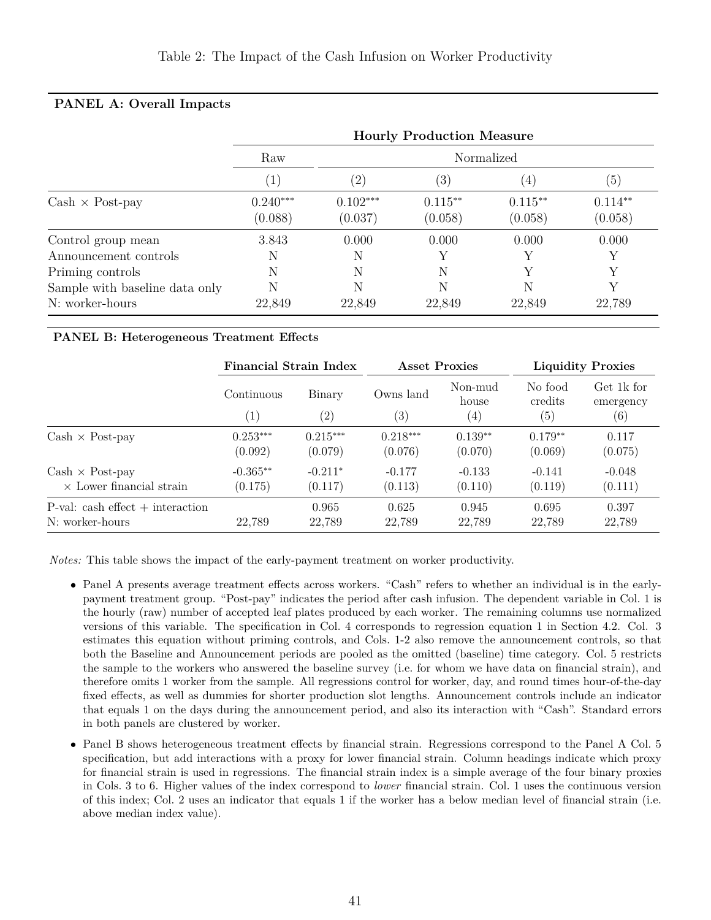Table 2: The Impact of the Cash Infusion on Worker Productivity

**PANEL A: Overall Impacts**

| | Hourly Production Measure | | | | |
|---|---|---|---|---|---|
| | Raw | Normalized | | | |
| | (1) | (2) | (3) | (4) | (5) |
| Cash × Post-pay | 0.240*** | 0.102*** | 0.115** | 0.115** | 0.114** |
| | (0.088) | (0.037) | (0.058) | (0.058) | (0.058) |
| Control group mean | 3.843 | 0.000 | 0.000 | 0.000 | 0.000 |
| Announcement controls | N | N | Y | Y | Y |
| Priming controls | N | N | N | Y | Y |
| Sample with baseline data only | N | N | N | N | Y |
| N: worker-hours | 22,849 | 22,849 | 22,849 | 22,849 | 22,789 |

**PANEL B: Heterogeneous Treatment Effects**

| | Financial Strain Index | | Asset Proxies | | Liquidity Proxies | |
|---|---|---|---|---|---|---|
| | Continuous | Binary | Owns land | Non-mud house | No food credits | Get 1k for emergency |
| | (1) | (2) | (3) | (4) | (5) | (6) |
| Cash × Post-pay | 0.253*** | 0.215*** | 0.218*** | 0.139** | 0.179** | 0.117 |
| | (0.092) | (0.079) | (0.076) | (0.070) | (0.069) | (0.075) |
| Cash × Post-pay × Lower financial strain | -0.365** | -0.211* | -0.177 | -0.133 | -0.141 | -0.048 |
| | (0.175) | (0.117) | (0.113) | (0.110) | (0.119) | (0.111) |
| P-val: cash effect + interaction | | 0.965 | 0.625 | 0.945 | 0.695 | 0.397 |
| N: worker-hours | 22,789 | 22,789 | 22,789 | 22,789 | 22,789 | 22,789 |

*Notes:* This table shows the impact of the early-payment treatment on worker productivity.

- Panel A presents average treatment effects across workers. "Cash" refers to whether an individual is in the early-payment treatment group. "Post-pay" indicates the period after cash infusion. The dependent variable in Col. 1 is the hourly (raw) number of accepted leaf plates produced by each worker. The remaining columns use normalized versions of this variable. The specification in Col. 4 corresponds to regression equation 1 in Section 4.2. Col. 3 estimates this equation without priming controls, and Cols. 1-2 also remove the announcement controls, so that both the Baseline and Announcement periods are pooled as the omitted (baseline) time category. Col. 5 restricts the sample to the workers who answered the baseline survey (i.e. for whom we have data on financial strain), and therefore omits 1 worker from the sample. All regressions control for worker, day, and round times hour-of-the-day fixed effects, as well as dummies for shorter production slot lengths. Announcement controls include an indicator that equals 1 on the days during the announcement period, and also its interaction with "Cash". Standard errors in both panels are clustered by worker.
- Panel B shows heterogeneous treatment effects by financial strain. Regressions correspond to the Panel A Col. 5 specification, but add interactions with a proxy for lower financial strain. Column headings indicate which proxy for financial strain is used in regressions. The financial strain index is a simple average of the four binary proxies in Cols. 3 to 6. Higher values of the index correspond to *lower* financial strain. Col. 1 uses the continuous version of this index; Col. 2 uses an indicator that equals 1 if the worker has a below median level of financial strain (i.e. above median index value).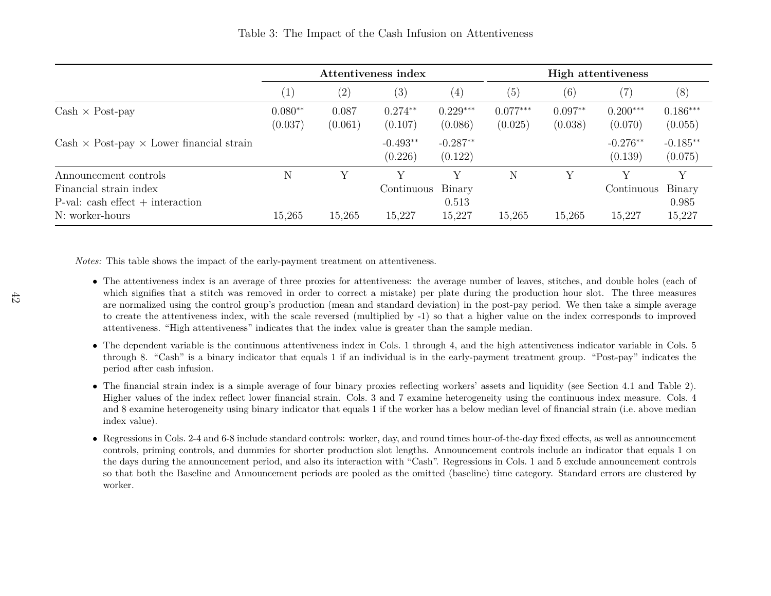Table 3: The Impact of the Cash Infusion on Attentiveness

| | Attentiveness index | | | | High attentiveness | | | |
|---|---|---|---|---|---|---|---|---|
| | (1) | (2) | (3) | (4) | (5) | (6) | (7) | (8) |
| Cash × Post-pay | 0.080** | 0.087 | 0.274** | 0.229*** | 0.077*** | 0.097** | 0.200*** | 0.186*** |
| | (0.037) | (0.061) | (0.107) | (0.086) | (0.025) | (0.038) | (0.070) | (0.055) |
| Cash × Post-pay × Lower financial strain | | | -0.493** | -0.287** | | | -0.276** | -0.185** |
| | | | (0.226) | (0.122) | | | (0.139) | (0.075) |
| Announcement controls | N | Y | Y | Y | N | Y | Y | Y |
| Financial strain index | | | Continuous | Binary | | | Continuous | Binary |
| P-val: cash effect + interaction | | | | 0.513 | | | | 0.985 |
| N: worker-hours | 15,265 | 15,265 | 15,227 | 15,227 | 15,265 | 15,265 | 15,227 | 15,227 |

*Notes:* This table shows the impact of the early-payment treatment on attentiveness.

- The attentiveness index is an average of three proxies for attentiveness: the average number of leaves, stitches, and double holes (each of which signifies that a stitch was removed in order to correct a mistake) per plate during the production hour slot. The three measures are normalized using the control group's production (mean and standard deviation) in the post-pay period. We then take a simple average to create the attentiveness index, with the scale reversed (multiplied by -1) so that a higher value on the index corresponds to improved attentiveness. "High attentiveness" indicates that the index value is greater than the sample median.
- The dependent variable is the continuous attentiveness index in Cols. 1 through 4, and the high attentiveness indicator variable in Cols. 5 through 8. "Cash" is a binary indicator that equals 1 if an individual is in the early-payment treatment group. "Post-pay" indicates the period after cash infusion.
- The financial strain index is a simple average of four binary proxies reflecting workers' assets and liquidity (see Section 4.1 and Table 2). Higher values of the index reflect lower financial strain. Cols. 3 and 7 examine heterogeneity using the continuous index measure. Cols. 4 and 8 examine heterogeneity using binary indicator that equals 1 if the worker has a below median level of financial strain (i.e. above median index value).
- Regressions in Cols. 2-4 and 6-8 include standard controls: worker, day, and round times hour-of-the-day fixed effects, as well as announcement controls, priming controls, and dummies for shorter production slot lengths. Announcement controls include an indicator that equals 1 on the days during the announcement period, and also its interaction with "Cash". Regressions in Cols. 1 and 5 exclude announcement controls so that both the Baseline and Announcement periods are pooled as the omitted (baseline) time category. Standard errors are clustered by worker.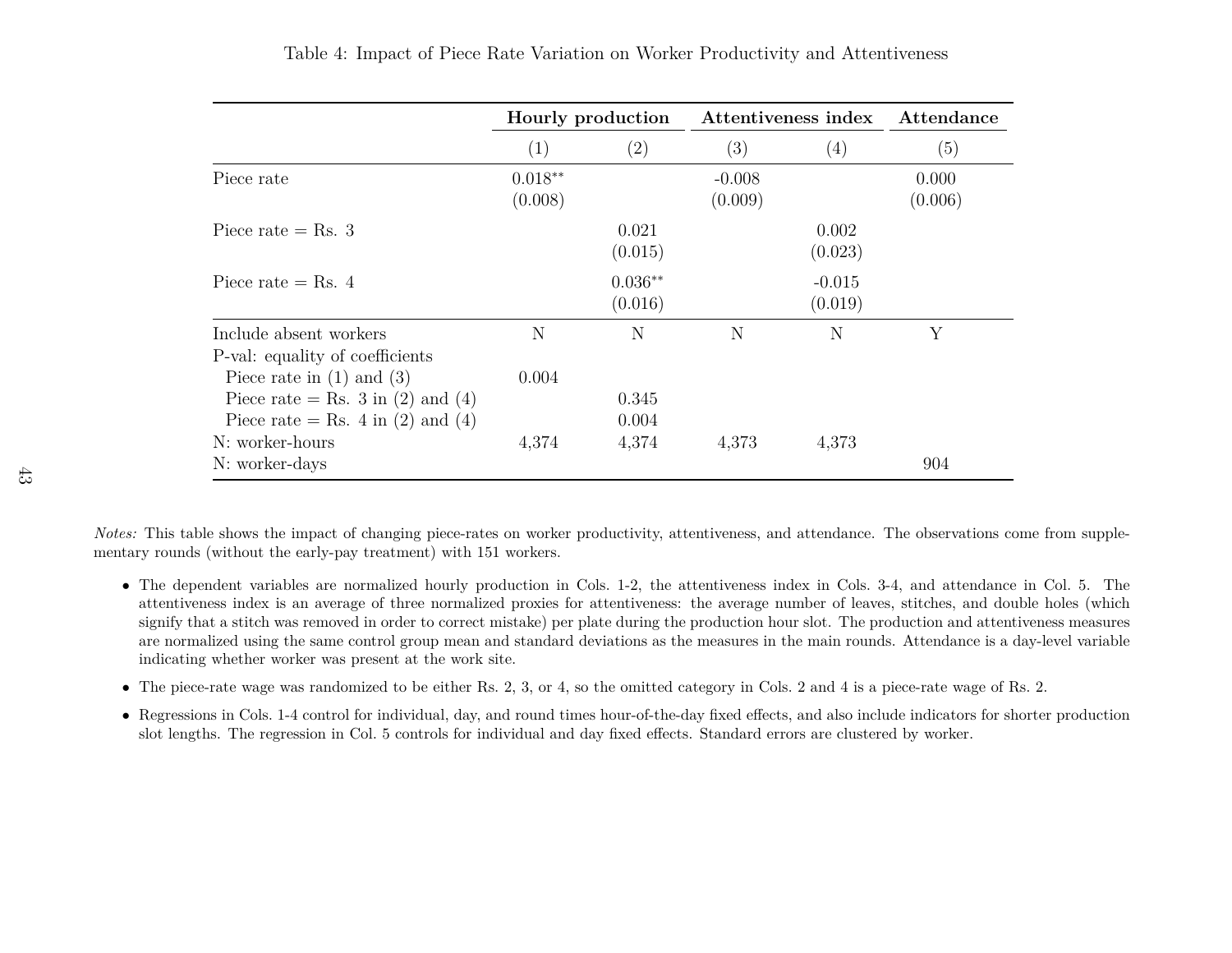Table 4: Impact of Piece Rate Variation on Worker Productivity and Attentiveness

| | **Hourly production** | | **Attentiveness index** | | **Attendance** |
|---|---|---|---|---|---|
| | (1) | (2) | (3) | (4) | (5) |
| Piece rate | 0.018** | | -0.008 | | 0.000 |
| | (0.008) | | (0.009) | | (0.006) |
| Piece rate = Rs. 3 | | 0.021 | | 0.002 | |
| | | (0.015) | | (0.023) | |
| Piece rate = Rs. 4 | | 0.036** | | -0.015 | |
| | | (0.016) | | (0.019) | |
| Include absent workers | N | N | N | N | Y |
| P-val: equality of coefficients | | | | | |
| Piece rate in (1) and (3) | 0.004 | | | | |
| Piece rate = Rs. 3 in (2) and (4) | | 0.345 | | | |
| Piece rate = Rs. 4 in (2) and (4) | | 0.004 | | | |
| N: worker-hours | 4,374 | 4,374 | 4,373 | 4,373 | |
| N: worker-days | | | | | 904 |

*Notes:* This table shows the impact of changing piece-rates on worker productivity, attentiveness, and attendance. The observations come from supplementary rounds (without the early-pay treatment) with 151 workers.

- The dependent variables are normalized hourly production in Cols. 1-2, the attentiveness index in Cols. 3-4, and attendance in Col. 5. The attentiveness index is an average of three normalized proxies for attentiveness: the average number of leaves, stitches, and double holes (which signify that a stitch was removed in order to correct mistake) per plate during the production hour slot. The production and attentiveness measures are normalized using the same control group mean and standard deviations as the measures in the main rounds. Attendance is a day-level variable indicating whether worker was present at the work site.
- The piece-rate wage was randomized to be either Rs. 2, 3, or 4, so the omitted category in Cols. 2 and 4 is a piece-rate wage of Rs. 2.
- Regressions in Cols. 1-4 control for individual, day, and round times hour-of-the-day fixed effects, and also include indicators for shorter production slot lengths. The regression in Col. 5 controls for individual and day fixed effects. Standard errors are clustered by worker.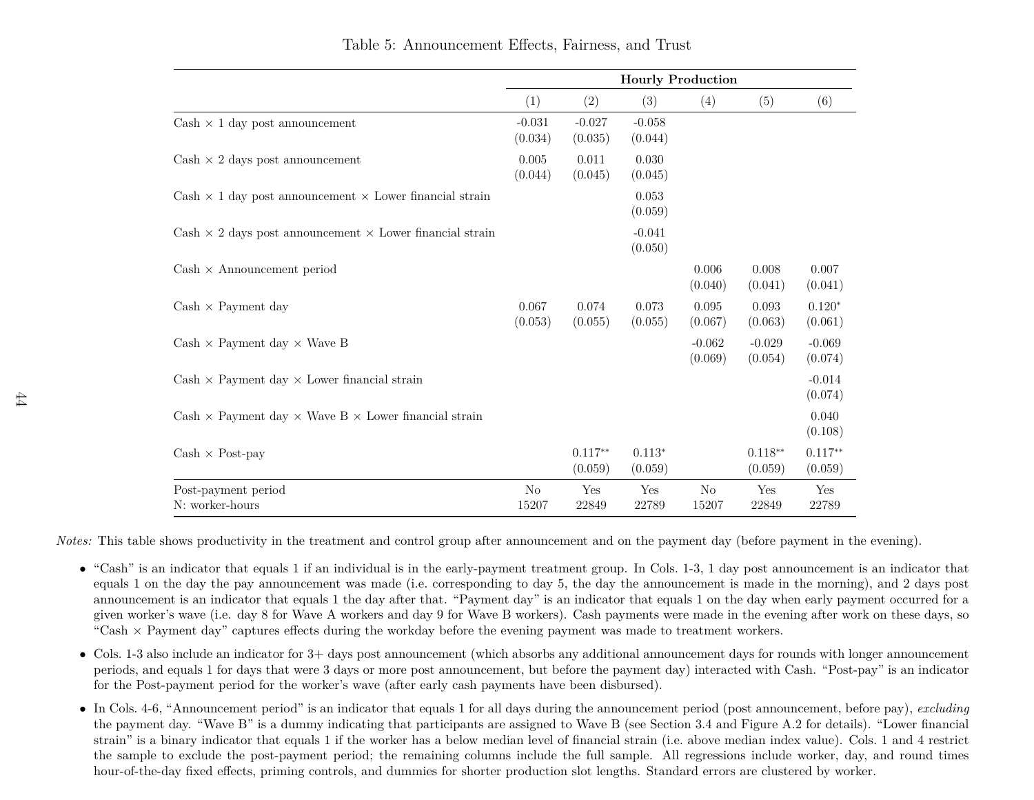Table 5: Announcement Effects, Fairness, and Trust

| | Hourly Production | | | | | |
|---|---|---|---|---|---|---|
| | (1) | (2) | (3) | (4) | (5) | (6) |
| Cash × 1 day post announcement | -0.031 | -0.027 | -0.058 | | | |
| | (0.034) | (0.035) | (0.044) | | | |
| Cash × 2 days post announcement | 0.005 | 0.011 | 0.030 | | | |
| | (0.044) | (0.045) | (0.045) | | | |
| Cash × 1 day post announcement × Lower financial strain | | | 0.053 | | | |
| | | | (0.059) | | | |
| Cash × 2 days post announcement × Lower financial strain | | | -0.041 | | | |
| | | | (0.050) | | | |
| Cash × Announcement period | | | | 0.006 | 0.008 | 0.007 |
| | | | | (0.040) | (0.041) | (0.041) |
| Cash × Payment day | 0.067 | 0.074 | 0.073 | 0.095 | 0.093 | 0.120* |
| | (0.053) | (0.055) | (0.055) | (0.067) | (0.063) | (0.061) |
| Cash × Payment day × Wave B | | | | -0.062 | -0.029 | -0.069 |
| | | | | (0.069) | (0.054) | (0.074) |
| Cash × Payment day × Lower financial strain | | | | | | -0.014 |
| | | | | | | (0.074) |
| Cash × Payment day × Wave B × Lower financial strain | | | | | | 0.040 |
| | | | | | | (0.108) |
| Cash × Post-pay | | 0.117** | 0.113* | | 0.118** | 0.117** |
| | | (0.059) | (0.059) | | (0.059) | (0.059) |
| Post-payment period | No | Yes | Yes | No | Yes | Yes |
| N: worker-hours | 15207 | 22849 | 22789 | 15207 | 22849 | 22789 |

*Notes:* This table shows productivity in the treatment and control group after announcement and on the payment day (before payment in the evening).

- "Cash" is an indicator that equals 1 if an individual is in the early-payment treatment group. In Cols. 1-3, 1 day post announcement is an indicator that equals 1 on the day the pay announcement was made (i.e. corresponding to day 5, the day the announcement is made in the morning), and 2 days post announcement is an indicator that equals 1 the day after that. "Payment day" is an indicator that equals 1 on the day when early payment occurred for a given worker's wave (i.e. day 8 for Wave A workers and day 9 for Wave B workers). Cash payments were made in the evening after work on these days, so "Cash × Payment day" captures effects during the workday before the evening payment was made to treatment workers.
- Cols. 1-3 also include an indicator for 3+ days post announcement (which absorbs any additional announcement days for rounds with longer announcement periods, and equals 1 for days that were 3 days or more post announcement, but before the payment day) interacted with Cash. "Post-pay" is an indicator for the Post-payment period for the worker's wave (after early cash payments have been disbursed).
- In Cols. 4-6, "Announcement period" is an indicator that equals 1 for all days during the announcement period (post announcement, before pay), *excluding* the payment day. "Wave B" is a dummy indicating that participants are assigned to Wave B (see Section 3.4 and Figure A.2 for details). "Lower financial strain" is a binary indicator that equals 1 if the worker has a below median level of financial strain (i.e. above median index value). Cols. 1 and 4 restrict the sample to exclude the post-payment period; the remaining columns include the full sample. All regressions include worker, day, and round times hour-of-the-day fixed effects, priming controls, and dummies for shorter production slot lengths. Standard errors are clustered by worker.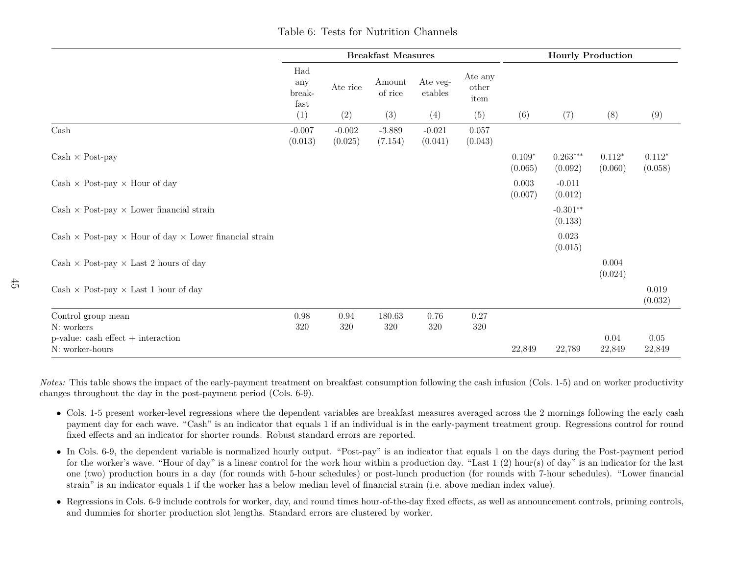Table 6: Tests for Nutrition Channels

| | Breakfast Measures | | | | | Hourly Production | | | |
|---|---|---|---|---|---|---|---|---|---|
| | Had any breakfast | Ate rice | Amount of rice | Ate vegetables | Ate any other item | | | | |
| | (1) | (2) | (3) | (4) | (5) | (6) | (7) | (8) | (9) |
| Cash | -0.007 | -0.002 | -3.889 | -0.021 | 0.057 | | | | |
| | (0.013) | (0.025) | (7.154) | (0.041) | (0.043) | | | | |
| Cash × Post-pay | | | | | | 0.109* | 0.263*** | 0.112* | 0.112* |
| | | | | | | (0.065) | (0.092) | (0.060) | (0.058) |
| Cash × Post-pay × Hour of day | | | | | | 0.003 | -0.011 | | |
| | | | | | | (0.007) | (0.012) | | |
| Cash × Post-pay × Lower financial strain | | | | | | | -0.301** | | |
| | | | | | | | (0.133) | | |
| Cash × Post-pay × Hour of day × Lower financial strain | | | | | | | 0.023 | | |
| | | | | | | | (0.015) | | |
| Cash × Post-pay × Last 2 hours of day | | | | | | | | 0.004 | |
| | | | | | | | | (0.024) | |
| Cash × Post-pay × Last 1 hour of day | | | | | | | | | 0.019 |
| | | | | | | | | | (0.032) |
| Control group mean | 0.98 | 0.94 | 180.63 | 0.76 | 0.27 | | | | |
| N: workers | 320 | 320 | 320 | 320 | 320 | | | | |
| p-value: cash effect + interaction | | | | | | | | 0.04 | 0.05 |
| N: worker-hours | | | | | | 22,849 | 22,789 | 22,849 | 22,849 |

*Notes:* This table shows the impact of the early-payment treatment on breakfast consumption following the cash infusion (Cols. 1-5) and on worker productivity changes throughout the day in the post-payment period (Cols. 6-9).

- Cols. 1-5 present worker-level regressions where the dependent variables are breakfast measures averaged across the 2 mornings following the early cash payment day for each wave. "Cash" is an indicator that equals 1 if an individual is in the early-payment treatment group. Regressions control for round fixed effects and an indicator for shorter rounds. Robust standard errors are reported.
- In Cols. 6-9, the dependent variable is normalized hourly output. "Post-pay" is an indicator that equals 1 on the days during the Post-payment period for the worker's wave. "Hour of day" is a linear control for the work hour within a production day. "Last 1 (2) hour(s) of day" is an indicator for the last one (two) production hours in a day (for rounds with 5-hour schedules) or post-lunch production (for rounds with 7-hour schedules). "Lower financial strain" is an indicator equals 1 if the worker has a below median level of financial strain (i.e. above median index value).
- Regressions in Cols. 6-9 include controls for worker, day, and round times hour-of-the-day fixed effects, as well as announcement controls, priming controls, and dummies for shorter production slot lengths. Standard errors are clustered by worker.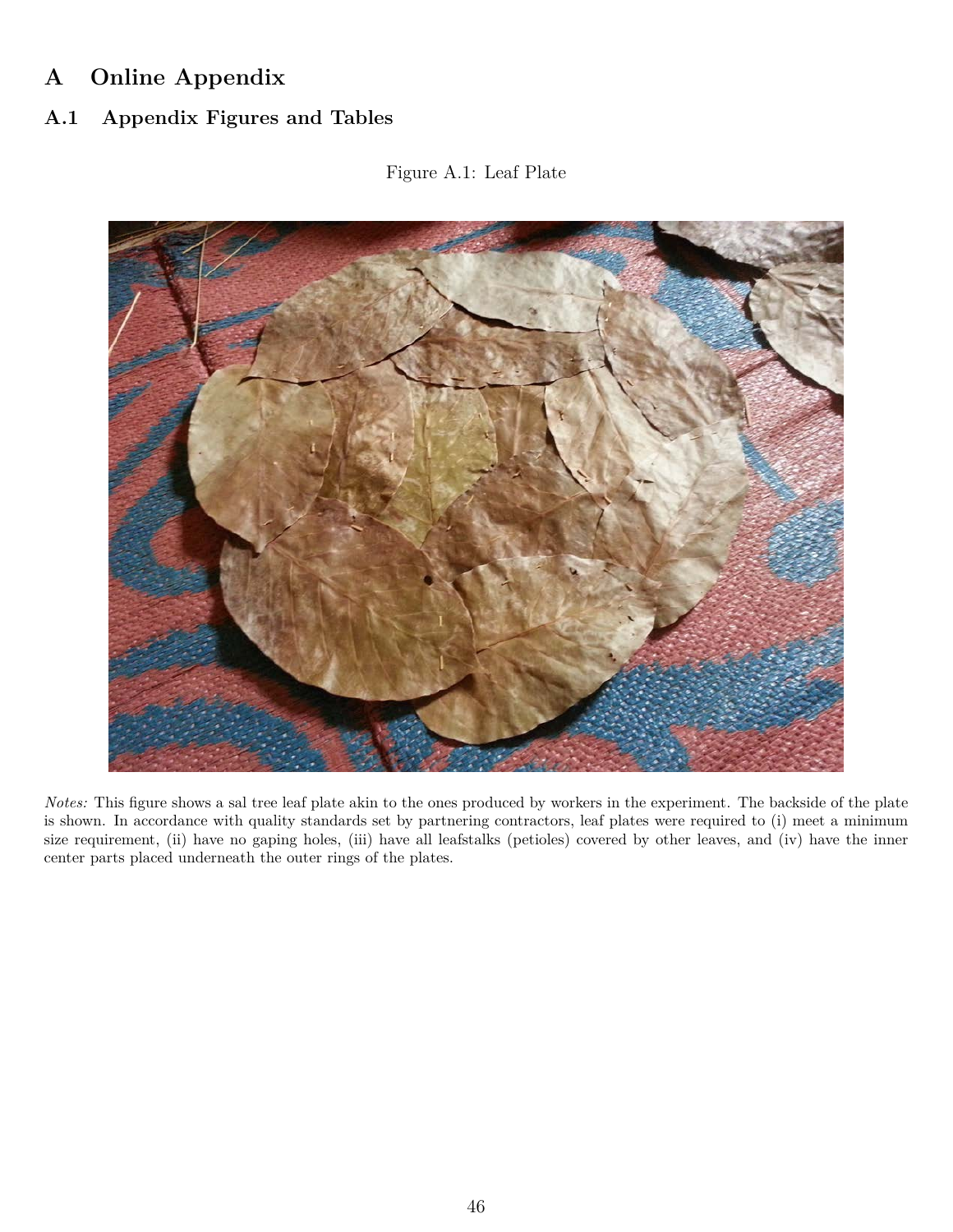# A Online Appendix

## A.1 Appendix Figures and Tables

Figure A.1: Leaf Plate

*Notes:* This figure shows a sal tree leaf plate akin to the ones produced by workers in the experiment. The backside of the plate is shown. In accordance with quality standards set by partnering contractors, leaf plates were required to (i) meet a minimum size requirement, (ii) have no gaping holes, (iii) have all leafstalks (petioles) covered by other leaves, and (iv) have the inner center parts placed underneath the outer rings of the plates.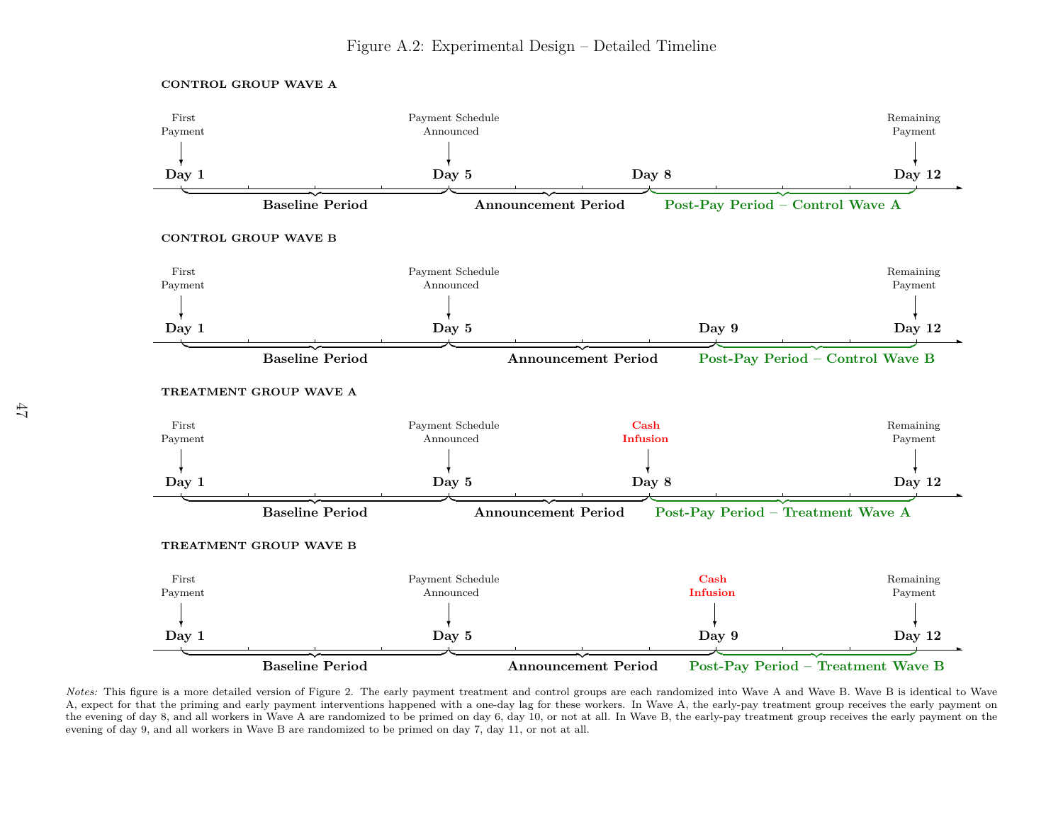Figure A.2: Experimental Design – Detailed Timeline

**CONTROL GROUP WAVE A**

First Payment — **Day 1**; Payment Schedule Announced — **Day 5**; **Day 8**; Remaining Payment — **Day 12**

**Baseline Period** | **Announcement Period** | **Post-Pay Period – Control Wave A**

**CONTROL GROUP WAVE B**

First Payment — **Day 1**; Payment Schedule Announced — **Day 5**; **Day 9**; Remaining Payment — **Day 12**

**Baseline Period** | **Announcement Period** | **Post-Pay Period – Control Wave B**

**TREATMENT GROUP WAVE A**

First Payment — **Day 1**; Payment Schedule Announced — **Day 5**; **Cash Infusion** — **Day 8**; Remaining Payment — **Day 12**

**Baseline Period** | **Announcement Period** | **Post-Pay Period – Treatment Wave A**

**TREATMENT GROUP WAVE B**

First Payment — **Day 1**; Payment Schedule Announced — **Day 5**; **Cash Infusion** — **Day 9**; Remaining Payment — **Day 12**

**Baseline Period** | **Announcement Period** | **Post-Pay Period – Treatment Wave B**

*Notes:* This figure is a more detailed version of Figure 2. The early payment treatment and control groups are each randomized into Wave A and Wave B. Wave B is identical to Wave A, expect for that the priming and early payment interventions happened with a one-day lag for these workers. In Wave A, the early-pay treatment group receives the early payment on the evening of day 8, and all workers in Wave A are randomized to be primed on day 6, day 10, or not at all. In Wave B, the early-pay treatment group receives the early payment on the evening of day 9, and all workers in Wave B are randomized to be primed on day 7, day 11, or not at all.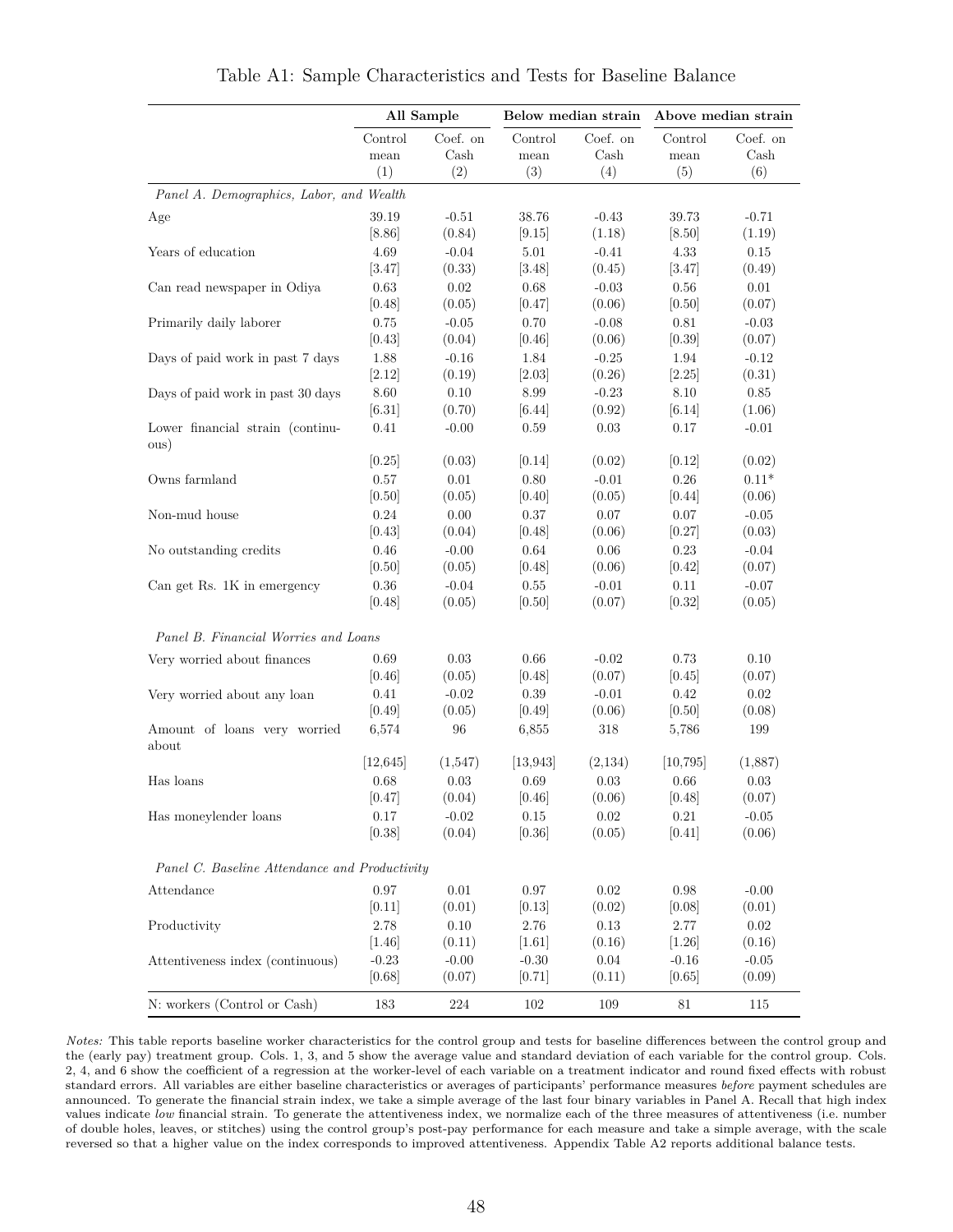Table A1: Sample Characteristics and Tests for Baseline Balance

| | All Sample | | Below median strain | | Above median strain | |
|---|---|---|---|---|---|---|
| | Control mean (1) | Coef. on Cash (2) | Control mean (3) | Coef. on Cash (4) | Control mean (5) | Coef. on Cash (6) |
| *Panel A. Demographics, Labor, and Wealth* | | | | | | |
| Age | 39.19 | -0.51 | 38.76 | -0.43 | 39.73 | -0.71 |
| | [8.86] | (0.84) | [9.15] | (1.18) | [8.50] | (1.19) |
| Years of education | 4.69 | -0.04 | 5.01 | -0.41 | 4.33 | 0.15 |
| | [3.47] | (0.33) | [3.48] | (0.45) | [3.47] | (0.49) |
| Can read newspaper in Odiya | 0.63 | 0.02 | 0.68 | -0.03 | 0.56 | 0.01 |
| | [0.48] | (0.05) | [0.47] | (0.06) | [0.50] | (0.07) |
| Primarily daily laborer | 0.75 | -0.05 | 0.70 | -0.08 | 0.81 | -0.03 |
| | [0.43] | (0.04) | [0.46] | (0.06) | [0.39] | (0.07) |
| Days of paid work in past 7 days | 1.88 | -0.16 | 1.84 | -0.25 | 1.94 | -0.12 |
| | [2.12] | (0.19) | [2.03] | (0.26) | [2.25] | (0.31) |
| Days of paid work in past 30 days | 8.60 | 0.10 | 8.99 | -0.23 | 8.10 | 0.85 |
| | [6.31] | (0.70) | [6.44] | (0.92) | [6.14] | (1.06) |
| Lower financial strain (continuous) | 0.41 | -0.00 | 0.59 | 0.03 | 0.17 | -0.01 |
| | [0.25] | (0.03) | [0.14] | (0.02) | [0.12] | (0.02) |
| Owns farmland | 0.57 | 0.01 | 0.80 | -0.01 | 0.26 | 0.11* |
| | [0.50] | (0.05) | [0.40] | (0.05) | [0.44] | (0.06) |
| Non-mud house | 0.24 | 0.00 | 0.37 | 0.07 | 0.07 | -0.05 |
| | [0.43] | (0.04) | [0.48] | (0.06) | [0.27] | (0.03) |
| No outstanding credits | 0.46 | -0.00 | 0.64 | 0.06 | 0.23 | -0.04 |
| | [0.50] | (0.05) | [0.48] | (0.06) | [0.42] | (0.07) |
| Can get Rs. 1K in emergency | 0.36 | -0.04 | 0.55 | -0.01 | 0.11 | -0.07 |
| | [0.48] | (0.05) | [0.50] | (0.07) | [0.32] | (0.05) |
| *Panel B. Financial Worries and Loans* | | | | | | |
| Very worried about finances | 0.69 | 0.03 | 0.66 | -0.02 | 0.73 | 0.10 |
| | [0.46] | (0.05) | [0.48] | (0.07) | [0.45] | (0.07) |
| Very worried about any loan | 0.41 | -0.02 | 0.39 | -0.01 | 0.42 | 0.02 |
| | [0.49] | (0.05) | [0.49] | (0.06) | [0.50] | (0.08) |
| Amount of loans very worried about | 6,574 | 96 | 6,855 | 318 | 5,786 | 199 |
| | [12,645] | (1,547) | [13,943] | (2,134) | [10,795] | (1,887) |
| Has loans | 0.68 | 0.03 | 0.69 | 0.03 | 0.66 | 0.03 |
| | [0.47] | (0.04) | [0.46] | (0.06) | [0.48] | (0.07) |
| Has moneylender loans | 0.17 | -0.02 | 0.15 | 0.02 | 0.21 | -0.05 |
| | [0.38] | (0.04) | [0.36] | (0.05) | [0.41] | (0.06) |
| *Panel C. Baseline Attendance and Productivity* | | | | | | |
| Attendance | 0.97 | 0.01 | 0.97 | 0.02 | 0.98 | -0.00 |
| | [0.11] | (0.01) | [0.13] | (0.02) | [0.08] | (0.01) |
| Productivity | 2.78 | 0.10 | 2.76 | 0.13 | 2.77 | 0.02 |
| | [1.46] | (0.11) | [1.61] | (0.16) | [1.26] | (0.16) |
| Attentiveness index (continuous) | -0.23 | -0.00 | -0.30 | 0.04 | -0.16 | -0.05 |
| | [0.68] | (0.07) | [0.71] | (0.11) | [0.65] | (0.09) |
| N: workers (Control or Cash) | 183 | 224 | 102 | 109 | 81 | 115 |

*Notes:* This table reports baseline worker characteristics for the control group and tests for baseline differences between the control group and the (early pay) treatment group. Cols. 1, 3, and 5 show the average value and standard deviation of each variable for the control group. Cols. 2, 4, and 6 show the coefficient of a regression at the worker-level of each variable on a treatment indicator and round fixed effects with robust standard errors. All variables are either baseline characteristics or averages of participants' performance measures *before* payment schedules are announced. To generate the financial strain index, we take a simple average of the last four binary variables in Panel A. Recall that high index values indicate *low* financial strain. To generate the attentiveness index, we normalize each of the three measures of attentiveness (i.e. number of double holes, leaves, or stitches) using the control group's post-pay performance for each measure and take a simple average, with the scale reversed so that a higher value on the index corresponds to improved attentiveness. Appendix Table A2 reports additional balance tests.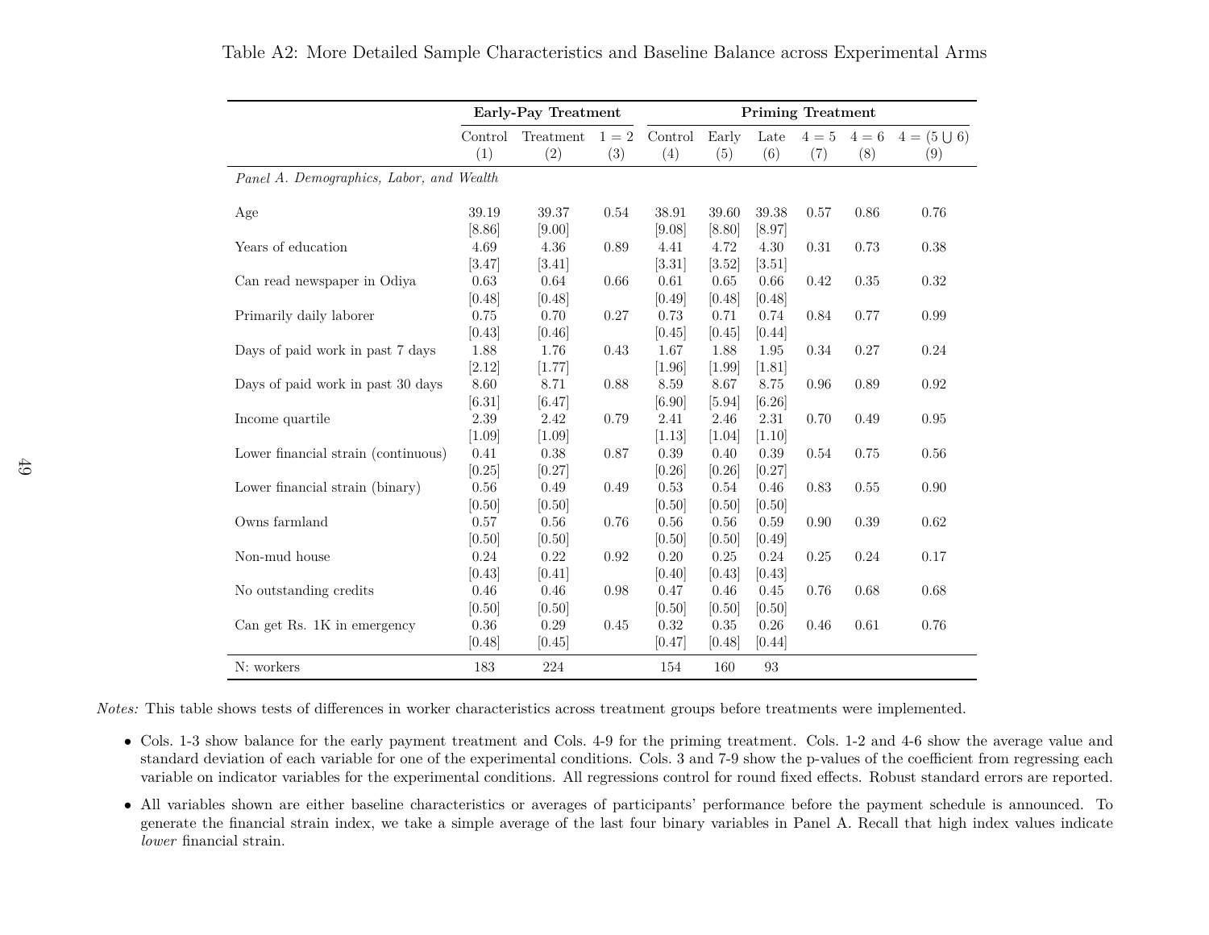Table A2: More Detailed Sample Characteristics and Baseline Balance across Experimental Arms

| | **Early-Pay Treatment** | | | **Priming Treatment** | | | | | |
|---|---|---|---|---|---|---|---|---|---|
| | Control (1) | Treatment (2) | 1 = 2 (3) | Control (4) | Early (5) | Late (6) | 4 = 5 (7) | 4 = 6 (8) | 4 = (5 ⋃ 6) (9) |
| *Panel A. Demographics, Labor, and Wealth* | | | | | | | | | |
| Age | 39.19 | 39.37 | 0.54 | 38.91 | 39.60 | 39.38 | 0.57 | 0.86 | 0.76 |
| | [8.86] | [9.00] | | [9.08] | [8.80] | [8.97] | | | |
| Years of education | 4.69 | 4.36 | 0.89 | 4.41 | 4.72 | 4.30 | 0.31 | 0.73 | 0.38 |
| | [3.47] | [3.41] | | [3.31] | [3.52] | [3.51] | | | |
| Can read newspaper in Odiya | 0.63 | 0.64 | 0.66 | 0.61 | 0.65 | 0.66 | 0.42 | 0.35 | 0.32 |
| | [0.48] | [0.48] | | [0.49] | [0.48] | [0.48] | | | |
| Primarily daily laborer | 0.75 | 0.70 | 0.27 | 0.73 | 0.71 | 0.74 | 0.84 | 0.77 | 0.99 |
| | [0.43] | [0.46] | | [0.45] | [0.45] | [0.44] | | | |
| Days of paid work in past 7 days | 1.88 | 1.76 | 0.43 | 1.67 | 1.88 | 1.95 | 0.34 | 0.27 | 0.24 |
| | [2.12] | [1.77] | | [1.96] | [1.99] | [1.81] | | | |
| Days of paid work in past 30 days | 8.60 | 8.71 | 0.88 | 8.59 | 8.67 | 8.75 | 0.96 | 0.89 | 0.92 |
| | [6.31] | [6.47] | | [6.90] | [5.94] | [6.26] | | | |
| Income quartile | 2.39 | 2.42 | 0.79 | 2.41 | 2.46 | 2.31 | 0.70 | 0.49 | 0.95 |
| | [1.09] | [1.09] | | [1.13] | [1.04] | [1.10] | | | |
| Lower financial strain (continuous) | 0.41 | 0.38 | 0.87 | 0.39 | 0.40 | 0.39 | 0.54 | 0.75 | 0.56 |
| | [0.25] | [0.27] | | [0.26] | [0.26] | [0.27] | | | |
| Lower financial strain (binary) | 0.56 | 0.49 | 0.49 | 0.53 | 0.54 | 0.46 | 0.83 | 0.55 | 0.90 |
| | [0.50] | [0.50] | | [0.50] | [0.50] | [0.50] | | | |
| Owns farmland | 0.57 | 0.56 | 0.76 | 0.56 | 0.56 | 0.59 | 0.90 | 0.39 | 0.62 |
| | [0.50] | [0.50] | | [0.50] | [0.50] | [0.49] | | | |
| Non-mud house | 0.24 | 0.22 | 0.92 | 0.20 | 0.25 | 0.24 | 0.25 | 0.24 | 0.17 |
| | [0.43] | [0.41] | | [0.40] | [0.43] | [0.43] | | | |
| No outstanding credits | 0.46 | 0.46 | 0.98 | 0.47 | 0.46 | 0.45 | 0.76 | 0.68 | 0.68 |
| | [0.50] | [0.50] | | [0.50] | [0.50] | [0.50] | | | |
| Can get Rs. 1K in emergency | 0.36 | 0.29 | 0.45 | 0.32 | 0.35 | 0.26 | 0.46 | 0.61 | 0.76 |
| | [0.48] | [0.45] | | [0.47] | [0.48] | [0.44] | | | |
| N: workers | 183 | 224 | | 154 | 160 | 93 | | | |

*Notes:* This table shows tests of differences in worker characteristics across treatment groups before treatments were implemented.

- Cols. 1-3 show balance for the early payment treatment and Cols. 4-9 for the priming treatment. Cols. 1-2 and 4-6 show the average value and standard deviation of each variable for one of the experimental conditions. Cols. 3 and 7-9 show the p-values of the coefficient from regressing each variable on indicator variables for the experimental conditions. All regressions control for round fixed effects. Robust standard errors are reported.
- All variables shown are either baseline characteristics or averages of participants' performance before the payment schedule is announced. To generate the financial strain index, we take a simple average of the last four binary variables in Panel A. Recall that high index values indicate *lower* financial strain.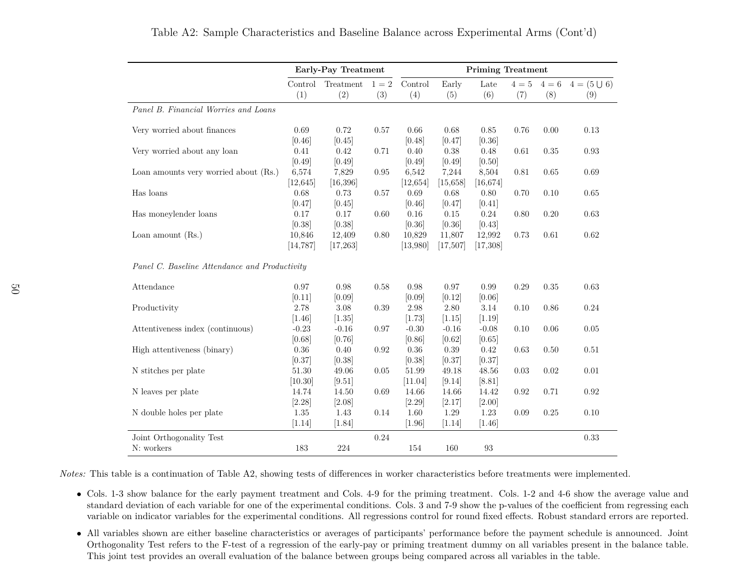Table A2: Sample Characteristics and Baseline Balance across Experimental Arms (Cont'd)

| | **Early-Pay Treatment** | | | **Priming Treatment** | | | | | |
|---|---|---|---|---|---|---|---|---|---|
| | Control | Treatment | 1 = 2 | Control | Early | Late | 4 = 5 | 4 = 6 | 4 = (5 ⋃ 6) |
| | (1) | (2) | (3) | (4) | (5) | (6) | (7) | (8) | (9) |
| *Panel B. Financial Worries and Loans* | | | | | | | | | |
| Very worried about finances | 0.69 | 0.72 | 0.57 | 0.66 | 0.68 | 0.85 | 0.76 | 0.00 | 0.13 |
| | [0.46] | [0.45] | | [0.48] | [0.47] | [0.36] | | | |
| Very worried about any loan | 0.41 | 0.42 | 0.71 | 0.40 | 0.38 | 0.48 | 0.61 | 0.35 | 0.93 |
| | [0.49] | [0.49] | | [0.49] | [0.49] | [0.50] | | | |
| Loan amounts very worried about (Rs.) | 6,574 | 7,829 | 0.95 | 6,542 | 7,244 | 8,504 | 0.81 | 0.65 | 0.69 |
| | [12,645] | [16,396] | | [12,654] | [15,658] | [16,674] | | | |
| Has loans | 0.68 | 0.73 | 0.57 | 0.69 | 0.68 | 0.80 | 0.70 | 0.10 | 0.65 |
| | [0.47] | [0.45] | | [0.46] | [0.47] | [0.41] | | | |
| Has moneylender loans | 0.17 | 0.17 | 0.60 | 0.16 | 0.15 | 0.24 | 0.80 | 0.20 | 0.63 |
| | [0.38] | [0.38] | | [0.36] | [0.36] | [0.43] | | | |
| Loan amount (Rs.) | 10,846 | 12,409 | 0.80 | 10,829 | 11,807 | 12,992 | 0.73 | 0.61 | 0.62 |
| | [14,787] | [17,263] | | [13,980] | [17,507] | [17,308] | | | |
| *Panel C. Baseline Attendance and Productivity* | | | | | | | | | |
| Attendance | 0.97 | 0.98 | 0.58 | 0.98 | 0.97 | 0.99 | 0.29 | 0.35 | 0.63 |
| | [0.11] | [0.09] | | [0.09] | [0.12] | [0.06] | | | |
| Productivity | 2.78 | 3.08 | 0.39 | 2.98 | 2.80 | 3.14 | 0.10 | 0.86 | 0.24 |
| | [1.46] | [1.35] | | [1.73] | [1.15] | [1.19] | | | |
| Attentiveness index (continuous) | -0.23 | -0.16 | 0.97 | -0.30 | -0.16 | -0.08 | 0.10 | 0.06 | 0.05 |
| | [0.68] | [0.76] | | [0.86] | [0.62] | [0.65] | | | |
| High attentiveness (binary) | 0.36 | 0.40 | 0.92 | 0.36 | 0.39 | 0.42 | 0.63 | 0.50 | 0.51 |
| | [0.37] | [0.38] | | [0.38] | [0.37] | [0.37] | | | |
| N stitches per plate | 51.30 | 49.06 | 0.05 | 51.99 | 49.18 | 48.56 | 0.03 | 0.02 | 0.01 |
| | [10.30] | [9.51] | | [11.04] | [9.14] | [8.81] | | | |
| N leaves per plate | 14.74 | 14.50 | 0.69 | 14.66 | 14.66 | 14.42 | 0.92 | 0.71 | 0.92 |
| | [2.28] | [2.08] | | [2.29] | [2.17] | [2.00] | | | |
| N double holes per plate | 1.35 | 1.43 | 0.14 | 1.60 | 1.29 | 1.23 | 0.09 | 0.25 | 0.10 |
| | [1.14] | [1.84] | | [1.96] | [1.14] | [1.46] | | | |
| Joint Orthogonality Test | | | 0.24 | | | | | | 0.33 |
| N: workers | 183 | 224 | | 154 | 160 | 93 | | | |

*Notes:* This table is a continuation of Table A2, showing tests of differences in worker characteristics before treatments were implemented.

- Cols. 1-3 show balance for the early payment treatment and Cols. 4-9 for the priming treatment. Cols. 1-2 and 4-6 show the average value and standard deviation of each variable for one of the experimental conditions. Cols. 3 and 7-9 show the p-values of the coefficient from regressing each variable on indicator variables for the experimental conditions. All regressions control for round fixed effects. Robust standard errors are reported.
- All variables shown are either baseline characteristics or averages of participants' performance before the payment schedule is announced. Joint Orthogonality Test refers to the F-test of a regression of the early-pay or priming treatment dummy on all variables present in the balance table. This joint test provides an overall evaluation of the balance between groups being compared across all variables in the table.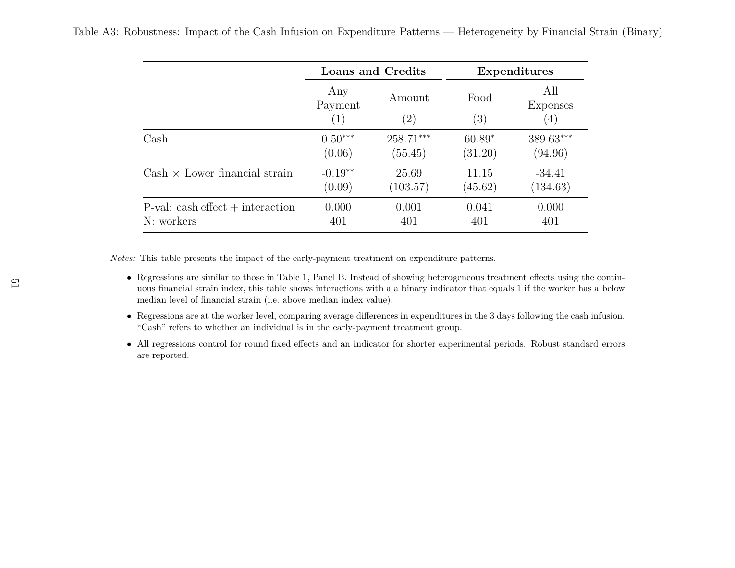Table A3: Robustness: Impact of the Cash Infusion on Expenditure Patterns — Heterogeneity by Financial Strain (Binary)

| | **Loans and Credits** | | **Expenditures** | |
|---|---|---|---|---|
| | Any Payment | Amount | Food | All Expenses |
| | (1) | (2) | (3) | (4) |
| Cash | 0.50*** | 258.71*** | 60.89* | 389.63*** |
| | (0.06) | (55.45) | (31.20) | (94.96) |
| Cash × Lower financial strain | -0.19** | 25.69 | 11.15 | -34.41 |
| | (0.09) | (103.57) | (45.62) | (134.63) |
| P-val: cash effect + interaction | 0.000 | 0.001 | 0.041 | 0.000 |
| N: workers | 401 | 401 | 401 | 401 |

*Notes:* This table presents the impact of the early-payment treatment on expenditure patterns.

- Regressions are similar to those in Table 1, Panel B. Instead of showing heterogeneous treatment effects using the continuous financial strain index, this table shows interactions with a a binary indicator that equals 1 if the worker has a below median level of financial strain (i.e. above median index value).
- Regressions are at the worker level, comparing average differences in expenditures in the 3 days following the cash infusion. "Cash" refers to whether an individual is in the early-payment treatment group.
- All regressions control for round fixed effects and an indicator for shorter experimental periods. Robust standard errors are reported.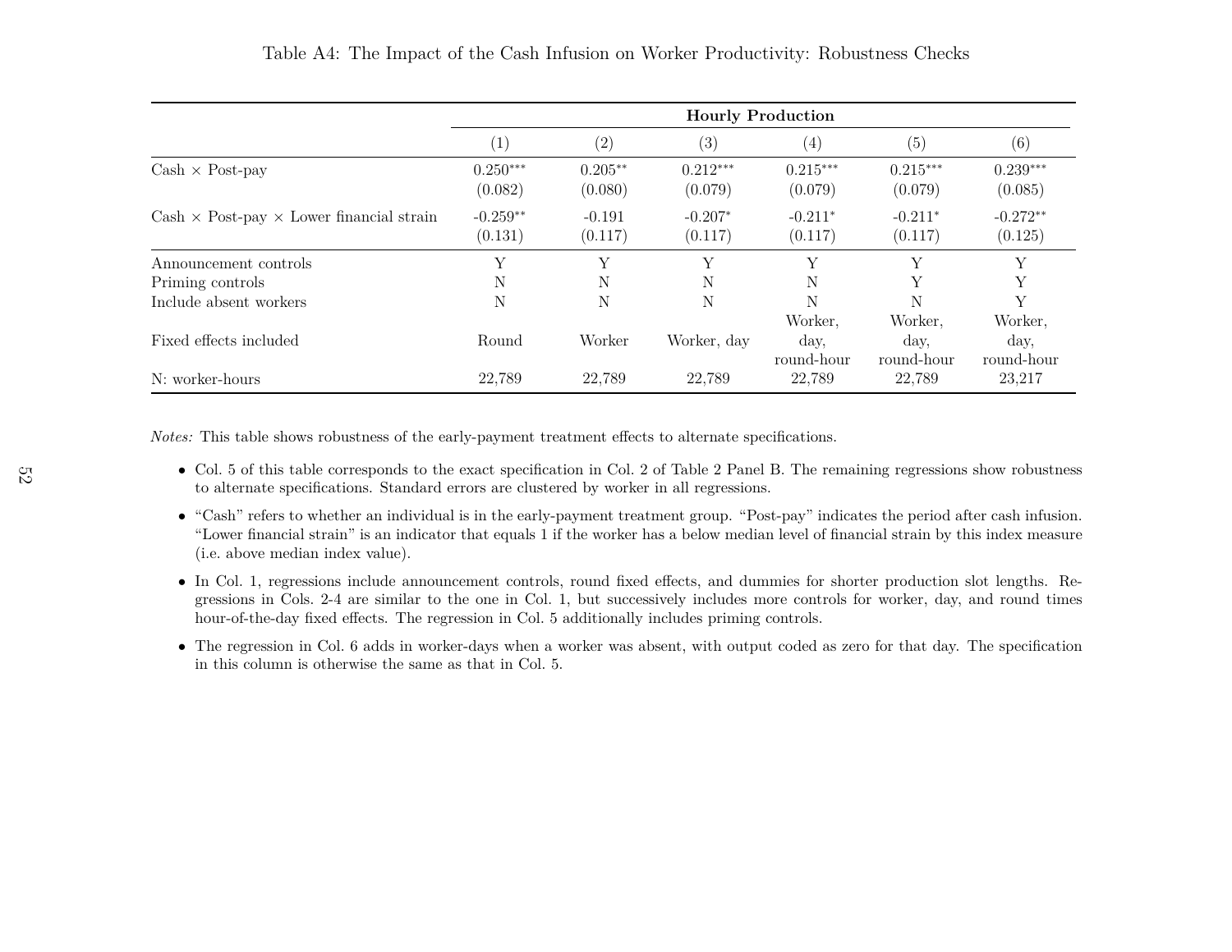Table A4: The Impact of the Cash Infusion on Worker Productivity: Robustness Checks

| | Hourly Production | | | | | |
|---|---|---|---|---|---|---|
| | (1) | (2) | (3) | (4) | (5) | (6) |
| Cash × Post-pay | 0.250*** | 0.205** | 0.212*** | 0.215*** | 0.215*** | 0.239*** |
| | (0.082) | (0.080) | (0.079) | (0.079) | (0.079) | (0.085) |
| Cash × Post-pay × Lower financial strain | -0.259** | -0.191 | -0.207* | -0.211* | -0.211* | -0.272** |
| | (0.131) | (0.117) | (0.117) | (0.117) | (0.117) | (0.125) |
| Announcement controls | Y | Y | Y | Y | Y | Y |
| Priming controls | N | N | N | N | Y | Y |
| Include absent workers | N | N | N | N | N | Y |
| Fixed effects included | Round | Worker | Worker, day | Worker, day, round-hour | Worker, day, round-hour | Worker, day, round-hour |
| N: worker-hours | 22,789 | 22,789 | 22,789 | 22,789 | 22,789 | 23,217 |

*Notes:* This table shows robustness of the early-payment treatment effects to alternate specifications.

- Col. 5 of this table corresponds to the exact specification in Col. 2 of Table 2 Panel B. The remaining regressions show robustness to alternate specifications. Standard errors are clustered by worker in all regressions.
- "Cash" refers to whether an individual is in the early-payment treatment group. "Post-pay" indicates the period after cash infusion. "Lower financial strain" is an indicator that equals 1 if the worker has a below median level of financial strain by this index measure (i.e. above median index value).
- In Col. 1, regressions include announcement controls, round fixed effects, and dummies for shorter production slot lengths. Regressions in Cols. 2-4 are similar to the one in Col. 1, but successively includes more controls for worker, day, and round times hour-of-the-day fixed effects. The regression in Col. 5 additionally includes priming controls.
- The regression in Col. 6 adds in worker-days when a worker was absent, with output coded as zero for that day. The specification in this column is otherwise the same as that in Col. 5.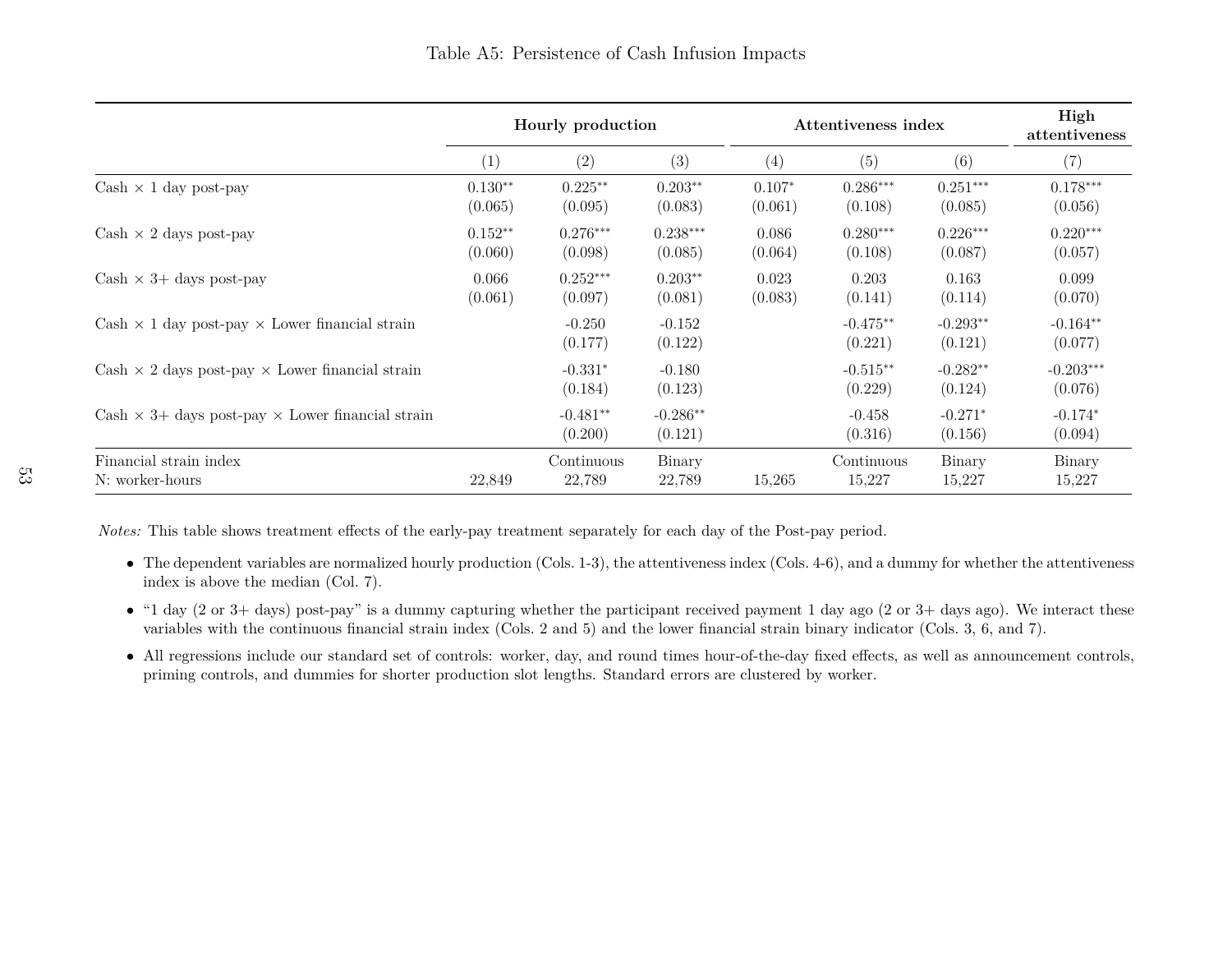Table A5: Persistence of Cash Infusion Impacts

| | **Hourly production** | | | **Attentiveness index** | | | **High attentiveness** |
|---|---|---|---|---|---|---|---|
| | (1) | (2) | (3) | (4) | (5) | (6) | (7) |
| Cash × 1 day post-pay | 0.130** | 0.225** | 0.203** | 0.107* | 0.286*** | 0.251*** | 0.178*** |
| | (0.065) | (0.095) | (0.083) | (0.061) | (0.108) | (0.085) | (0.056) |
| Cash × 2 days post-pay | 0.152** | 0.276*** | 0.238*** | 0.086 | 0.280*** | 0.226*** | 0.220*** |
| | (0.060) | (0.098) | (0.085) | (0.064) | (0.108) | (0.087) | (0.057) |
| Cash × 3+ days post-pay | 0.066 | 0.252*** | 0.203** | 0.023 | 0.203 | 0.163 | 0.099 |
| | (0.061) | (0.097) | (0.081) | (0.083) | (0.141) | (0.114) | (0.070) |
| Cash × 1 day post-pay × Lower financial strain | | -0.250 | -0.152 | | -0.475** | -0.293** | -0.164** |
| | | (0.177) | (0.122) | | (0.221) | (0.121) | (0.077) |
| Cash × 2 days post-pay × Lower financial strain | | -0.331* | -0.180 | | -0.515** | -0.282** | -0.203*** |
| | | (0.184) | (0.123) | | (0.229) | (0.124) | (0.076) |
| Cash × 3+ days post-pay × Lower financial strain | | -0.481** | -0.286** | | -0.458 | -0.271* | -0.174* |
| | | (0.200) | (0.121) | | (0.316) | (0.156) | (0.094) |
| Financial strain index | | Continuous | Binary | | Continuous | Binary | Binary |
| N: worker-hours | 22,849 | 22,789 | 22,789 | 15,265 | 15,227 | 15,227 | 15,227 |

*Notes:* This table shows treatment effects of the early-pay treatment separately for each day of the Post-pay period.

- The dependent variables are normalized hourly production (Cols. 1-3), the attentiveness index (Cols. 4-6), and a dummy for whether the attentiveness index is above the median (Col. 7).
- "1 day (2 or 3+ days) post-pay" is a dummy capturing whether the participant received payment 1 day ago (2 or 3+ days ago). We interact these variables with the continuous financial strain index (Cols. 2 and 5) and the lower financial strain binary indicator (Cols. 3, 6, and 7).
- All regressions include our standard set of controls: worker, day, and round times hour-of-the-day fixed effects, as well as announcement controls, priming controls, and dummies for shorter production slot lengths. Standard errors are clustered by worker.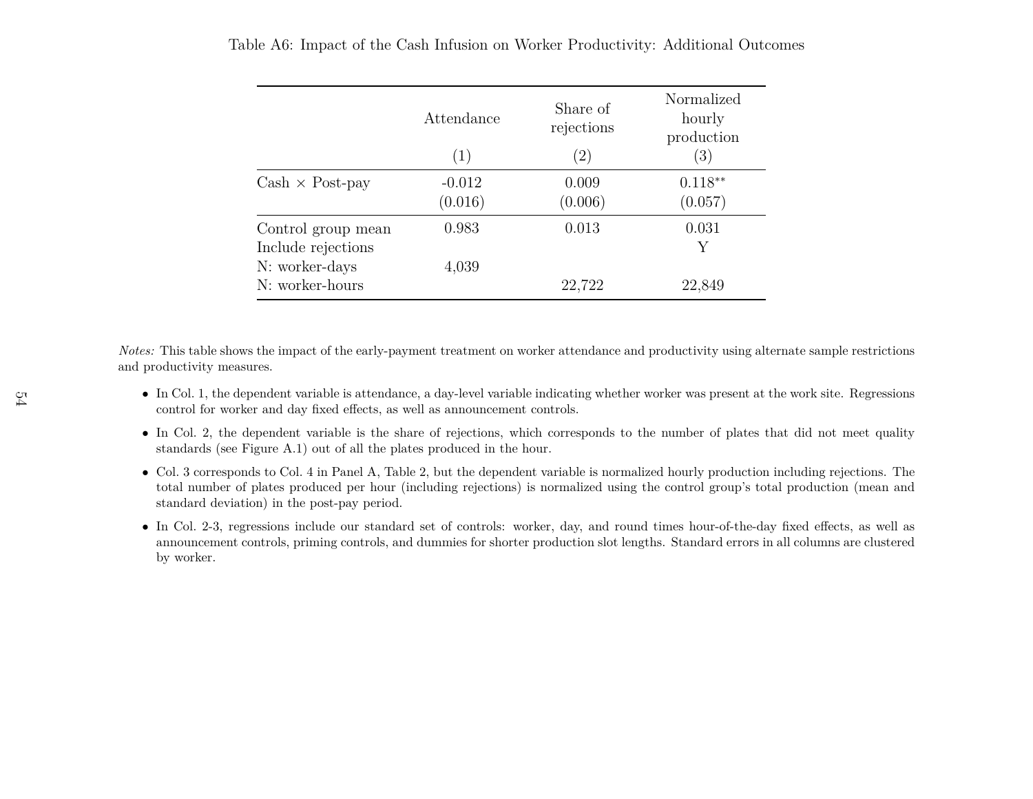Table A6: Impact of the Cash Infusion on Worker Productivity: Additional Outcomes

| | Attendance | Share of rejections | Normalized hourly production |
|---|---|---|---|
| | (1) | (2) | (3) |
| Cash × Post-pay | -0.012 | 0.009 | 0.118** |
| | (0.016) | (0.006) | (0.057) |
| Control group mean | 0.983 | 0.013 | 0.031 |
| Include rejections | | | Y |
| N: worker-days | 4,039 | | |
| N: worker-hours | | 22,722 | 22,849 |

*Notes:* This table shows the impact of the early-payment treatment on worker attendance and productivity using alternate sample restrictions and productivity measures.

- In Col. 1, the dependent variable is attendance, a day-level variable indicating whether worker was present at the work site. Regressions control for worker and day fixed effects, as well as announcement controls.
- In Col. 2, the dependent variable is the share of rejections, which corresponds to the number of plates that did not meet quality standards (see Figure A.1) out of all the plates produced in the hour.
- Col. 3 corresponds to Col. 4 in Panel A, Table 2, but the dependent variable is normalized hourly production including rejections. The total number of plates produced per hour (including rejections) is normalized using the control group's total production (mean and standard deviation) in the post-pay period.
- In Col. 2-3, regressions include our standard set of controls: worker, day, and round times hour-of-the-day fixed effects, as well as announcement controls, priming controls, and dummies for shorter production slot lengths. Standard errors in all columns are clustered by worker.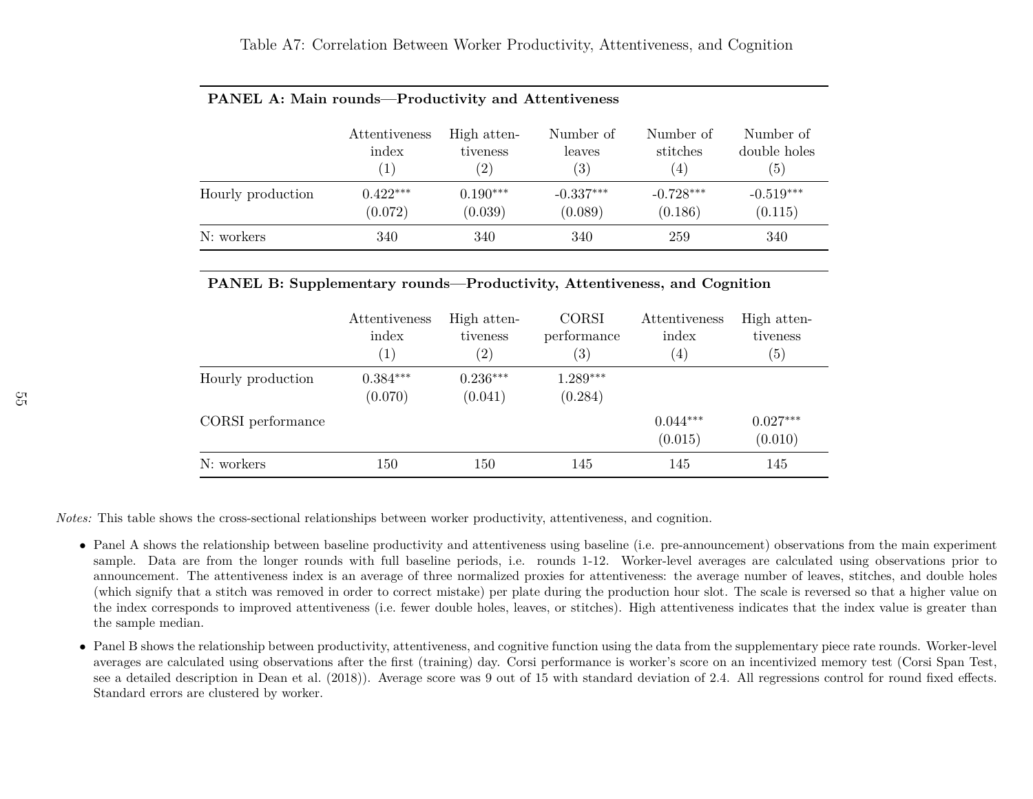Table A7: Correlation Between Worker Productivity, Attentiveness, and Cognition

**PANEL A: Main rounds—Productivity and Attentiveness**

| | Attentiveness index (1) | High attentiveness (2) | Number of leaves (3) | Number of stitches (4) | Number of double holes (5) |
|---|---|---|---|---|---|
| Hourly production | 0.422$^{***}$ | 0.190$^{***}$ | -0.337$^{***}$ | -0.728$^{***}$ | -0.519$^{***}$ |
| | (0.072) | (0.039) | (0.089) | (0.186) | (0.115) |
| N: workers | 340 | 340 | 340 | 259 | 340 |

**PANEL B: Supplementary rounds—Productivity, Attentiveness, and Cognition**

| | Attentiveness index (1) | High attentiveness (2) | CORSI performance (3) | Attentiveness index (4) | High attentiveness (5) |
|---|---|---|---|---|---|
| Hourly production | 0.384$^{***}$ | 0.236$^{***}$ | 1.289$^{***}$ | | |
| | (0.070) | (0.041) | (0.284) | | |
| CORSI performance | | | | 0.044$^{***}$ | 0.027$^{***}$ |
| | | | | (0.015) | (0.010) |
| N: workers | 150 | 150 | 145 | 145 | 145 |

*Notes:* This table shows the cross-sectional relationships between worker productivity, attentiveness, and cognition.

- Panel A shows the relationship between baseline productivity and attentiveness using baseline (i.e. pre-announcement) observations from the main experiment sample. Data are from the longer rounds with full baseline periods, i.e. rounds 1-12. Worker-level averages are calculated using observations prior to announcement. The attentiveness index is an average of three normalized proxies for attentiveness: the average number of leaves, stitches, and double holes (which signify that a stitch was removed in order to correct mistake) per plate during the production hour slot. The scale is reversed so that a higher value on the index corresponds to improved attentiveness (i.e. fewer double holes, leaves, or stitches). High attentiveness indicates that the index value is greater than the sample median.
- Panel B shows the relationship between productivity, attentiveness, and cognitive function using the data from the supplementary piece rate rounds. Worker-level averages are calculated using observations after the first (training) day. Corsi performance is worker's score on an incentivized memory test (Corsi Span Test, see a detailed description in Dean et al. (2018)). Average score was 9 out of 15 with standard deviation of 2.4. All regressions control for round fixed effects. Standard errors are clustered by worker.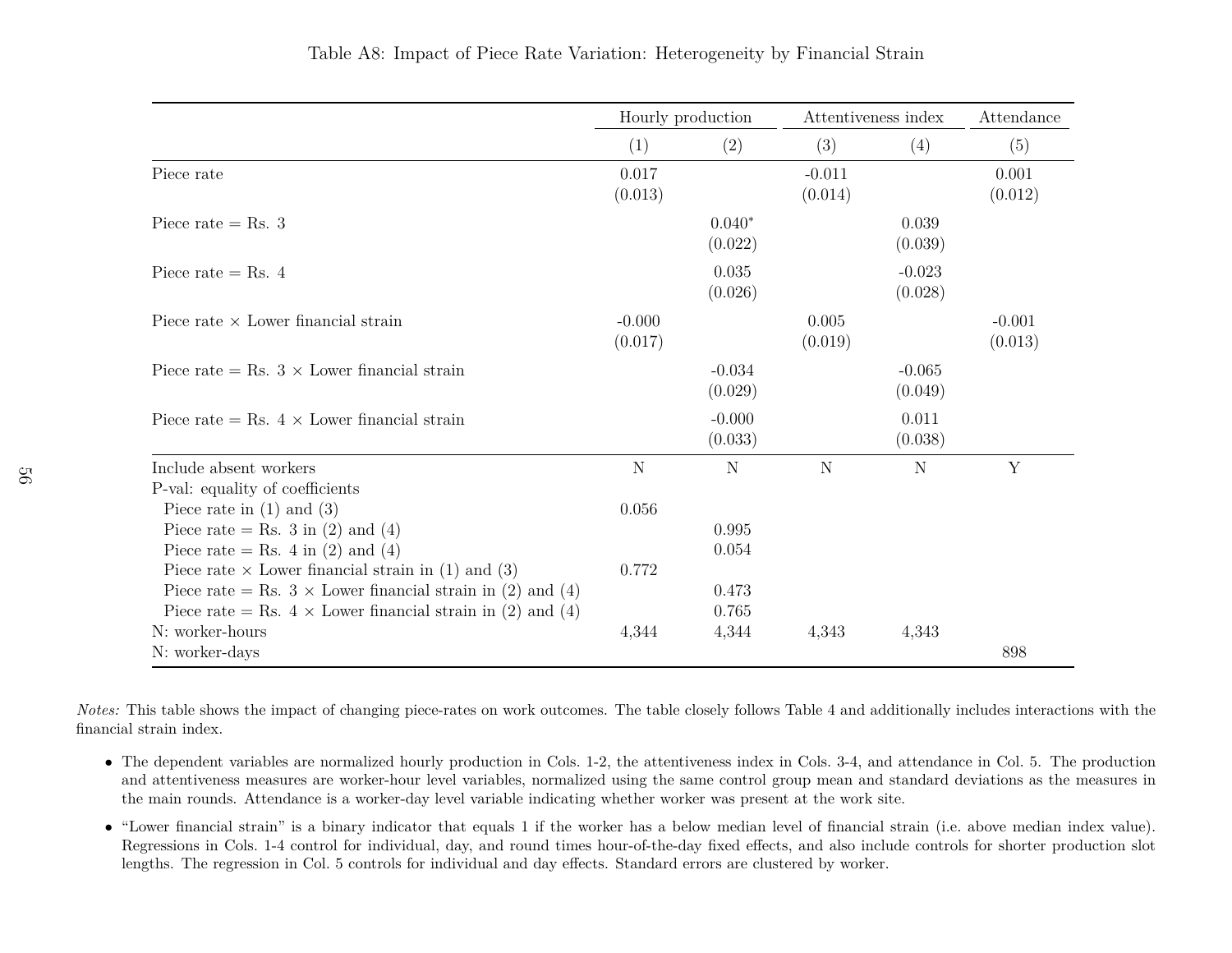Table A8: Impact of Piece Rate Variation: Heterogeneity by Financial Strain

| | Hourly production | | Attentiveness index | | Attendance |
|---|---|---|---|---|---|
| | (1) | (2) | (3) | (4) | (5) |
| Piece rate | 0.017 | | -0.011 | | 0.001 |
| | (0.013) | | (0.014) | | (0.012) |
| Piece rate = Rs. 3 | | 0.040* | | 0.039 | |
| | | (0.022) | | (0.039) | |
| Piece rate = Rs. 4 | | 0.035 | | -0.023 | |
| | | (0.026) | | (0.028) | |
| Piece rate × Lower financial strain | -0.000 | | 0.005 | | -0.001 |
| | (0.017) | | (0.019) | | (0.013) |
| Piece rate = Rs. 3 × Lower financial strain | | -0.034 | | -0.065 | |
| | | (0.029) | | (0.049) | |
| Piece rate = Rs. 4 × Lower financial strain | | -0.000 | | 0.011 | |
| | | (0.033) | | (0.038) | |
| Include absent workers | N | N | N | N | Y |
| P-val: equality of coefficients | | | | | |
| Piece rate in (1) and (3) | 0.056 | | | | |
| Piece rate = Rs. 3 in (2) and (4) | | 0.995 | | | |
| Piece rate = Rs. 4 in (2) and (4) | | 0.054 | | | |
| Piece rate × Lower financial strain in (1) and (3) | 0.772 | | | | |
| Piece rate = Rs. 3 × Lower financial strain in (2) and (4) | | 0.473 | | | |
| Piece rate = Rs. 4 × Lower financial strain in (2) and (4) | | 0.765 | | | |
| N: worker-hours | 4,344 | 4,344 | 4,343 | 4,343 | |
| N: worker-days | | | | | 898 |

*Notes:* This table shows the impact of changing piece-rates on work outcomes. The table closely follows Table 4 and additionally includes interactions with the financial strain index.

- The dependent variables are normalized hourly production in Cols. 1-2, the attentiveness index in Cols. 3-4, and attendance in Col. 5. The production and attentiveness measures are worker-hour level variables, normalized using the same control group mean and standard deviations as the measures in the main rounds. Attendance is a worker-day level variable indicating whether worker was present at the work site.
- "Lower financial strain" is a binary indicator that equals 1 if the worker has a below median level of financial strain (i.e. above median index value). Regressions in Cols. 1-4 control for individual, day, and round times hour-of-the-day fixed effects, and also include controls for shorter production slot lengths. The regression in Col. 5 controls for individual and day effects. Standard errors are clustered by worker.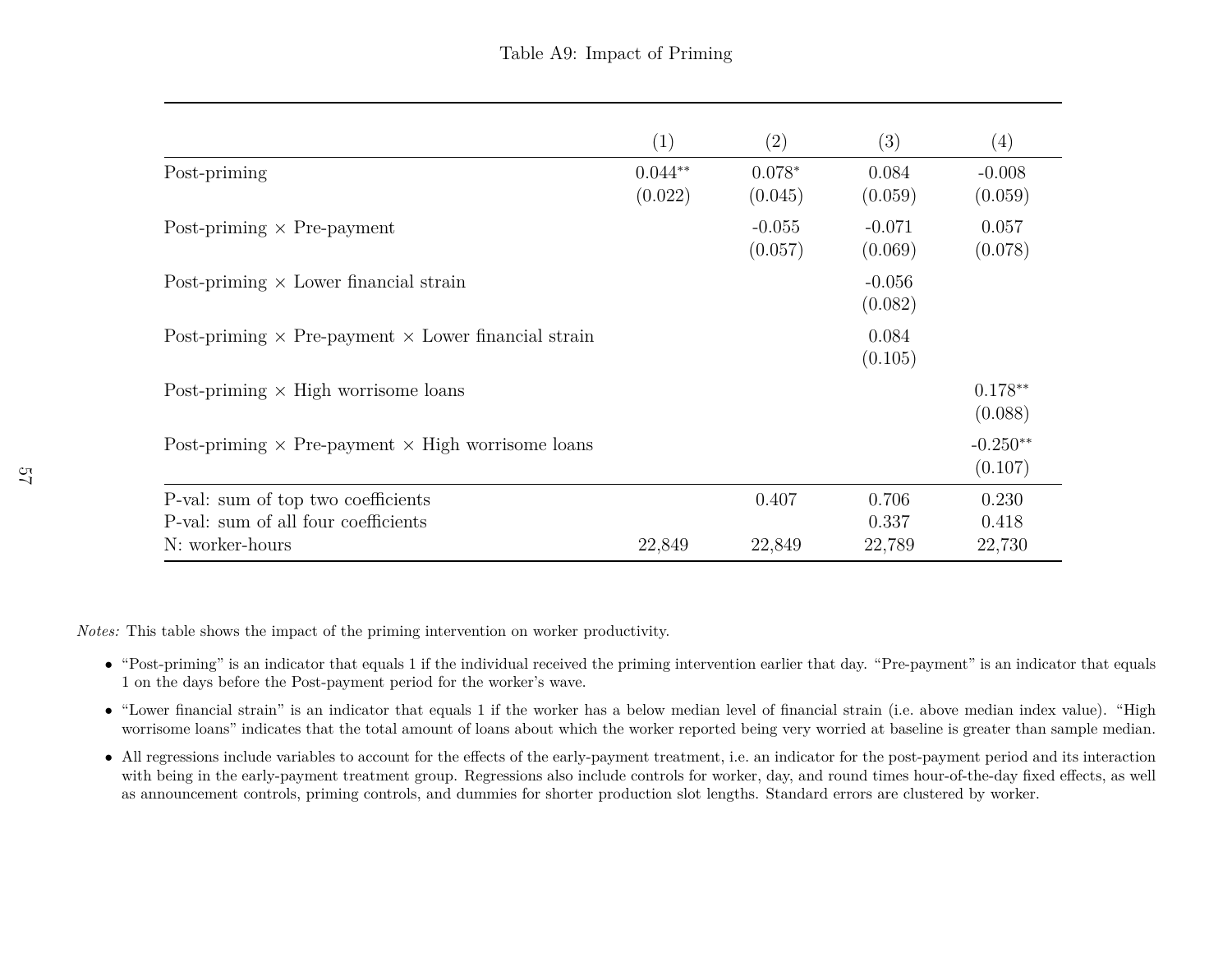Table A9: Impact of Priming

| | (1) | (2) | (3) | (4) |
|---|---|---|---|---|
| Post-priming | 0.044** | 0.078* | 0.084 | -0.008 |
| | (0.022) | (0.045) | (0.059) | (0.059) |
| Post-priming × Pre-payment | | -0.055 | -0.071 | 0.057 |
| | | (0.057) | (0.069) | (0.078) |
| Post-priming × Lower financial strain | | | -0.056 | |
| | | | (0.082) | |
| Post-priming × Pre-payment × Lower financial strain | | | 0.084 | |
| | | | (0.105) | |
| Post-priming × High worrisome loans | | | | 0.178** |
| | | | | (0.088) |
| Post-priming × Pre-payment × High worrisome loans | | | | -0.250** |
| | | | | (0.107) |
| P-val: sum of top two coefficients | | 0.407 | 0.706 | 0.230 |
| P-val: sum of all four coefficients | | | 0.337 | 0.418 |
| N: worker-hours | 22,849 | 22,849 | 22,789 | 22,730 |

*Notes:* This table shows the impact of the priming intervention on worker productivity.

- "Post-priming" is an indicator that equals 1 if the individual received the priming intervention earlier that day. "Pre-payment" is an indicator that equals 1 on the days before the Post-payment period for the worker's wave.
- "Lower financial strain" is an indicator that equals 1 if the worker has a below median level of financial strain (i.e. above median index value). "High worrisome loans" indicates that the total amount of loans about which the worker reported being very worried at baseline is greater than sample median.
- All regressions include variables to account for the effects of the early-payment treatment, i.e. an indicator for the post-payment period and its interaction with being in the early-payment treatment group. Regressions also include controls for worker, day, and round times hour-of-the-day fixed effects, as well as announcement controls, priming controls, and dummies for shorter production slot lengths. Standard errors are clustered by worker.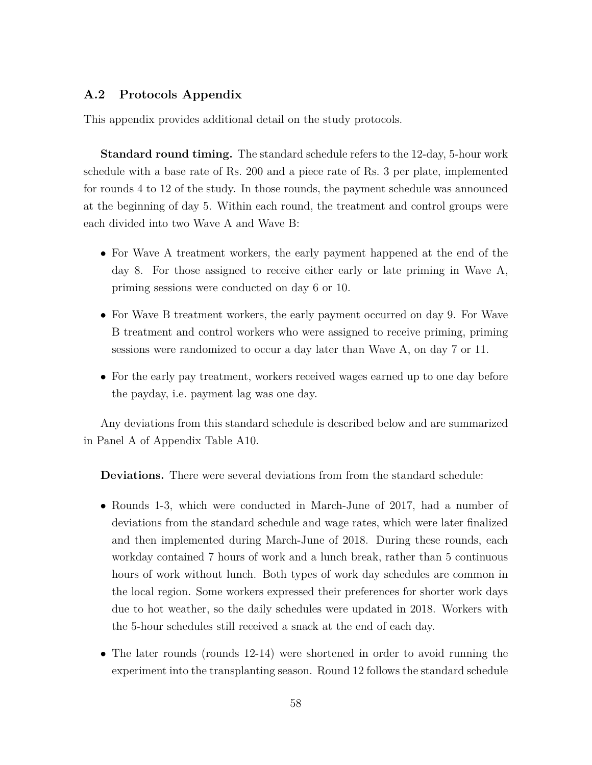### A.2 Protocols Appendix

This appendix provides additional detail on the study protocols.

**Standard round timing.** The standard schedule refers to the 12-day, 5-hour work schedule with a base rate of Rs. 200 and a piece rate of Rs. 3 per plate, implemented for rounds 4 to 12 of the study. In those rounds, the payment schedule was announced at the beginning of day 5. Within each round, the treatment and control groups were each divided into two Wave A and Wave B:

- For Wave A treatment workers, the early payment happened at the end of the day 8. For those assigned to receive either early or late priming in Wave A, priming sessions were conducted on day 6 or 10.
- For Wave B treatment workers, the early payment occurred on day 9. For Wave B treatment and control workers who were assigned to receive priming, priming sessions were randomized to occur a day later than Wave A, on day 7 or 11.
- For the early pay treatment, workers received wages earned up to one day before the payday, i.e. payment lag was one day.

Any deviations from this standard schedule is described below and are summarized in Panel A of Appendix Table A10.

**Deviations.** There were several deviations from from the standard schedule:

- Rounds 1-3, which were conducted in March-June of 2017, had a number of deviations from the standard schedule and wage rates, which were later finalized and then implemented during March-June of 2018. During these rounds, each workday contained 7 hours of work and a lunch break, rather than 5 continuous hours of work without lunch. Both types of work day schedules are common in the local region. Some workers expressed their preferences for shorter work days due to hot weather, so the daily schedules were updated in 2018. Workers with the 5-hour schedules still received a snack at the end of each day.
- The later rounds (rounds 12-14) were shortened in order to avoid running the experiment into the transplanting season. Round 12 follows the standard schedule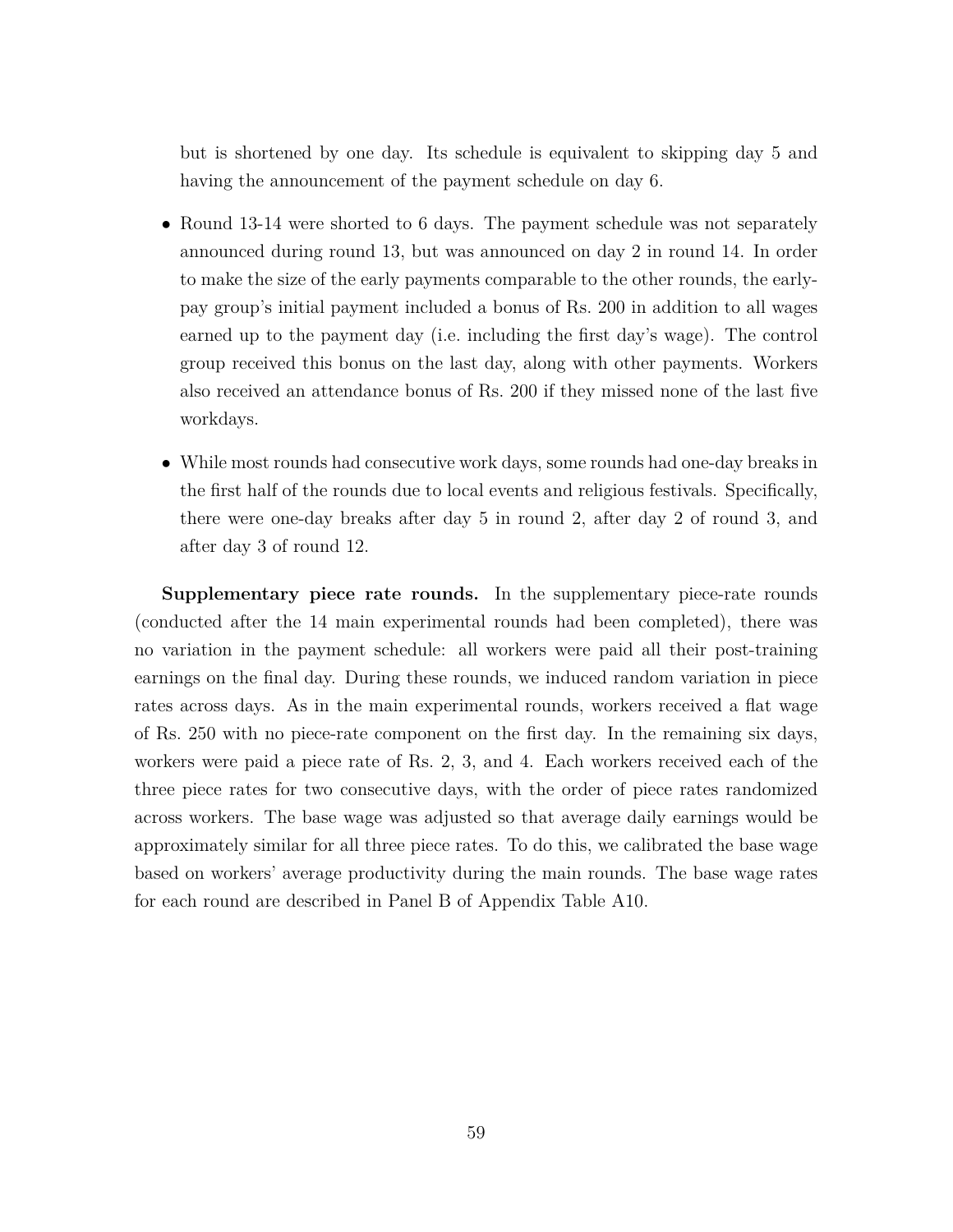but is shortened by one day. Its schedule is equivalent to skipping day 5 and having the announcement of the payment schedule on day 6.

- Round 13-14 were shorted to 6 days. The payment schedule was not separately announced during round 13, but was announced on day 2 in round 14. In order to make the size of the early payments comparable to the other rounds, the early-pay group's initial payment included a bonus of Rs. 200 in addition to all wages earned up to the payment day (i.e. including the first day's wage). The control group received this bonus on the last day, along with other payments. Workers also received an attendance bonus of Rs. 200 if they missed none of the last five workdays.

- While most rounds had consecutive work days, some rounds had one-day breaks in the first half of the rounds due to local events and religious festivals. Specifically, there were one-day breaks after day 5 in round 2, after day 2 of round 3, and after day 3 of round 12.

**Supplementary piece rate rounds.** In the supplementary piece-rate rounds (conducted after the 14 main experimental rounds had been completed), there was no variation in the payment schedule: all workers were paid all their post-training earnings on the final day. During these rounds, we induced random variation in piece rates across days. As in the main experimental rounds, workers received a flat wage of Rs. 250 with no piece-rate component on the first day. In the remaining six days, workers were paid a piece rate of Rs. 2, 3, and 4. Each workers received each of the three piece rates for two consecutive days, with the order of piece rates randomized across workers. The base wage was adjusted so that average daily earnings would be approximately similar for all three piece rates. To do this, we calibrated the base wage based on workers' average productivity during the main rounds. The base wage rates for each round are described in Panel B of Appendix Table A10.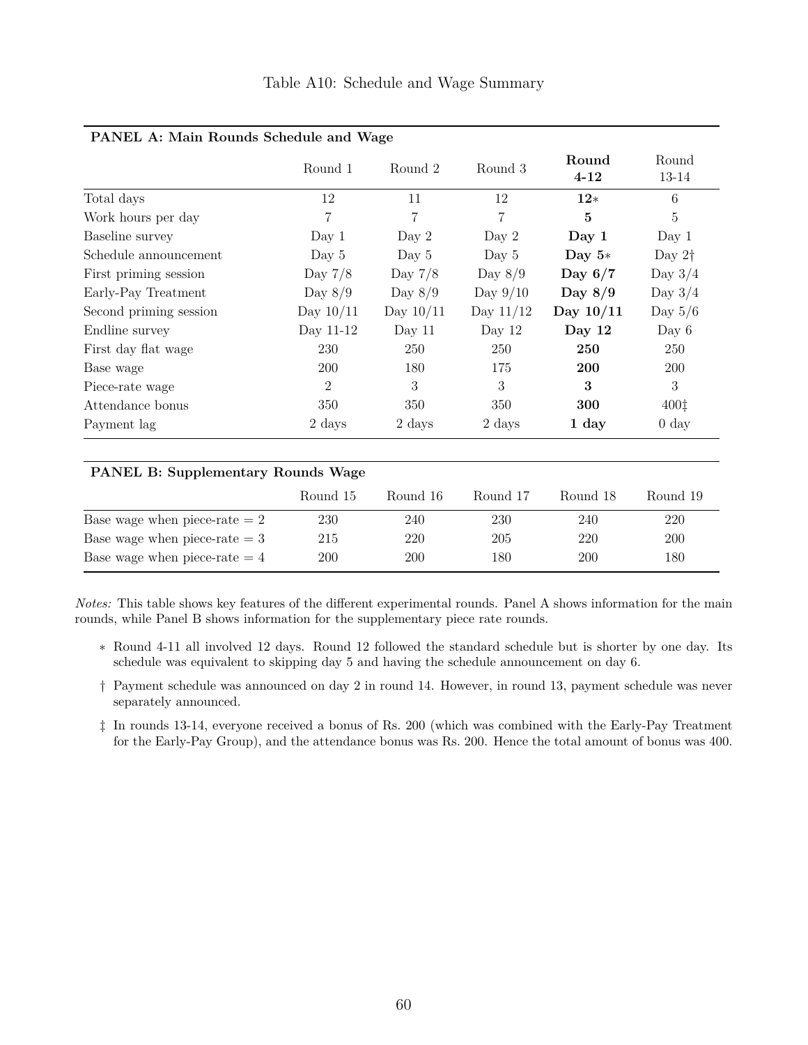Table A10: Schedule and Wage Summary

| PANEL A: Main Rounds Schedule and Wage | Round 1 | Round 2 | Round 3 | **Round 4-12** | Round 13-14 |
|---|---|---|---|---|---|
| Total days | 12 | 11 | 12 | **12∗** | 6 |
| Work hours per day | 7 | 7 | 7 | **5** | 5 |
| Baseline survey | Day 1 | Day 2 | Day 2 | **Day 1** | Day 1 |
| Schedule announcement | Day 5 | Day 5 | Day 5 | **Day 5∗** | Day 2† |
| First priming session | Day 7/8 | Day 7/8 | Day 8/9 | **Day 6/7** | Day 3/4 |
| Early-Pay Treatment | Day 8/9 | Day 8/9 | Day 9/10 | **Day 8/9** | Day 3/4 |
| Second priming session | Day 10/11 | Day 10/11 | Day 11/12 | **Day 10/11** | Day 5/6 |
| Endline survey | Day 11-12 | Day 11 | Day 12 | **Day 12** | Day 6 |
| First day flat wage | 230 | 250 | 250 | **250** | 250 |
| Base wage | 200 | 180 | 175 | **200** | 200 |
| Piece-rate wage | 2 | 3 | 3 | **3** | 3 |
| Attendance bonus | 350 | 350 | 350 | **300** | 400‡ |
| Payment lag | 2 days | 2 days | 2 days | **1 day** | 0 day |

| PANEL B: Supplementary Rounds Wage | Round 15 | Round 16 | Round 17 | Round 18 | Round 19 |
|---|---|---|---|---|---|
| Base wage when piece-rate = 2 | 230 | 240 | 230 | 240 | 220 |
| Base wage when piece-rate = 3 | 215 | 220 | 205 | 220 | 200 |
| Base wage when piece-rate = 4 | 200 | 200 | 180 | 200 | 180 |

*Notes:* This table shows key features of the different experimental rounds. Panel A shows information for the main rounds, while Panel B shows information for the supplementary piece rate rounds.

- ∗ Round 4-11 all involved 12 days. Round 12 followed the standard schedule but is shorter by one day. Its schedule was equivalent to skipping day 5 and having the schedule announcement on day 6.
- † Payment schedule was announced on day 2 in round 14. However, in round 13, payment schedule was never separately announced.
- ‡ In rounds 13-14, everyone received a bonus of Rs. 200 (which was combined with the Early-Pay Treatment for the Early-Pay Group), and the attendance bonus was Rs. 200. Hence the total amount of bonus was 400.